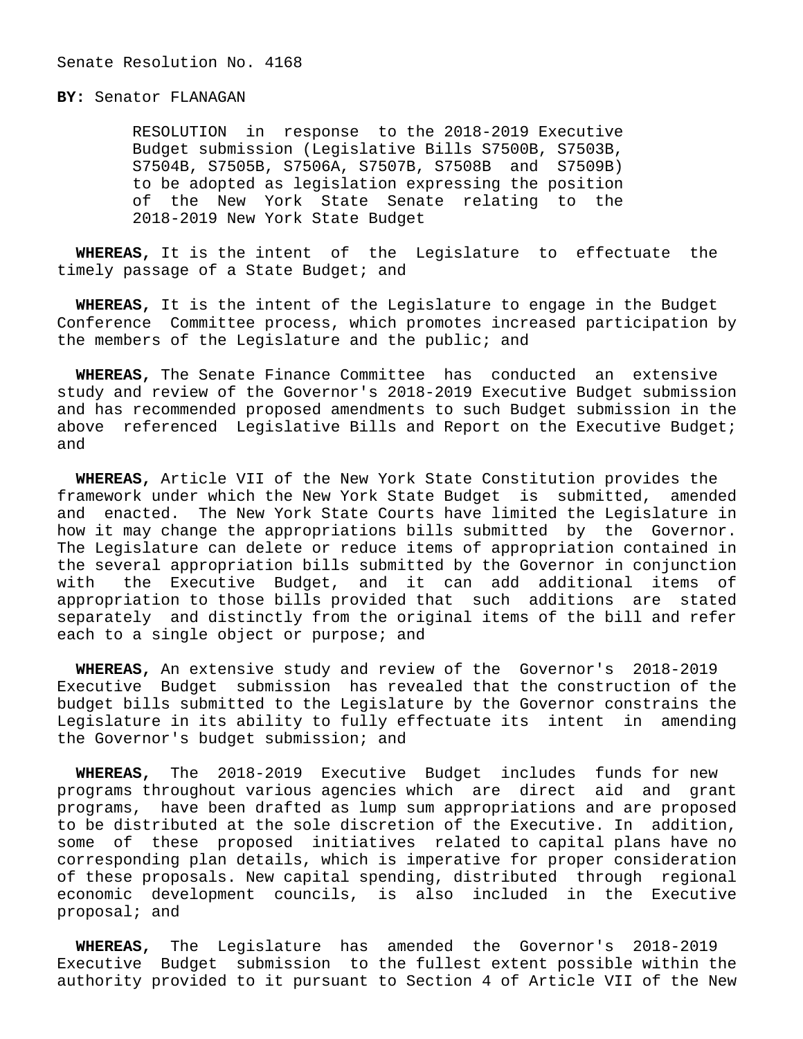Senate Resolution No. 4168

**BY:** Senator FLANAGAN

RESOLUTION in response to the 2018-2019 Executive Budget submission (Legislative Bills S7500B, S7503B, S7504B, S7505B, S7506A, S7507B, S7508B and S7509B) to be adopted as legislation expressing the position of the New York State Senate relating to the 2018-2019 New York State Budget

**WHEREAS,** It is the intent of the Legislature to effectuate the timely passage of a State Budget; and

**WHEREAS,** It is the intent of the Legislature to engage in the Budget Conference Committee process, which promotes increased participation by the members of the Legislature and the public; and

**WHEREAS,** The Senate Finance Committee has conducted an extensive study and review of the Governor's 2018-2019 Executive Budget submission and has recommended proposed amendments to such Budget submission in the above referenced Legislative Bills and Report on the Executive Budget; and

**WHEREAS,** Article VII of the New York State Constitution provides the framework under which the New York State Budget is submitted, amended and enacted. The New York State Courts have limited the Legislature in how it may change the appropriations bills submitted by the Governor. The Legislature can delete or reduce items of appropriation contained in the several appropriation bills submitted by the Governor in conjunction with the Executive Budget, and it can add additional items of appropriation to those bills provided that such additions are stated separately and distinctly from the original items of the bill and refer each to a single object or purpose; and

**WHEREAS,** An extensive study and review of the Governor's 2018-2019 Executive Budget submission has revealed that the construction of the budget bills submitted to the Legislature by the Governor constrains the Legislature in its ability to fully effectuate its intent in amending the Governor's budget submission; and

**WHEREAS,** The 2018-2019 Executive Budget includes funds for new programs throughout various agencies which are direct aid and grant programs, have been drafted as lump sum appropriations and are proposed to be distributed at the sole discretion of the Executive. In addition, some of these proposed initiatives related to capital plans have no corresponding plan details, which is imperative for proper consideration of these proposals. New capital spending, distributed through regional economic development councils, is also included in the Executive proposal; and

**WHEREAS,** The Legislature has amended the Governor's 2018-2019 Executive Budget submission to the fullest extent possible within the authority provided to it pursuant to Section 4 of Article VII of the New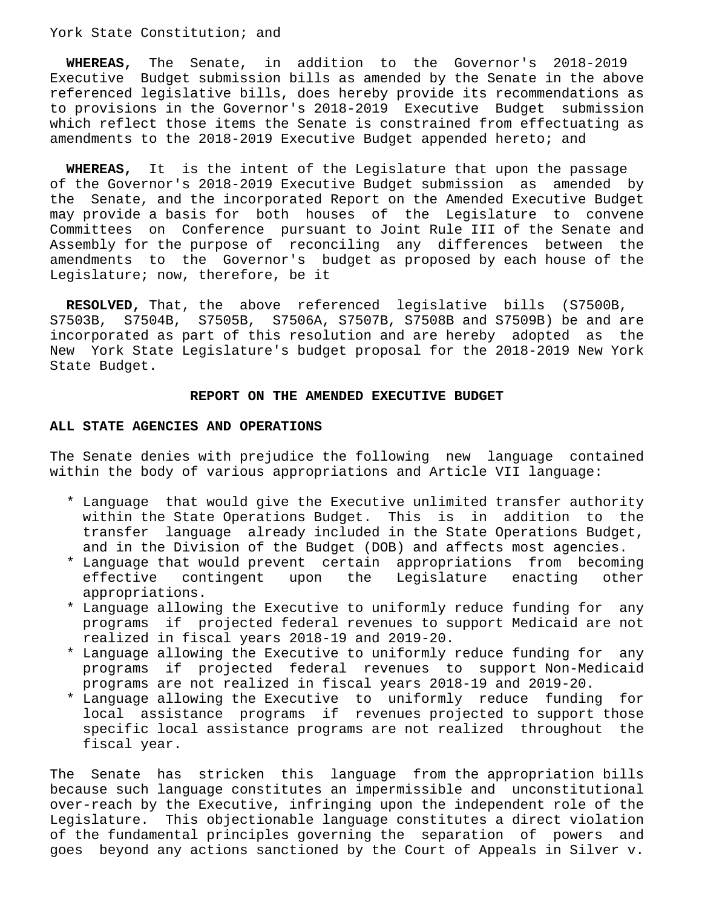York State Constitution; and

**WHEREAS,** The Senate, in addition to the Governor's 2018-2019 Executive Budget submission bills as amended by the Senate in the above referenced legislative bills, does hereby provide its recommendations as to provisions in the Governor's 2018-2019 Executive Budget submission which reflect those items the Senate is constrained from effectuating as amendments to the 2018-2019 Executive Budget appended hereto; and

**WHEREAS,** It is the intent of the Legislature that upon the passage of the Governor's 2018-2019 Executive Budget submission as amended by the Senate, and the incorporated Report on the Amended Executive Budget may provide a basis for both houses of the Legislature to convene Committees on Conference pursuant to Joint Rule III of the Senate and Assembly for the purpose of reconciling any differences between the amendments to the Governor's budget as proposed by each house of the Legislature; now, therefore, be it

**RESOLVED,** That, the above referenced legislative bills (S7500B, S7503B, S7504B, S7505B, S7506A, S7507B, S7508B and S7509B) be and are incorporated as part of this resolution and are hereby adopted as the New York State Legislature's budget proposal for the 2018-2019 New York State Budget.

## REPORT ON THE AMENDED EXECUTIVE BUDGET

### ALL STATE AGENCIES AND OPERATIONS

The Senate denies with prejudice the following new language contained within the body of various appropriations and Article VII language:

* Language that would give the Executive unlimited transfer authority within the State Operations Budget. This is in addition to the transfer language already included in the State Operations Budget, and in the Division of the Budget (DOB) and affects most agencies.
* Language that would prevent certain appropriations from becoming effective contingent upon the Legislature enacting other appropriations.
* Language allowing the Executive to uniformly reduce funding for any programs if projected federal revenues to support Medicaid are not realized in fiscal years 2018-19 and 2019-20.
* Language allowing the Executive to uniformly reduce funding for any programs if projected federal revenues to support Non-Medicaid programs are not realized in fiscal years 2018-19 and 2019-20.
* Language allowing the Executive to uniformly reduce funding for local assistance programs if revenues projected to support those specific local assistance programs are not realized throughout the fiscal year.

The Senate has stricken this language from the appropriation bills because such language constitutes an impermissible and unconstitutional over-reach by the Executive, infringing upon the independent role of the Legislature. This objectionable language constitutes a direct violation of the fundamental principles governing the separation of powers and goes beyond any actions sanctioned by the Court of Appeals in Silver v.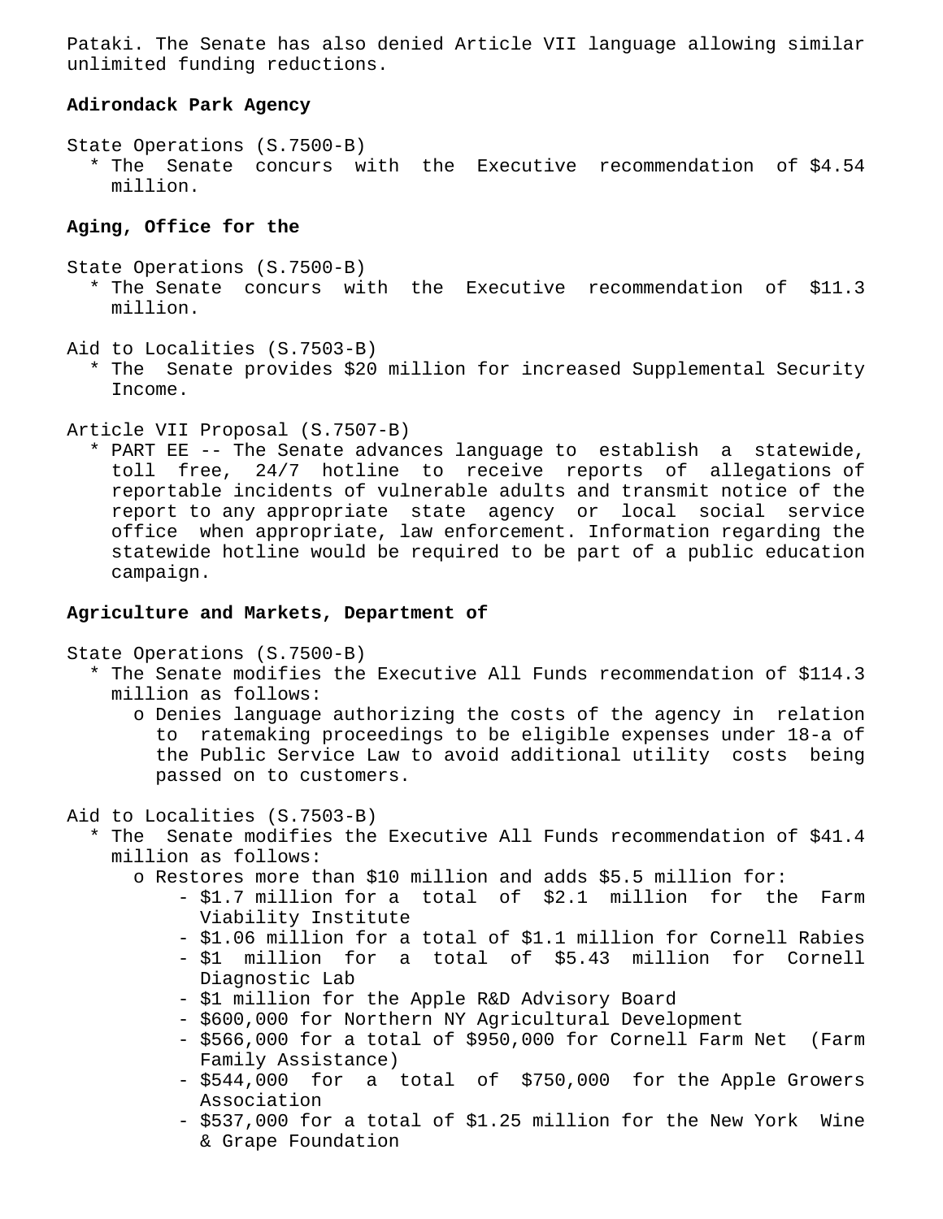Pataki. The Senate has also denied Article VII language allowing similar unlimited funding reductions.

**Adirondack Park Agency**

State Operations (S.7500-B)

* The Senate concurs with the Executive recommendation of $4.54 million.

**Aging, Office for the**

State Operations (S.7500-B)

* The Senate concurs with the Executive recommendation of $11.3 million.

Aid to Localities (S.7503-B)

* The Senate provides $20 million for increased Supplemental Security Income.

Article VII Proposal (S.7507-B)

* PART EE -- The Senate advances language to establish a statewide, toll free, 24/7 hotline to receive reports of allegations of reportable incidents of vulnerable adults and transmit notice of the report to any appropriate state agency or local social service office when appropriate, law enforcement. Information regarding the statewide hotline would be required to be part of a public education campaign.

**Agriculture and Markets, Department of**

State Operations (S.7500-B)

* The Senate modifies the Executive All Funds recommendation of $114.3 million as follows:
  - o Denies language authorizing the costs of the agency in relation to ratemaking proceedings to be eligible expenses under 18-a of the Public Service Law to avoid additional utility costs being passed on to customers.

Aid to Localities (S.7503-B)

* The Senate modifies the Executive All Funds recommendation of $41.4 million as follows:
  - o Restores more than $10 million and adds $5.5 million for:
    - $1.7 million for a total of $2.1 million for the Farm Viability Institute
    - $1.06 million for a total of $1.1 million for Cornell Rabies
    - $1 million for a total of $5.43 million for Cornell Diagnostic Lab
    - $1 million for the Apple R&D Advisory Board
    - $600,000 for Northern NY Agricultural Development
    - $566,000 for a total of $950,000 for Cornell Farm Net (Farm Family Assistance)
    - $544,000 for a total of $750,000 for the Apple Growers Association
    - $537,000 for a total of $1.25 million for the New York Wine & Grape Foundation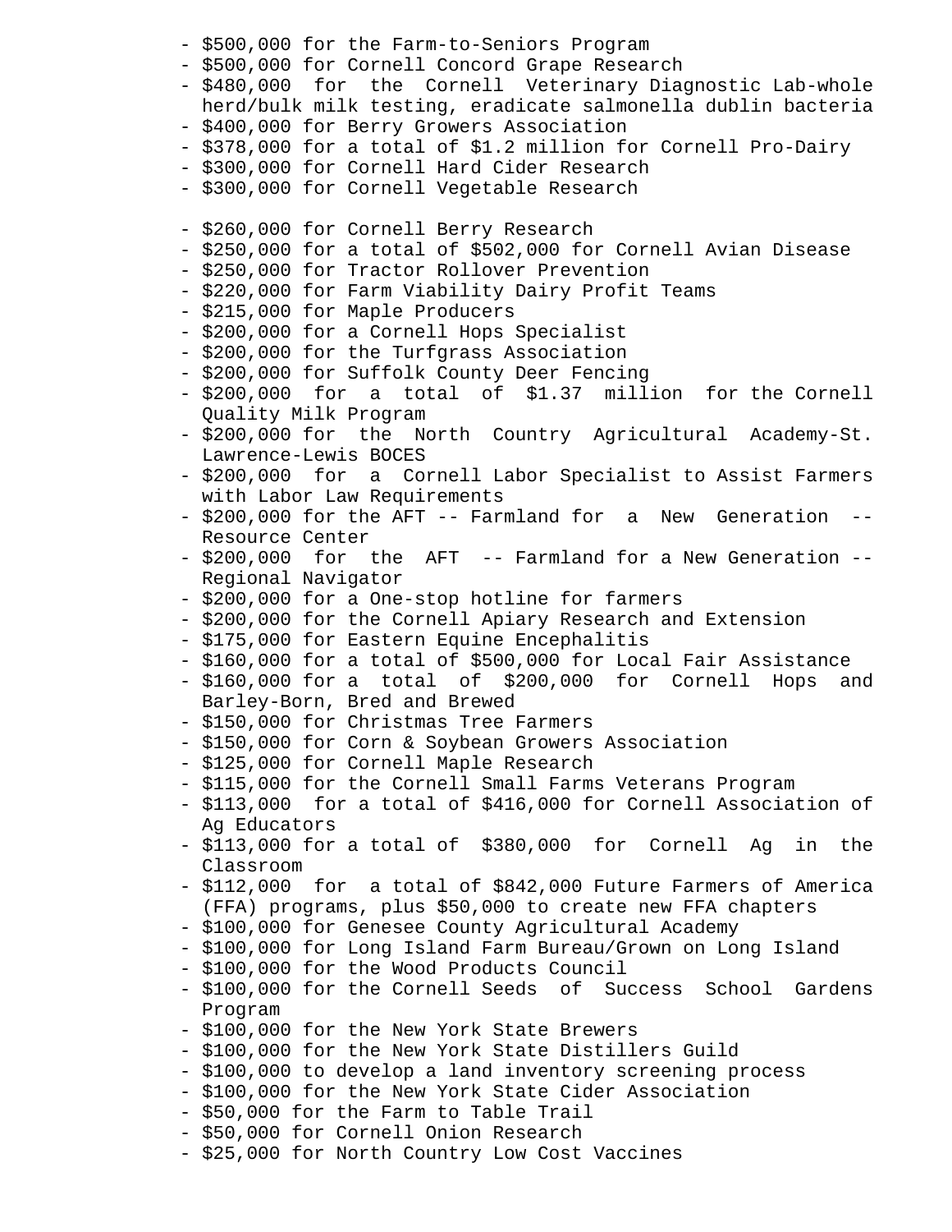- $500,000 for the Farm-to-Seniors Program
- $500,000 for Cornell Concord Grape Research
- $480,000 for the Cornell Veterinary Diagnostic Lab-whole herd/bulk milk testing, eradicate salmonella dublin bacteria
- $400,000 for Berry Growers Association
- $378,000 for a total of $1.2 million for Cornell Pro-Dairy
- $300,000 for Cornell Hard Cider Research
- $300,000 for Cornell Vegetable Research

- $260,000 for Cornell Berry Research
- $250,000 for a total of $502,000 for Cornell Avian Disease
- $250,000 for Tractor Rollover Prevention
- $220,000 for Farm Viability Dairy Profit Teams
- $215,000 for Maple Producers
- $200,000 for a Cornell Hops Specialist
- $200,000 for the Turfgrass Association
- $200,000 for Suffolk County Deer Fencing
- $200,000 for a total of $1.37 million for the Cornell Quality Milk Program
- $200,000 for the North Country Agricultural Academy-St. Lawrence-Lewis BOCES
- $200,000 for a Cornell Labor Specialist to Assist Farmers with Labor Law Requirements
- $200,000 for the AFT -- Farmland for a New Generation -- Resource Center
- $200,000 for the AFT -- Farmland for a New Generation -- Regional Navigator
- $200,000 for a One-stop hotline for farmers
- $200,000 for the Cornell Apiary Research and Extension
- $175,000 for Eastern Equine Encephalitis
- $160,000 for a total of $500,000 for Local Fair Assistance
- $160,000 for a total of $200,000 for Cornell Hops and Barley-Born, Bred and Brewed
- $150,000 for Christmas Tree Farmers
- $150,000 for Corn & Soybean Growers Association
- $125,000 for Cornell Maple Research
- $115,000 for the Cornell Small Farms Veterans Program
- $113,000 for a total of $416,000 for Cornell Association of Ag Educators
- $113,000 for a total of $380,000 for Cornell Ag in the Classroom
- $112,000 for a total of $842,000 Future Farmers of America (FFA) programs, plus $50,000 to create new FFA chapters
- $100,000 for Genesee County Agricultural Academy
- $100,000 for Long Island Farm Bureau/Grown on Long Island
- $100,000 for the Wood Products Council
- $100,000 for the Cornell Seeds of Success School Gardens Program
- $100,000 for the New York State Brewers
- $100,000 for the New York State Distillers Guild
- $100,000 to develop a land inventory screening process
- $100,000 for the New York State Cider Association
- $50,000 for the Farm to Table Trail
- $50,000 for Cornell Onion Research
- $25,000 for North Country Low Cost Vaccines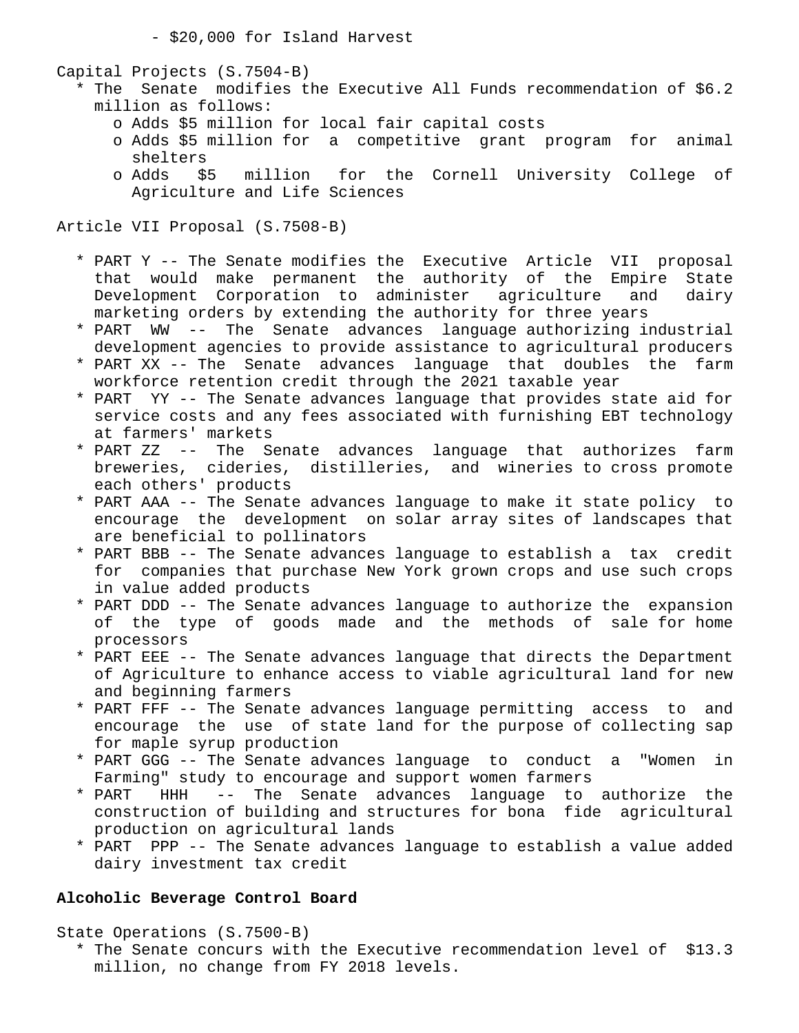- $20,000 for Island Harvest

Capital Projects (S.7504-B)

* The Senate modifies the Executive All Funds recommendation of $6.2 million as follows:
  - o Adds $5 million for local fair capital costs
  - o Adds $5 million for a competitive grant program for animal shelters
  - o Adds $5 million for the Cornell University College of Agriculture and Life Sciences

Article VII Proposal (S.7508-B)

* PART Y -- The Senate modifies the Executive Article VII proposal that would make permanent the authority of the Empire State Development Corporation to administer agriculture and dairy marketing orders by extending the authority for three years
* PART WW -- The Senate advances language authorizing industrial development agencies to provide assistance to agricultural producers
* PART XX -- The Senate advances language that doubles the farm workforce retention credit through the 2021 taxable year
* PART YY -- The Senate advances language that provides state aid for service costs and any fees associated with furnishing EBT technology at farmers' markets
* PART ZZ -- The Senate advances language that authorizes farm breweries, cideries, distilleries, and wineries to cross promote each others' products
* PART AAA -- The Senate advances language to make it state policy to encourage the development on solar array sites of landscapes that are beneficial to pollinators
* PART BBB -- The Senate advances language to establish a tax credit for companies that purchase New York grown crops and use such crops in value added products
* PART DDD -- The Senate advances language to authorize the expansion of the type of goods made and the methods of sale for home processors
* PART EEE -- The Senate advances language that directs the Department of Agriculture to enhance access to viable agricultural land for new and beginning farmers
* PART FFF -- The Senate advances language permitting access to and encourage the use of state land for the purpose of collecting sap for maple syrup production
* PART GGG -- The Senate advances language to conduct a "Women in Farming" study to encourage and support women farmers
* PART HHH -- The Senate advances language to authorize the construction of building and structures for bona fide agricultural production on agricultural lands
* PART PPP -- The Senate advances language to establish a value added dairy investment tax credit

**Alcoholic Beverage Control Board**

State Operations (S.7500-B)

* The Senate concurs with the Executive recommendation level of $13.3 million, no change from FY 2018 levels.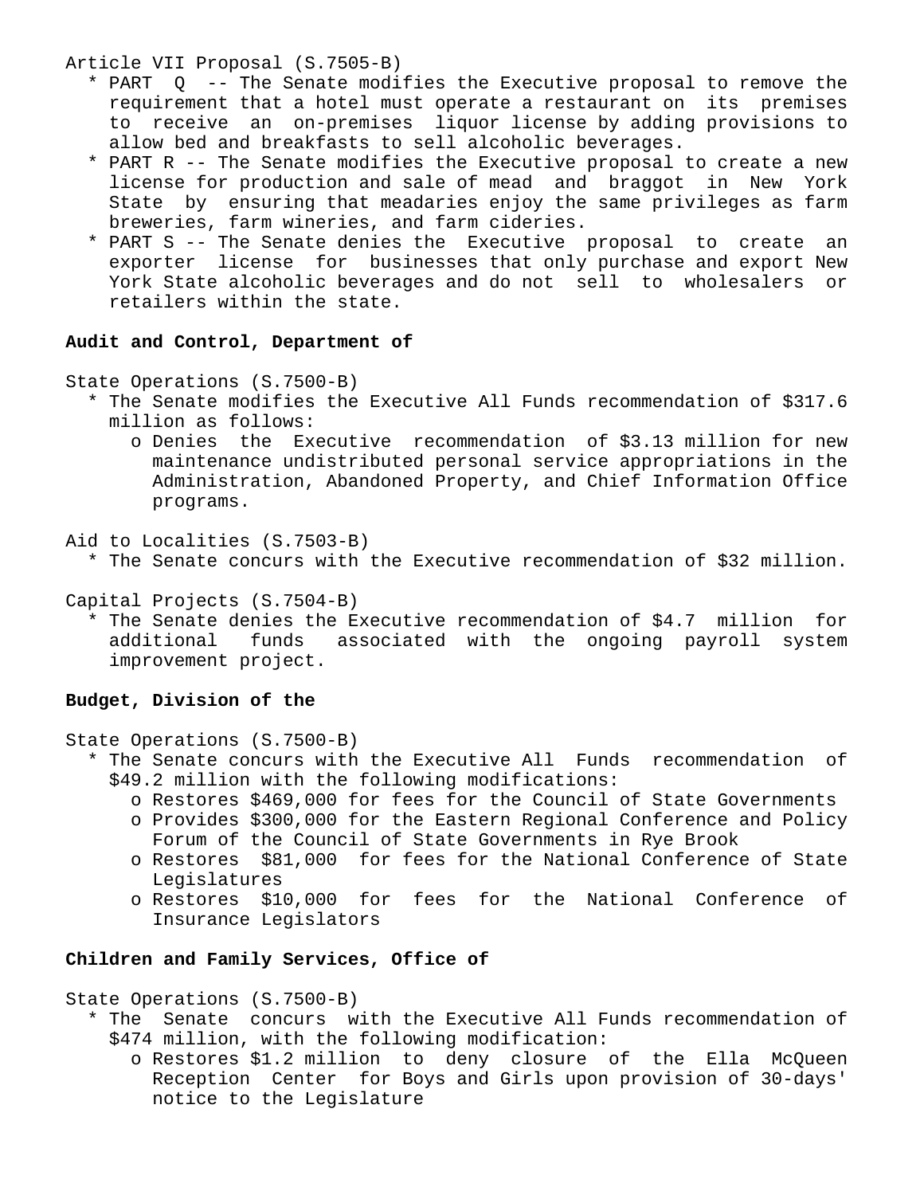Article VII Proposal (S.7505-B)

* PART Q -- The Senate modifies the Executive proposal to remove the requirement that a hotel must operate a restaurant on its premises to receive an on-premises liquor license by adding provisions to allow bed and breakfasts to sell alcoholic beverages.
* PART R -- The Senate modifies the Executive proposal to create a new license for production and sale of mead and braggot in New York State by ensuring that meadaries enjoy the same privileges as farm breweries, farm wineries, and farm cideries.
* PART S -- The Senate denies the Executive proposal to create an exporter license for businesses that only purchase and export New York State alcoholic beverages and do not sell to wholesalers or retailers within the state.

**Audit and Control, Department of**

State Operations (S.7500-B)

* The Senate modifies the Executive All Funds recommendation of $317.6 million as follows:
  - Denies the Executive recommendation of $3.13 million for new maintenance undistributed personal service appropriations in the Administration, Abandoned Property, and Chief Information Office programs.

Aid to Localities (S.7503-B)

* The Senate concurs with the Executive recommendation of $32 million.

Capital Projects (S.7504-B)

* The Senate denies the Executive recommendation of $4.7 million for additional funds associated with the ongoing payroll system improvement project.

**Budget, Division of the**

State Operations (S.7500-B)

* The Senate concurs with the Executive All Funds recommendation of $49.2 million with the following modifications:
  - Restores $469,000 for fees for the Council of State Governments
  - Provides $300,000 for the Eastern Regional Conference and Policy Forum of the Council of State Governments in Rye Brook
  - Restores $81,000 for fees for the National Conference of State Legislatures
  - Restores $10,000 for fees for the National Conference of Insurance Legislators

**Children and Family Services, Office of**

State Operations (S.7500-B)

* The Senate concurs with the Executive All Funds recommendation of $474 million, with the following modification:
  - Restores $1.2 million to deny closure of the Ella McQueen Reception Center for Boys and Girls upon provision of 30-days' notice to the Legislature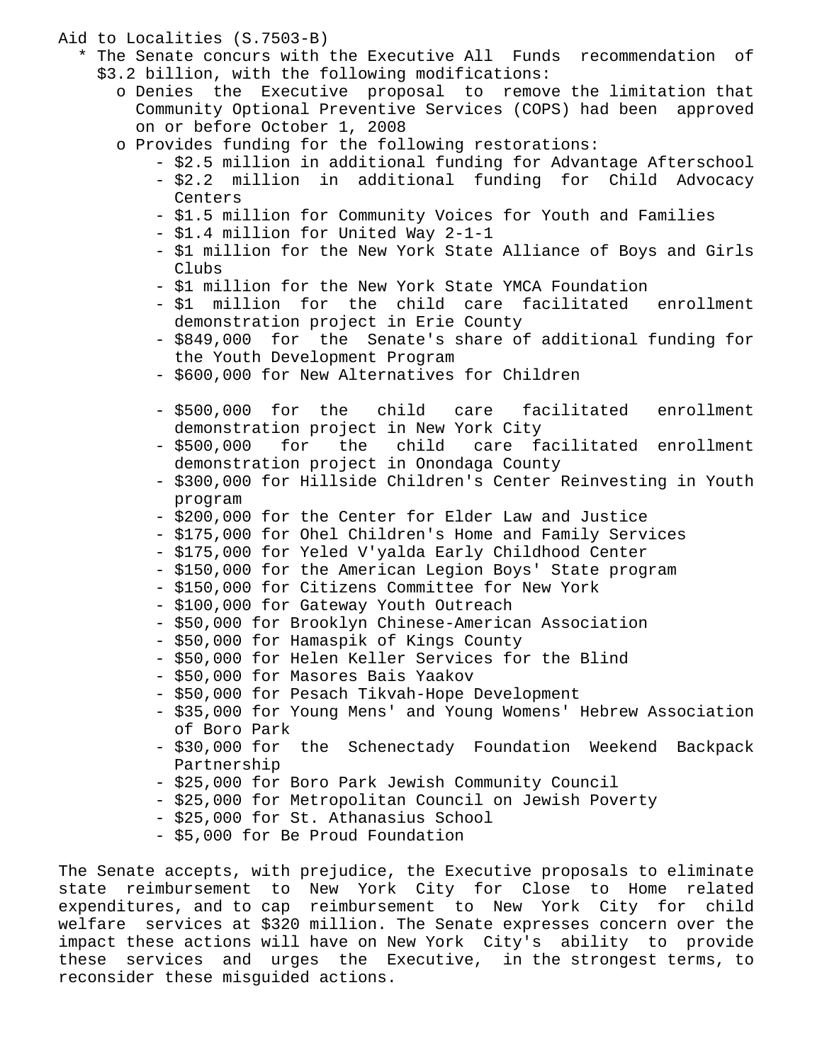Aid to Localities (S.7503-B)

* The Senate concurs with the Executive All Funds recommendation of $3.2 billion, with the following modifications:
  - o Denies the Executive proposal to remove the limitation that Community Optional Preventive Services (COPS) had been approved on or before October 1, 2008
  - o Provides funding for the following restorations:
    - $2.5 million in additional funding for Advantage Afterschool
    - $2.2 million in additional funding for Child Advocacy Centers
    - $1.5 million for Community Voices for Youth and Families
    - $1.4 million for United Way 2-1-1
    - $1 million for the New York State Alliance of Boys and Girls Clubs
    - $1 million for the New York State YMCA Foundation
    - $1 million for the child care facilitated enrollment demonstration project in Erie County
    - $849,000 for the Senate's share of additional funding for the Youth Development Program
    - $600,000 for New Alternatives for Children
    - $500,000 for the child care facilitated enrollment demonstration project in New York City
    - $500,000 for the child care facilitated enrollment demonstration project in Onondaga County
    - $300,000 for Hillside Children's Center Reinvesting in Youth program
    - $200,000 for the Center for Elder Law and Justice
    - $175,000 for Ohel Children's Home and Family Services
    - $175,000 for Yeled V'yalda Early Childhood Center
    - $150,000 for the American Legion Boys' State program
    - $150,000 for Citizens Committee for New York
    - $100,000 for Gateway Youth Outreach
    - $50,000 for Brooklyn Chinese-American Association
    - $50,000 for Hamaspik of Kings County
    - $50,000 for Helen Keller Services for the Blind
    - $50,000 for Masores Bais Yaakov
    - $50,000 for Pesach Tikvah-Hope Development
    - $35,000 for Young Mens' and Young Womens' Hebrew Association of Boro Park
    - $30,000 for the Schenectady Foundation Weekend Backpack Partnership
    - $25,000 for Boro Park Jewish Community Council
    - $25,000 for Metropolitan Council on Jewish Poverty
    - $25,000 for St. Athanasius School
    - $5,000 for Be Proud Foundation

The Senate accepts, with prejudice, the Executive proposals to eliminate state reimbursement to New York City for Close to Home related expenditures, and to cap reimbursement to New York City for child welfare services at $320 million. The Senate expresses concern over the impact these actions will have on New York City's ability to provide these services and urges the Executive, in the strongest terms, to reconsider these misguided actions.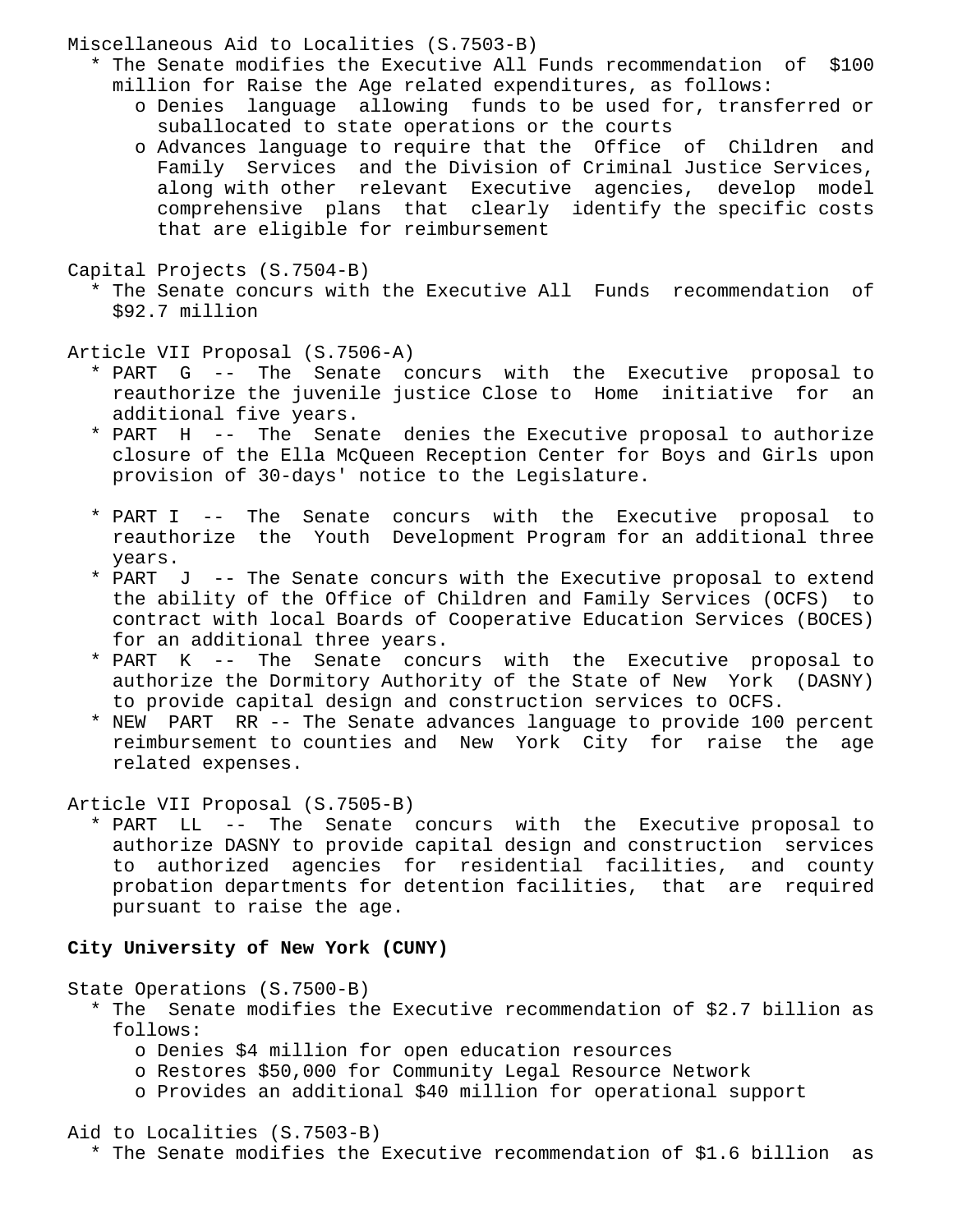Miscellaneous Aid to Localities (S.7503-B)

* The Senate modifies the Executive All Funds recommendation of $100 million for Raise the Age related expenditures, as follows:
  - o Denies language allowing funds to be used for, transferred or suballocated to state operations or the courts
  - o Advances language to require that the Office of Children and Family Services and the Division of Criminal Justice Services, along with other relevant Executive agencies, develop model comprehensive plans that clearly identify the specific costs that are eligible for reimbursement

Capital Projects (S.7504-B)

* The Senate concurs with the Executive All Funds recommendation of $92.7 million

Article VII Proposal (S.7506-A)

* PART G -- The Senate concurs with the Executive proposal to reauthorize the juvenile justice Close to Home initiative for an additional five years.
* PART H -- The Senate denies the Executive proposal to authorize closure of the Ella McQueen Reception Center for Boys and Girls upon provision of 30-days' notice to the Legislature.
* PART I -- The Senate concurs with the Executive proposal to reauthorize the Youth Development Program for an additional three years.
* PART J -- The Senate concurs with the Executive proposal to extend the ability of the Office of Children and Family Services (OCFS) to contract with local Boards of Cooperative Education Services (BOCES) for an additional three years.
* PART K -- The Senate concurs with the Executive proposal to authorize the Dormitory Authority of the State of New York (DASNY) to provide capital design and construction services to OCFS.
* NEW PART RR -- The Senate advances language to provide 100 percent reimbursement to counties and New York City for raise the age related expenses.

Article VII Proposal (S.7505-B)

* PART LL -- The Senate concurs with the Executive proposal to authorize DASNY to provide capital design and construction services to authorized agencies for residential facilities, and county probation departments for detention facilities, that are required pursuant to raise the age.

**City University of New York (CUNY)**

State Operations (S.7500-B)

* The Senate modifies the Executive recommendation of $2.7 billion as follows:
  - o Denies $4 million for open education resources
  - o Restores $50,000 for Community Legal Resource Network
  - o Provides an additional $40 million for operational support

Aid to Localities (S.7503-B)

* The Senate modifies the Executive recommendation of $1.6 billion as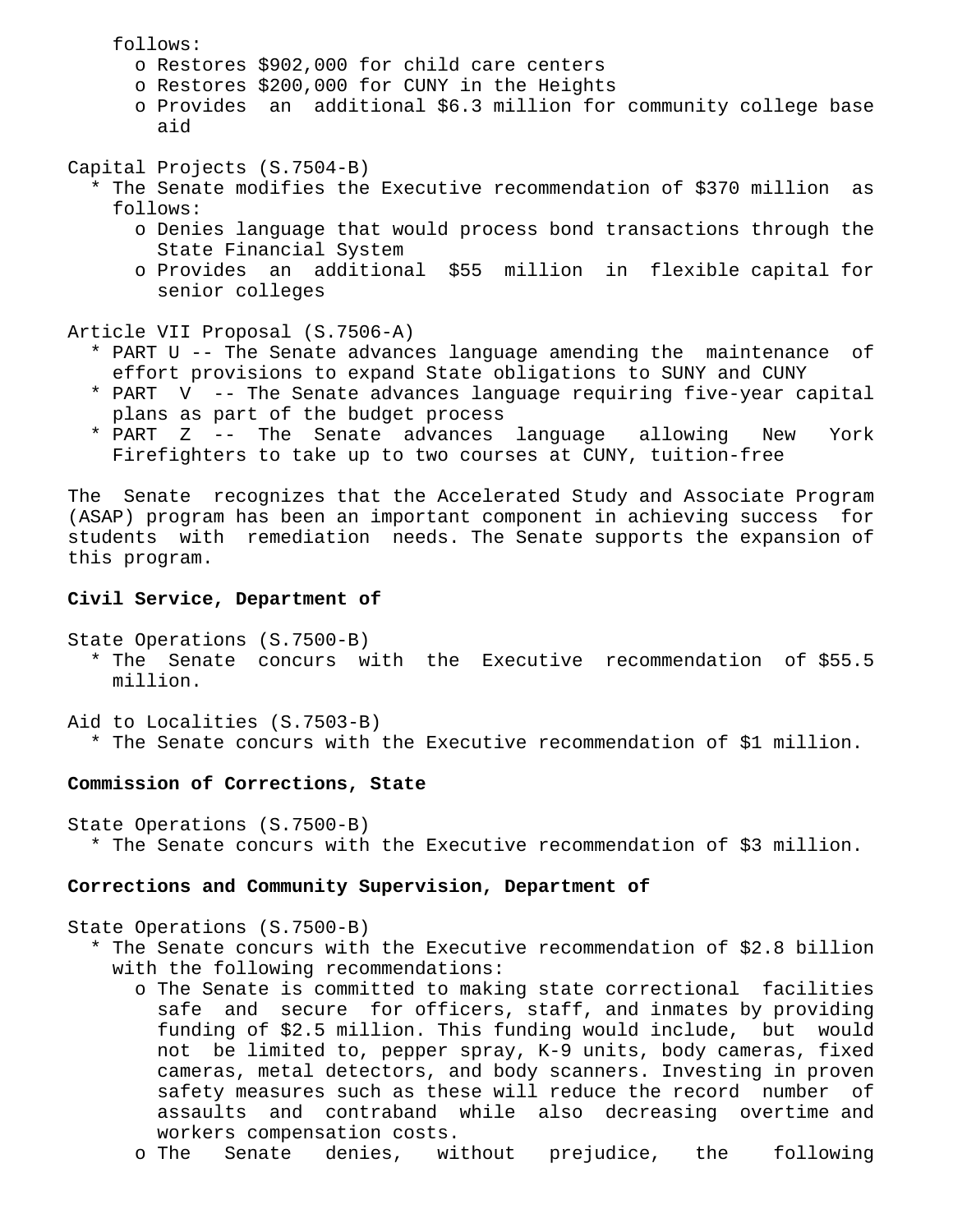follows:
- Restores $902,000 for child care centers
- Restores $200,000 for CUNY in the Heights
- Provides an additional $6.3 million for community college base aid

Capital Projects (S.7504-B)
* The Senate modifies the Executive recommendation of $370 million as follows:
  - Denies language that would process bond transactions through the State Financial System
  - Provides an additional $55 million in flexible capital for senior colleges

Article VII Proposal (S.7506-A)
* PART U -- The Senate advances language amending the maintenance of effort provisions to expand State obligations to SUNY and CUNY
* PART V -- The Senate advances language requiring five-year capital plans as part of the budget process
* PART Z -- The Senate advances language allowing New York Firefighters to take up to two courses at CUNY, tuition-free

The Senate recognizes that the Accelerated Study and Associate Program (ASAP) program has been an important component in achieving success for students with remediation needs. The Senate supports the expansion of this program.

**Civil Service, Department of**

State Operations (S.7500-B)
* The Senate concurs with the Executive recommendation of $55.5 million.

Aid to Localities (S.7503-B)
* The Senate concurs with the Executive recommendation of $1 million.

**Commission of Corrections, State**

State Operations (S.7500-B)
* The Senate concurs with the Executive recommendation of $3 million.

**Corrections and Community Supervision, Department of**

State Operations (S.7500-B)
* The Senate concurs with the Executive recommendation of $2.8 billion with the following recommendations:
  - The Senate is committed to making state correctional facilities safe and secure for officers, staff, and inmates by providing funding of $2.5 million. This funding would include, but would not be limited to, pepper spray, K-9 units, body cameras, fixed cameras, metal detectors, and body scanners. Investing in proven safety measures such as these will reduce the record number of assaults and contraband while also decreasing overtime and workers compensation costs.
  - The Senate denies, without prejudice, the following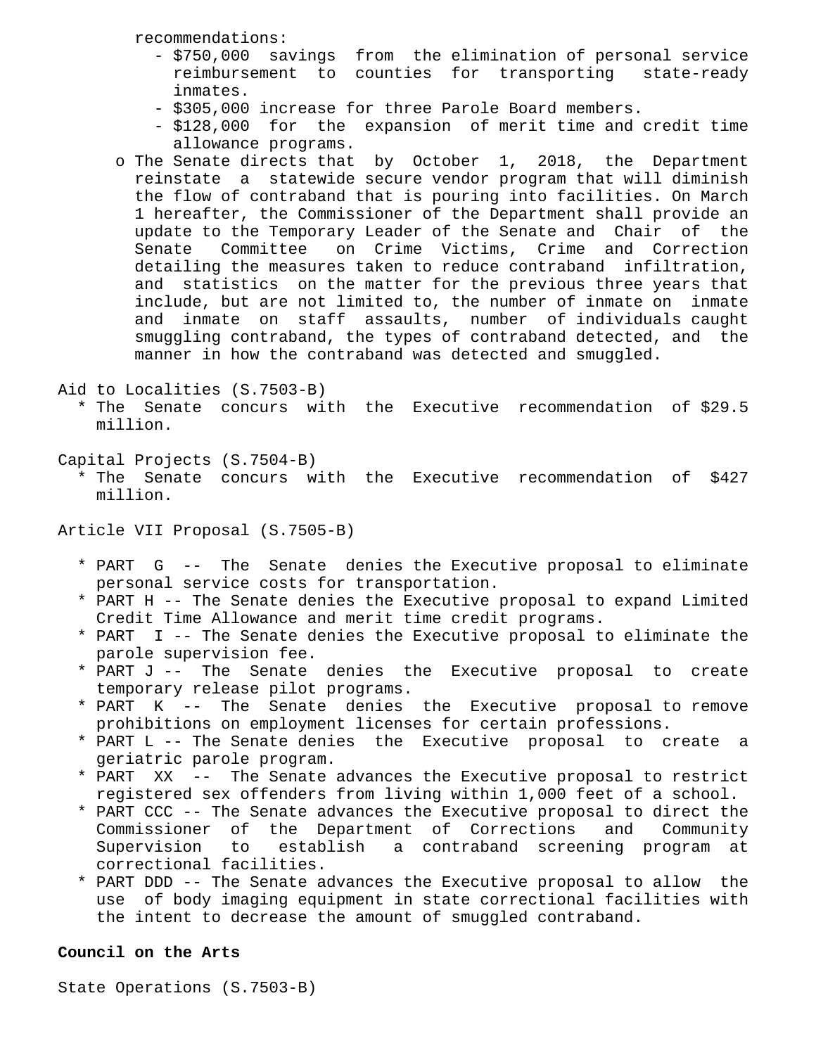recommendations:

- $750,000 savings from the elimination of personal service reimbursement to counties for transporting state-ready inmates.
- $305,000 increase for three Parole Board members.
- $128,000 for the expansion of merit time and credit time allowance programs.

o The Senate directs that by October 1, 2018, the Department reinstate a statewide secure vendor program that will diminish the flow of contraband that is pouring into facilities. On March 1 hereafter, the Commissioner of the Department shall provide an update to the Temporary Leader of the Senate and Chair of the Senate Committee on Crime Victims, Crime and Correction detailing the measures taken to reduce contraband infiltration, and statistics on the matter for the previous three years that include, but are not limited to, the number of inmate on inmate and inmate on staff assaults, number of individuals caught smuggling contraband, the types of contraband detected, and the manner in how the contraband was detected and smuggled.

Aid to Localities (S.7503-B)

* The Senate concurs with the Executive recommendation of $29.5 million.

Capital Projects (S.7504-B)

* The Senate concurs with the Executive recommendation of $427 million.

Article VII Proposal (S.7505-B)

* PART G -- The Senate denies the Executive proposal to eliminate personal service costs for transportation.
* PART H -- The Senate denies the Executive proposal to expand Limited Credit Time Allowance and merit time credit programs.
* PART I -- The Senate denies the Executive proposal to eliminate the parole supervision fee.
* PART J -- The Senate denies the Executive proposal to create temporary release pilot programs.
* PART K -- The Senate denies the Executive proposal to remove prohibitions on employment licenses for certain professions.
* PART L -- The Senate denies the Executive proposal to create a geriatric parole program.
* PART XX -- The Senate advances the Executive proposal to restrict registered sex offenders from living within 1,000 feet of a school.
* PART CCC -- The Senate advances the Executive proposal to direct the Commissioner of the Department of Corrections and Community Supervision to establish a contraband screening program at correctional facilities.
* PART DDD -- The Senate advances the Executive proposal to allow the use of body imaging equipment in state correctional facilities with the intent to decrease the amount of smuggled contraband.

**Council on the Arts**

State Operations (S.7503-B)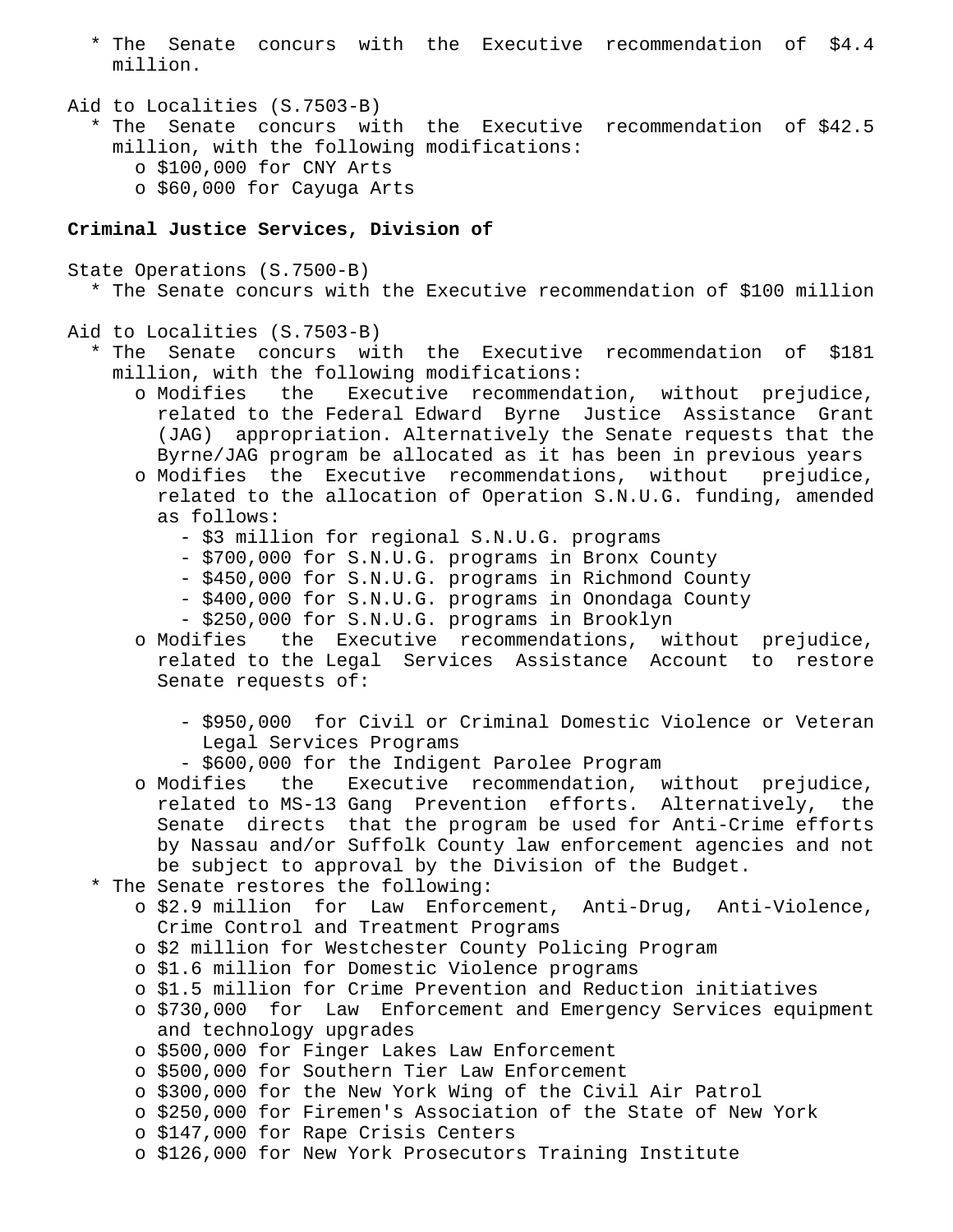- The Senate concurs with the Executive recommendation of $4.4 million.

Aid to Localities (S.7503-B)

- The Senate concurs with the Executive recommendation of $42.5 million, with the following modifications:
  - $100,000 for CNY Arts
  - $60,000 for Cayuga Arts

**Criminal Justice Services, Division of**

State Operations (S.7500-B)

- The Senate concurs with the Executive recommendation of $100 million

Aid to Localities (S.7503-B)

- The Senate concurs with the Executive recommendation of $181 million, with the following modifications:
  - Modifies the Executive recommendation, without prejudice, related to the Federal Edward Byrne Justice Assistance Grant (JAG) appropriation. Alternatively the Senate requests that the Byrne/JAG program be allocated as it has been in previous years
  - Modifies the Executive recommendations, without prejudice, related to the allocation of Operation S.N.U.G. funding, amended as follows:
    - $3 million for regional S.N.U.G. programs
    - $700,000 for S.N.U.G. programs in Bronx County
    - $450,000 for S.N.U.G. programs in Richmond County
    - $400,000 for S.N.U.G. programs in Onondaga County
    - $250,000 for S.N.U.G. programs in Brooklyn
  - Modifies the Executive recommendations, without prejudice, related to the Legal Services Assistance Account to restore Senate requests of:
    - $950,000 for Civil or Criminal Domestic Violence or Veteran Legal Services Programs
    - $600,000 for the Indigent Parolee Program
  - Modifies the Executive recommendation, without prejudice, related to MS-13 Gang Prevention efforts. Alternatively, the Senate directs that the program be used for Anti-Crime efforts by Nassau and/or Suffolk County law enforcement agencies and not be subject to approval by the Division of the Budget.
- The Senate restores the following:
  - $2.9 million for Law Enforcement, Anti-Drug, Anti-Violence, Crime Control and Treatment Programs
  - $2 million for Westchester County Policing Program
  - $1.6 million for Domestic Violence programs
  - $1.5 million for Crime Prevention and Reduction initiatives
  - $730,000 for Law Enforcement and Emergency Services equipment and technology upgrades
  - $500,000 for Finger Lakes Law Enforcement
  - $500,000 for Southern Tier Law Enforcement
  - $300,000 for the New York Wing of the Civil Air Patrol
  - $250,000 for Firemen's Association of the State of New York
  - $147,000 for Rape Crisis Centers
  - $126,000 for New York Prosecutors Training Institute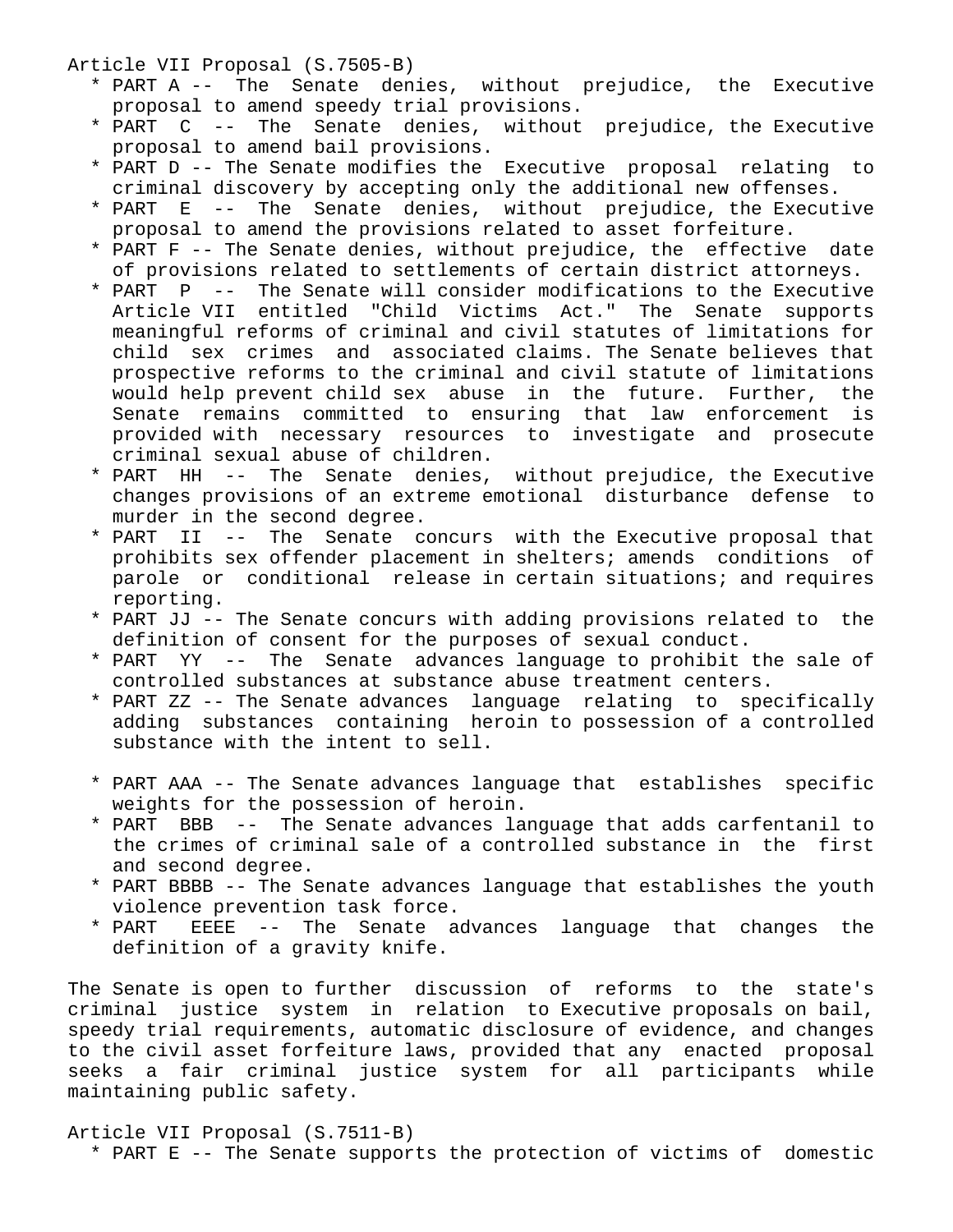Article VII Proposal (S.7505-B)

* PART A -- The Senate denies, without prejudice, the Executive proposal to amend speedy trial provisions.
* PART C -- The Senate denies, without prejudice, the Executive proposal to amend bail provisions.
* PART D -- The Senate modifies the Executive proposal relating to criminal discovery by accepting only the additional new offenses.
* PART E -- The Senate denies, without prejudice, the Executive proposal to amend the provisions related to asset forfeiture.
* PART F -- The Senate denies, without prejudice, the effective date of provisions related to settlements of certain district attorneys.
* PART P -- The Senate will consider modifications to the Executive Article VII entitled "Child Victims Act." The Senate supports meaningful reforms of criminal and civil statutes of limitations for child sex crimes and associated claims. The Senate believes that prospective reforms to the criminal and civil statute of limitations would help prevent child sex abuse in the future. Further, the Senate remains committed to ensuring that law enforcement is provided with necessary resources to investigate and prosecute criminal sexual abuse of children.
* PART HH -- The Senate denies, without prejudice, the Executive changes provisions of an extreme emotional disturbance defense to murder in the second degree.
* PART II -- The Senate concurs with the Executive proposal that prohibits sex offender placement in shelters; amends conditions of parole or conditional release in certain situations; and requires reporting.
* PART JJ -- The Senate concurs with adding provisions related to the definition of consent for the purposes of sexual conduct.
* PART YY -- The Senate advances language to prohibit the sale of controlled substances at substance abuse treatment centers.
* PART ZZ -- The Senate advances language relating to specifically adding substances containing heroin to possession of a controlled substance with the intent to sell.
* PART AAA -- The Senate advances language that establishes specific weights for the possession of heroin.
* PART BBB -- The Senate advances language that adds carfentanil to the crimes of criminal sale of a controlled substance in the first and second degree.
* PART BBBB -- The Senate advances language that establishes the youth violence prevention task force.
* PART EEEE -- The Senate advances language that changes the definition of a gravity knife.

The Senate is open to further discussion of reforms to the state's criminal justice system in relation to Executive proposals on bail, speedy trial requirements, automatic disclosure of evidence, and changes to the civil asset forfeiture laws, provided that any enacted proposal seeks a fair criminal justice system for all participants while maintaining public safety.

Article VII Proposal (S.7511-B)

* PART E -- The Senate supports the protection of victims of domestic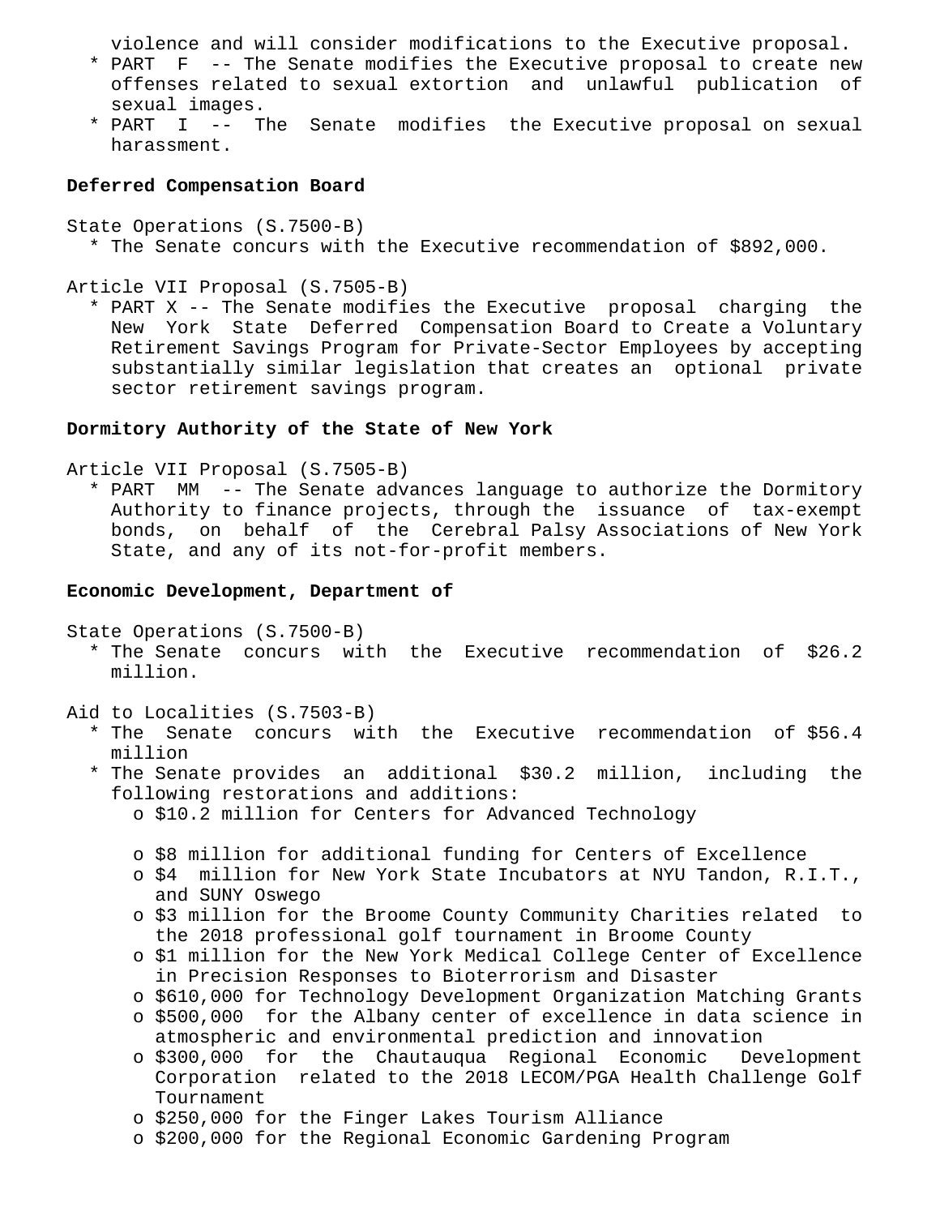violence and will consider modifications to the Executive proposal.

* PART F -- The Senate modifies the Executive proposal to create new offenses related to sexual extortion and unlawful publication of sexual images.
* PART I -- The Senate modifies the Executive proposal on sexual harassment.

**Deferred Compensation Board**

State Operations (S.7500-B)

* The Senate concurs with the Executive recommendation of $892,000.

Article VII Proposal (S.7505-B)

* PART X -- The Senate modifies the Executive proposal charging the New York State Deferred Compensation Board to Create a Voluntary Retirement Savings Program for Private-Sector Employees by accepting substantially similar legislation that creates an optional private sector retirement savings program.

**Dormitory Authority of the State of New York**

Article VII Proposal (S.7505-B)

* PART MM -- The Senate advances language to authorize the Dormitory Authority to finance projects, through the issuance of tax-exempt bonds, on behalf of the Cerebral Palsy Associations of New York State, and any of its not-for-profit members.

**Economic Development, Department of**

State Operations (S.7500-B)

* The Senate concurs with the Executive recommendation of $26.2 million.

Aid to Localities (S.7503-B)

* The Senate concurs with the Executive recommendation of $56.4 million
* The Senate provides an additional $30.2 million, including the following restorations and additions:
  - $10.2 million for Centers for Advanced Technology
  - $8 million for additional funding for Centers of Excellence
  - $4 million for New York State Incubators at NYU Tandon, R.I.T., and SUNY Oswego
  - $3 million for the Broome County Community Charities related to the 2018 professional golf tournament in Broome County
  - $1 million for the New York Medical College Center of Excellence in Precision Responses to Bioterrorism and Disaster
  - $610,000 for Technology Development Organization Matching Grants
  - $500,000 for the Albany center of excellence in data science in atmospheric and environmental prediction and innovation
  - $300,000 for the Chautauqua Regional Economic Development Corporation related to the 2018 LECOM/PGA Health Challenge Golf Tournament
  - $250,000 for the Finger Lakes Tourism Alliance
  - $200,000 for the Regional Economic Gardening Program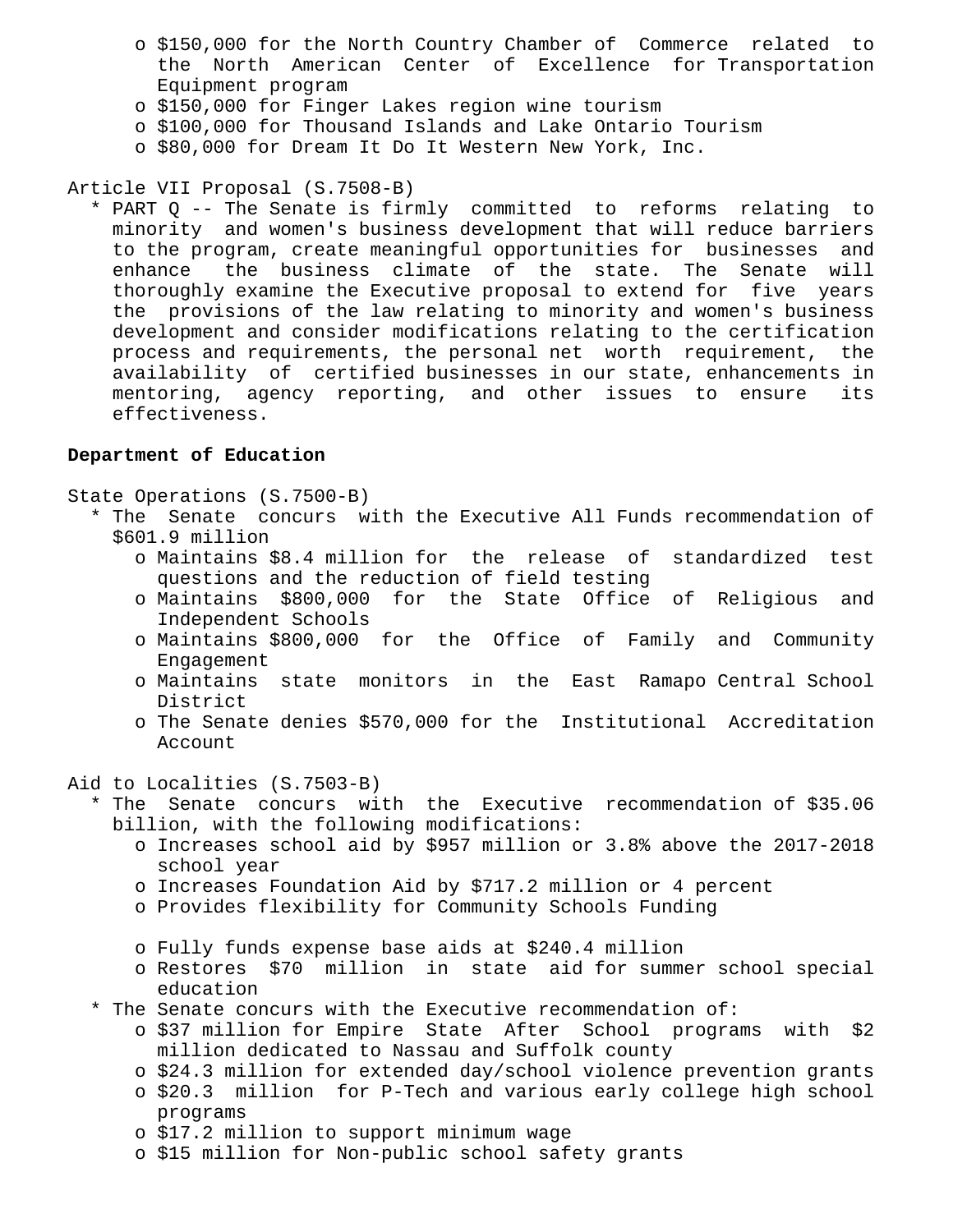- $150,000 for the North Country Chamber of Commerce related to the North American Center of Excellence for Transportation Equipment program
- $150,000 for Finger Lakes region wine tourism
- $100,000 for Thousand Islands and Lake Ontario Tourism
- $80,000 for Dream It Do It Western New York, Inc.

Article VII Proposal (S.7508-B)

- PART Q -- The Senate is firmly committed to reforms relating to minority and women's business development that will reduce barriers to the program, create meaningful opportunities for businesses and enhance the business climate of the state. The Senate will thoroughly examine the Executive proposal to extend for five years the provisions of the law relating to minority and women's business development and consider modifications relating to the certification process and requirements, the personal net worth requirement, the availability of certified businesses in our state, enhancements in mentoring, agency reporting, and other issues to ensure its effectiveness.

**Department of Education**

State Operations (S.7500-B)

- The Senate concurs with the Executive All Funds recommendation of $601.9 million
  - Maintains $8.4 million for the release of standardized test questions and the reduction of field testing
  - Maintains $800,000 for the State Office of Religious and Independent Schools
  - Maintains $800,000 for the Office of Family and Community Engagement
  - Maintains state monitors in the East Ramapo Central School District
  - The Senate denies $570,000 for the Institutional Accreditation Account

Aid to Localities (S.7503-B)

- The Senate concurs with the Executive recommendation of $35.06 billion, with the following modifications:
  - Increases school aid by $957 million or 3.8% above the 2017-2018 school year
  - Increases Foundation Aid by $717.2 million or 4 percent
  - Provides flexibility for Community Schools Funding
  - Fully funds expense base aids at $240.4 million
  - Restores $70 million in state aid for summer school special education
- The Senate concurs with the Executive recommendation of:
  - $37 million for Empire State After School programs with $2 million dedicated to Nassau and Suffolk county
  - $24.3 million for extended day/school violence prevention grants
  - $20.3 million for P-Tech and various early college high school programs
  - $17.2 million to support minimum wage
  - $15 million for Non-public school safety grants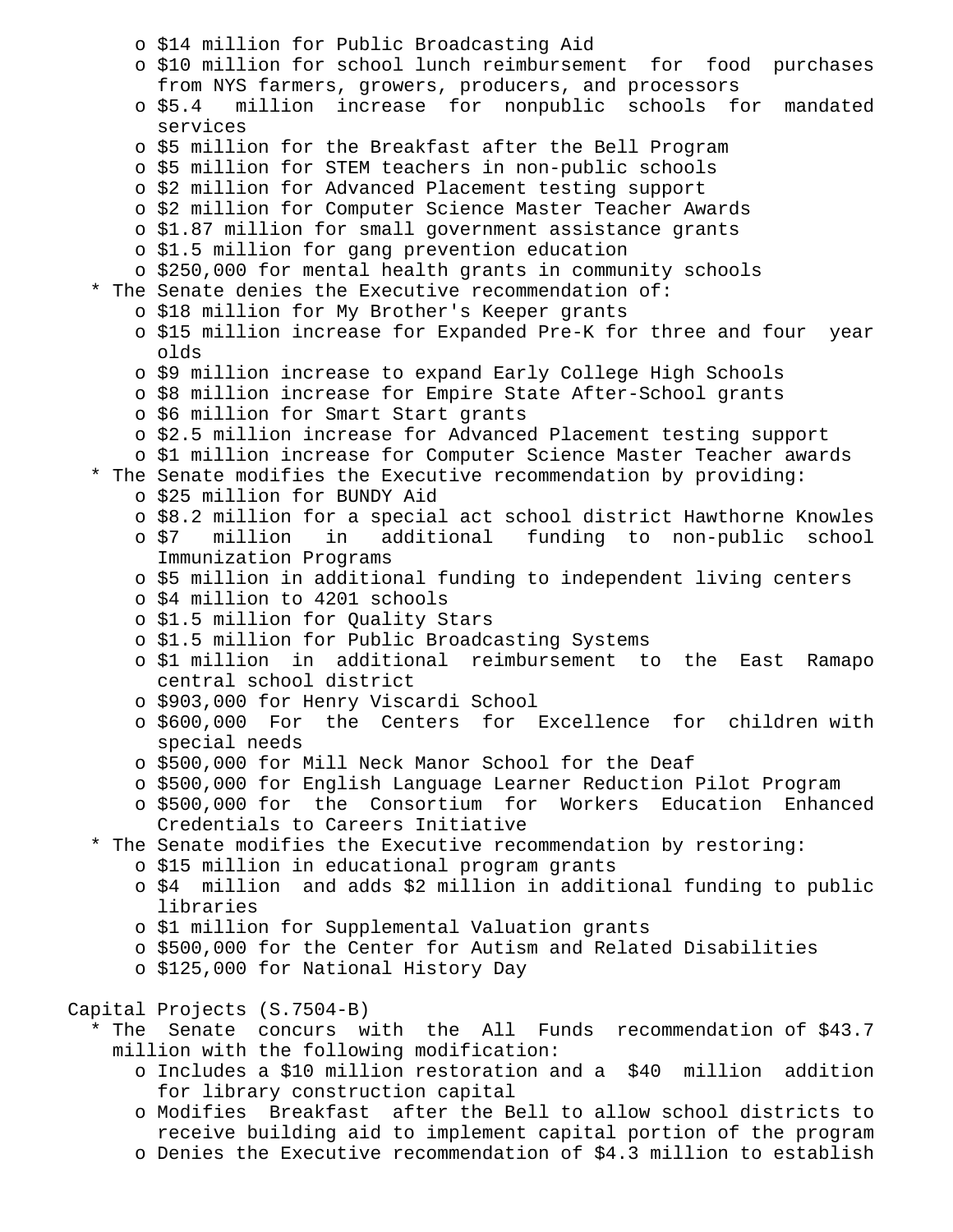- $14 million for Public Broadcasting Aid
  - $10 million for school lunch reimbursement for food purchases from NYS farmers, growers, producers, and processors
  - $5.4 million increase for nonpublic schools for mandated services
  - $5 million for the Breakfast after the Bell Program
  - $5 million for STEM teachers in non-public schools
  - $2 million for Advanced Placement testing support
  - $2 million for Computer Science Master Teacher Awards
  - $1.87 million for small government assistance grants
  - $1.5 million for gang prevention education
  - $250,000 for mental health grants in community schools
- The Senate denies the Executive recommendation of:
  - $18 million for My Brother's Keeper grants
  - $15 million increase for Expanded Pre-K for three and four year olds
  - $9 million increase to expand Early College High Schools
  - $8 million increase for Empire State After-School grants
  - $6 million for Smart Start grants
  - $2.5 million increase for Advanced Placement testing support
  - $1 million increase for Computer Science Master Teacher awards
- The Senate modifies the Executive recommendation by providing:
  - $25 million for BUNDY Aid
  - $8.2 million for a special act school district Hawthorne Knowles
  - $7 million in additional funding to non-public school Immunization Programs
  - $5 million in additional funding to independent living centers
  - $4 million to 4201 schools
  - $1.5 million for Quality Stars
  - $1.5 million for Public Broadcasting Systems
  - $1 million in additional reimbursement to the East Ramapo central school district
  - $903,000 for Henry Viscardi School
  - $600,000 For the Centers for Excellence for children with special needs
  - $500,000 for Mill Neck Manor School for the Deaf
  - $500,000 for English Language Learner Reduction Pilot Program
  - $500,000 for the Consortium for Workers Education Enhanced Credentials to Careers Initiative
- The Senate modifies the Executive recommendation by restoring:
  - $15 million in educational program grants
  - $4 million and adds $2 million in additional funding to public libraries
  - $1 million for Supplemental Valuation grants
  - $500,000 for the Center for Autism and Related Disabilities
  - $125,000 for National History Day

Capital Projects (S.7504-B)

- The Senate concurs with the All Funds recommendation of $43.7 million with the following modification:
  - Includes a $10 million restoration and a $40 million addition for library construction capital
  - Modifies Breakfast after the Bell to allow school districts to receive building aid to implement capital portion of the program
  - Denies the Executive recommendation of $4.3 million to establish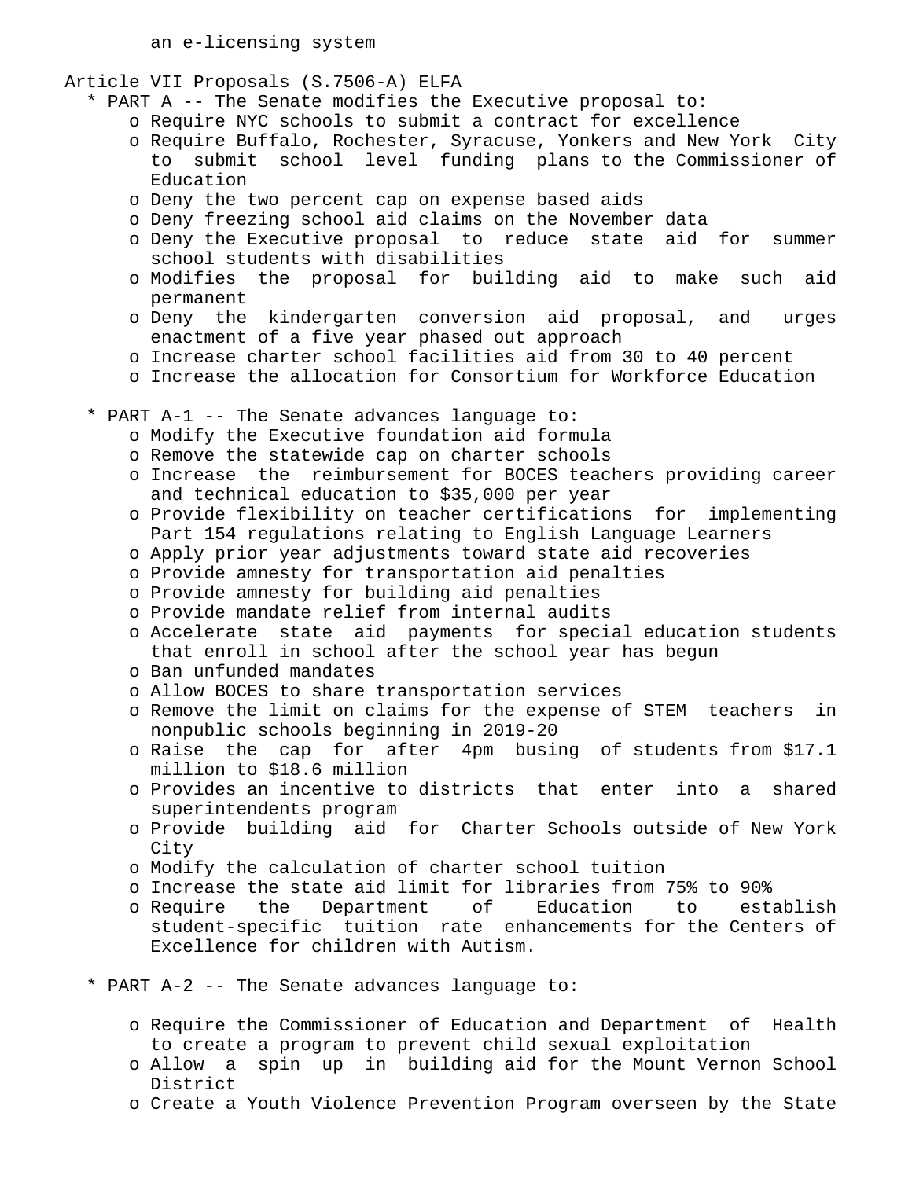an e-licensing system

Article VII Proposals (S.7506-A) ELFA

* PART A -- The Senate modifies the Executive proposal to:
  - o Require NYC schools to submit a contract for excellence
  - o Require Buffalo, Rochester, Syracuse, Yonkers and New York City to submit school level funding plans to the Commissioner of Education
  - o Deny the two percent cap on expense based aids
  - o Deny freezing school aid claims on the November data
  - o Deny the Executive proposal to reduce state aid for summer school students with disabilities
  - o Modifies the proposal for building aid to make such aid permanent
  - o Deny the kindergarten conversion aid proposal, and urges enactment of a five year phased out approach
  - o Increase charter school facilities aid from 30 to 40 percent
  - o Increase the allocation for Consortium for Workforce Education

* PART A-1 -- The Senate advances language to:
  - o Modify the Executive foundation aid formula
  - o Remove the statewide cap on charter schools
  - o Increase the reimbursement for BOCES teachers providing career and technical education to $35,000 per year
  - o Provide flexibility on teacher certifications for implementing Part 154 regulations relating to English Language Learners
  - o Apply prior year adjustments toward state aid recoveries
  - o Provide amnesty for transportation aid penalties
  - o Provide amnesty for building aid penalties
  - o Provide mandate relief from internal audits
  - o Accelerate state aid payments for special education students that enroll in school after the school year has begun
  - o Ban unfunded mandates
  - o Allow BOCES to share transportation services
  - o Remove the limit on claims for the expense of STEM teachers in nonpublic schools beginning in 2019-20
  - o Raise the cap for after 4pm busing of students from $17.1 million to $18.6 million
  - o Provides an incentive to districts that enter into a shared superintendents program
  - o Provide building aid for Charter Schools outside of New York City
  - o Modify the calculation of charter school tuition
  - o Increase the state aid limit for libraries from 75% to 90%
  - o Require the Department of Education to establish student-specific tuition rate enhancements for the Centers of Excellence for children with Autism.

* PART A-2 -- The Senate advances language to:
  - o Require the Commissioner of Education and Department of Health to create a program to prevent child sexual exploitation
  - o Allow a spin up in building aid for the Mount Vernon School District
  - o Create a Youth Violence Prevention Program overseen by the State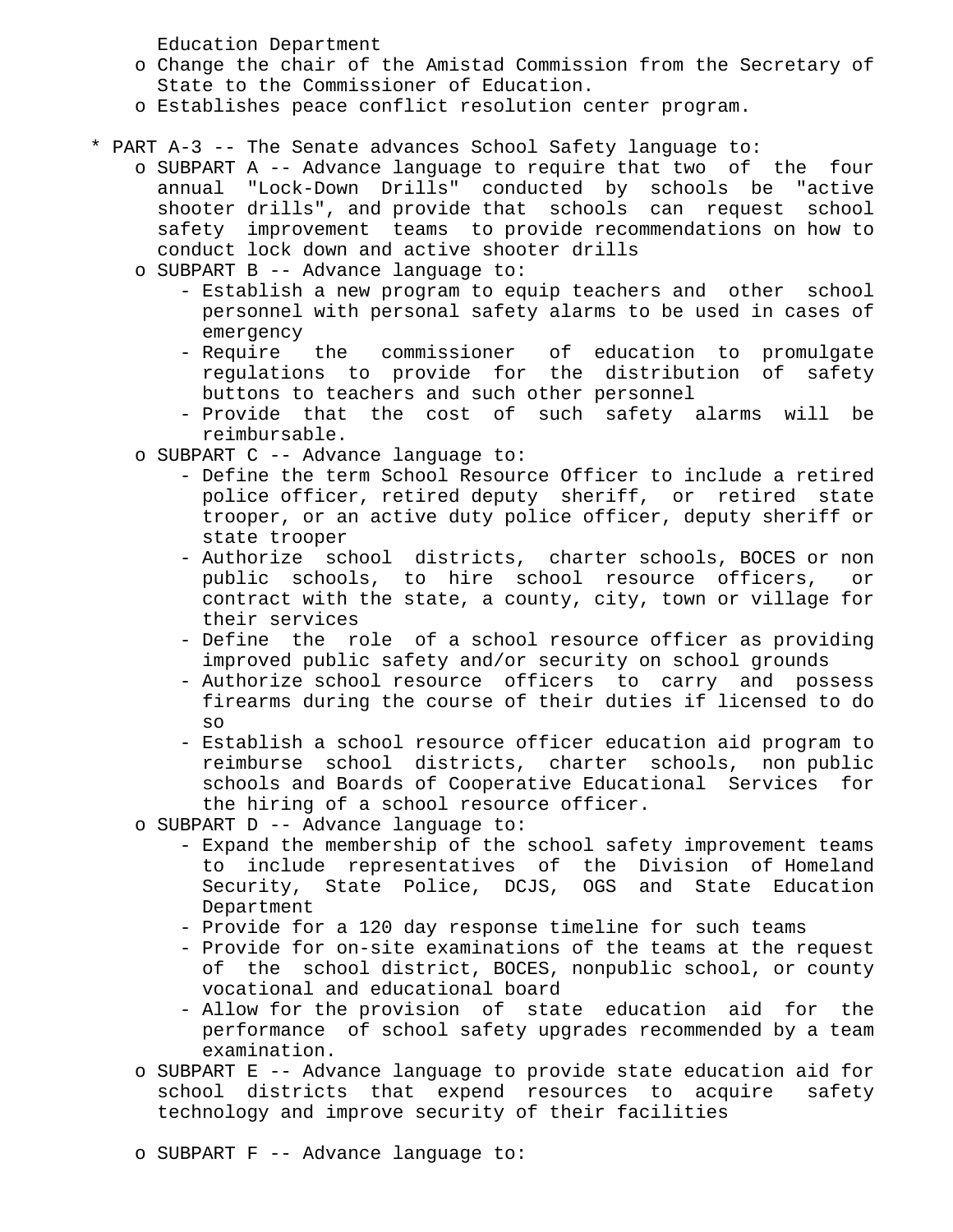Education Department

- Change the chair of the Amistad Commission from the Secretary of State to the Commissioner of Education.
- Establishes peace conflict resolution center program.

* PART A-3 -- The Senate advances School Safety language to:
  - SUBPART A -- Advance language to require that two of the four annual "Lock-Down Drills" conducted by schools be "active shooter drills", and provide that schools can request school safety improvement teams to provide recommendations on how to conduct lock down and active shooter drills
  - SUBPART B -- Advance language to:
    - Establish a new program to equip teachers and other school personnel with personal safety alarms to be used in cases of emergency
    - Require the commissioner of education to promulgate regulations to provide for the distribution of safety buttons to teachers and such other personnel
    - Provide that the cost of such safety alarms will be reimbursable.
  - SUBPART C -- Advance language to:
    - Define the term School Resource Officer to include a retired police officer, retired deputy sheriff, or retired state trooper, or an active duty police officer, deputy sheriff or state trooper
    - Authorize school districts, charter schools, BOCES or non public schools, to hire school resource officers, or contract with the state, a county, city, town or village for their services
    - Define the role of a school resource officer as providing improved public safety and/or security on school grounds
    - Authorize school resource officers to carry and possess firearms during the course of their duties if licensed to do so
    - Establish a school resource officer education aid program to reimburse school districts, charter schools, non public schools and Boards of Cooperative Educational Services for the hiring of a school resource officer.
  - SUBPART D -- Advance language to:
    - Expand the membership of the school safety improvement teams to include representatives of the Division of Homeland Security, State Police, DCJS, OGS and State Education Department
    - Provide for a 120 day response timeline for such teams
    - Provide for on-site examinations of the teams at the request of the school district, BOCES, nonpublic school, or county vocational and educational board
    - Allow for the provision of state education aid for the performance of school safety upgrades recommended by a team examination.
  - SUBPART E -- Advance language to provide state education aid for school districts that expend resources to acquire safety technology and improve security of their facilities
  - SUBPART F -- Advance language to: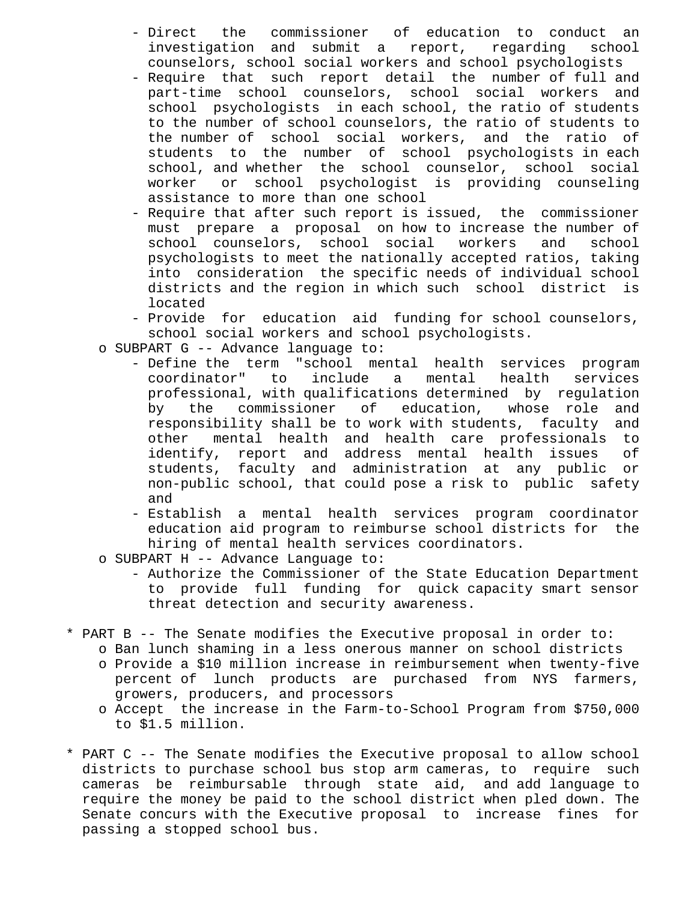- Direct the commissioner of education to conduct an investigation and submit a report, regarding school counselors, school social workers and school psychologists
- Require that such report detail the number of full and part-time school counselors, school social workers and school psychologists in each school, the ratio of students to the number of school counselors, the ratio of students to the number of school social workers, and the ratio of students to the number of school psychologists in each school, and whether the school counselor, school social worker or school psychologist is providing counseling assistance to more than one school
- Require that after such report is issued, the commissioner must prepare a proposal on how to increase the number of school counselors, school social workers and school psychologists to meet the nationally accepted ratios, taking into consideration the specific needs of individual school districts and the region in which such school district is located
- Provide for education aid funding for school counselors, school social workers and school psychologists.

o SUBPART G -- Advance language to:
- Define the term "school mental health services program coordinator" to include a mental health services professional, with qualifications determined by regulation by the commissioner of education, whose role and responsibility shall be to work with students, faculty and other mental health and health care professionals to identify, report and address mental health issues of students, faculty and administration at any public or non-public school, that could pose a risk to public safety and
- Establish a mental health services program coordinator education aid program to reimburse school districts for the hiring of mental health services coordinators.

o SUBPART H -- Advance Language to:
- Authorize the Commissioner of the State Education Department to provide full funding for quick capacity smart sensor threat detection and security awareness.

* PART B -- The Senate modifies the Executive proposal in order to:
  o Ban lunch shaming in a less onerous manner on school districts
  o Provide a $10 million increase in reimbursement when twenty-five percent of lunch products are purchased from NYS farmers, growers, producers, and processors
  o Accept the increase in the Farm-to-School Program from $750,000 to $1.5 million.

* PART C -- The Senate modifies the Executive proposal to allow school districts to purchase school bus stop arm cameras, to require such cameras be reimbursable through state aid, and add language to require the money be paid to the school district when pled down. The Senate concurs with the Executive proposal to increase fines for passing a stopped school bus.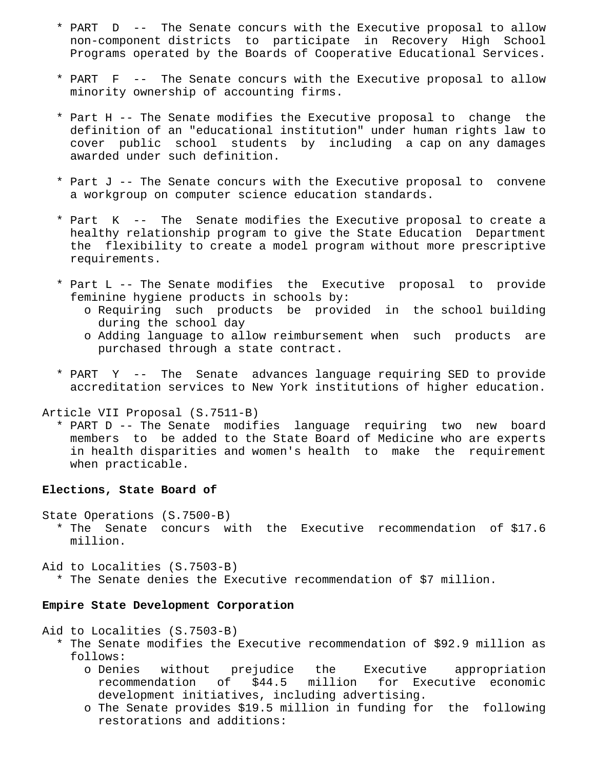* PART D -- The Senate concurs with the Executive proposal to allow non-component districts to participate in Recovery High School Programs operated by the Boards of Cooperative Educational Services.

* PART F -- The Senate concurs with the Executive proposal to allow minority ownership of accounting firms.

* Part H -- The Senate modifies the Executive proposal to change the definition of an "educational institution" under human rights law to cover public school students by including a cap on any damages awarded under such definition.

* Part J -- The Senate concurs with the Executive proposal to convene a workgroup on computer science education standards.

* Part K -- The Senate modifies the Executive proposal to create a healthy relationship program to give the State Education Department the flexibility to create a model program without more prescriptive requirements.

* Part L -- The Senate modifies the Executive proposal to provide feminine hygiene products in schools by:
  * o Requiring such products be provided in the school building during the school day
  * o Adding language to allow reimbursement when such products are purchased through a state contract.

* PART Y -- The Senate advances language requiring SED to provide accreditation services to New York institutions of higher education.

Article VII Proposal (S.7511-B)

* PART D -- The Senate modifies language requiring two new board members to be added to the State Board of Medicine who are experts in health disparities and women's health to make the requirement when practicable.

**Elections, State Board of**

State Operations (S.7500-B)

* The Senate concurs with the Executive recommendation of $17.6 million.

Aid to Localities (S.7503-B)

* The Senate denies the Executive recommendation of $7 million.

**Empire State Development Corporation**

Aid to Localities (S.7503-B)

* The Senate modifies the Executive recommendation of $92.9 million as follows:
  * o Denies without prejudice the Executive appropriation recommendation of $44.5 million for Executive economic development initiatives, including advertising.
  * o The Senate provides $19.5 million in funding for the following restorations and additions: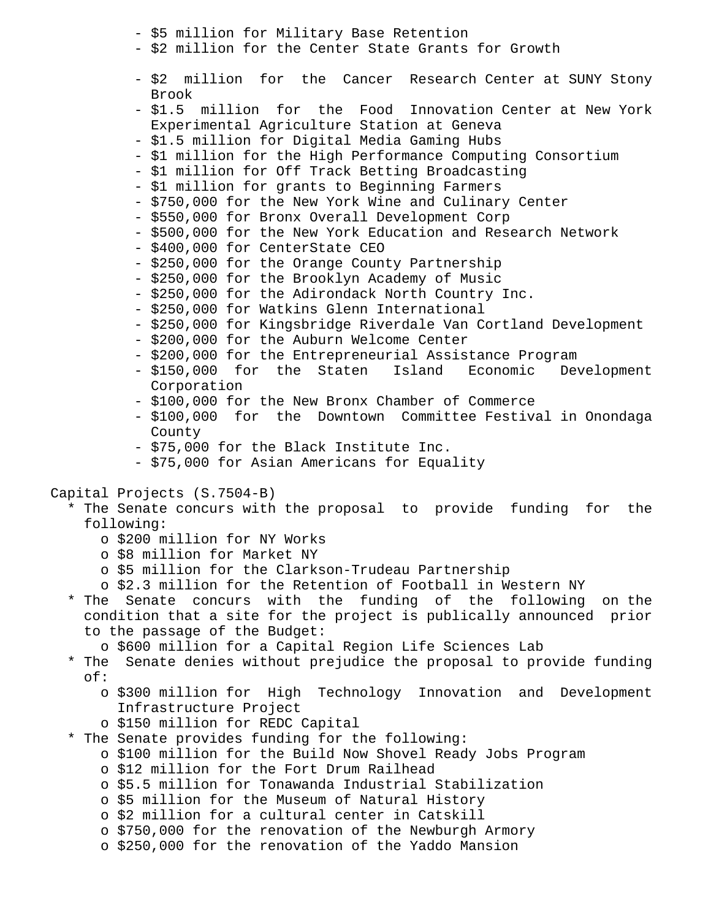- $5 million for Military Base Retention
- $2 million for the Center State Grants for Growth
- $2 million for the Cancer Research Center at SUNY Stony Brook
- $1.5 million for the Food Innovation Center at New York Experimental Agriculture Station at Geneva
- $1.5 million for Digital Media Gaming Hubs
- $1 million for the High Performance Computing Consortium
- $1 million for Off Track Betting Broadcasting
- $1 million for grants to Beginning Farmers
- $750,000 for the New York Wine and Culinary Center
- $550,000 for Bronx Overall Development Corp
- $500,000 for the New York Education and Research Network
- $400,000 for CenterState CEO
- $250,000 for the Orange County Partnership
- $250,000 for the Brooklyn Academy of Music
- $250,000 for the Adirondack North Country Inc.
- $250,000 for Watkins Glenn International
- $250,000 for Kingsbridge Riverdale Van Cortland Development
- $200,000 for the Auburn Welcome Center
- $200,000 for the Entrepreneurial Assistance Program
- $150,000 for the Staten Island Economic Development Corporation
- $100,000 for the New Bronx Chamber of Commerce
- $100,000 for the Downtown Committee Festival in Onondaga County
- $75,000 for the Black Institute Inc.
- $75,000 for Asian Americans for Equality

Capital Projects (S.7504-B)

* The Senate concurs with the proposal to provide funding for the following:
  - o $200 million for NY Works
  - o $8 million for Market NY
  - o $5 million for the Clarkson-Trudeau Partnership
  - o $2.3 million for the Retention of Football in Western NY
* The Senate concurs with the funding of the following on the condition that a site for the project is publically announced prior to the passage of the Budget:
  - o $600 million for a Capital Region Life Sciences Lab
* The Senate denies without prejudice the proposal to provide funding of:
  - o $300 million for High Technology Innovation and Development Infrastructure Project
  - o $150 million for REDC Capital
* The Senate provides funding for the following:
  - o $100 million for the Build Now Shovel Ready Jobs Program
  - o $12 million for the Fort Drum Railhead
  - o $5.5 million for Tonawanda Industrial Stabilization
  - o $5 million for the Museum of Natural History
  - o $2 million for a cultural center in Catskill
  - o $750,000 for the renovation of the Newburgh Armory
  - o $250,000 for the renovation of the Yaddo Mansion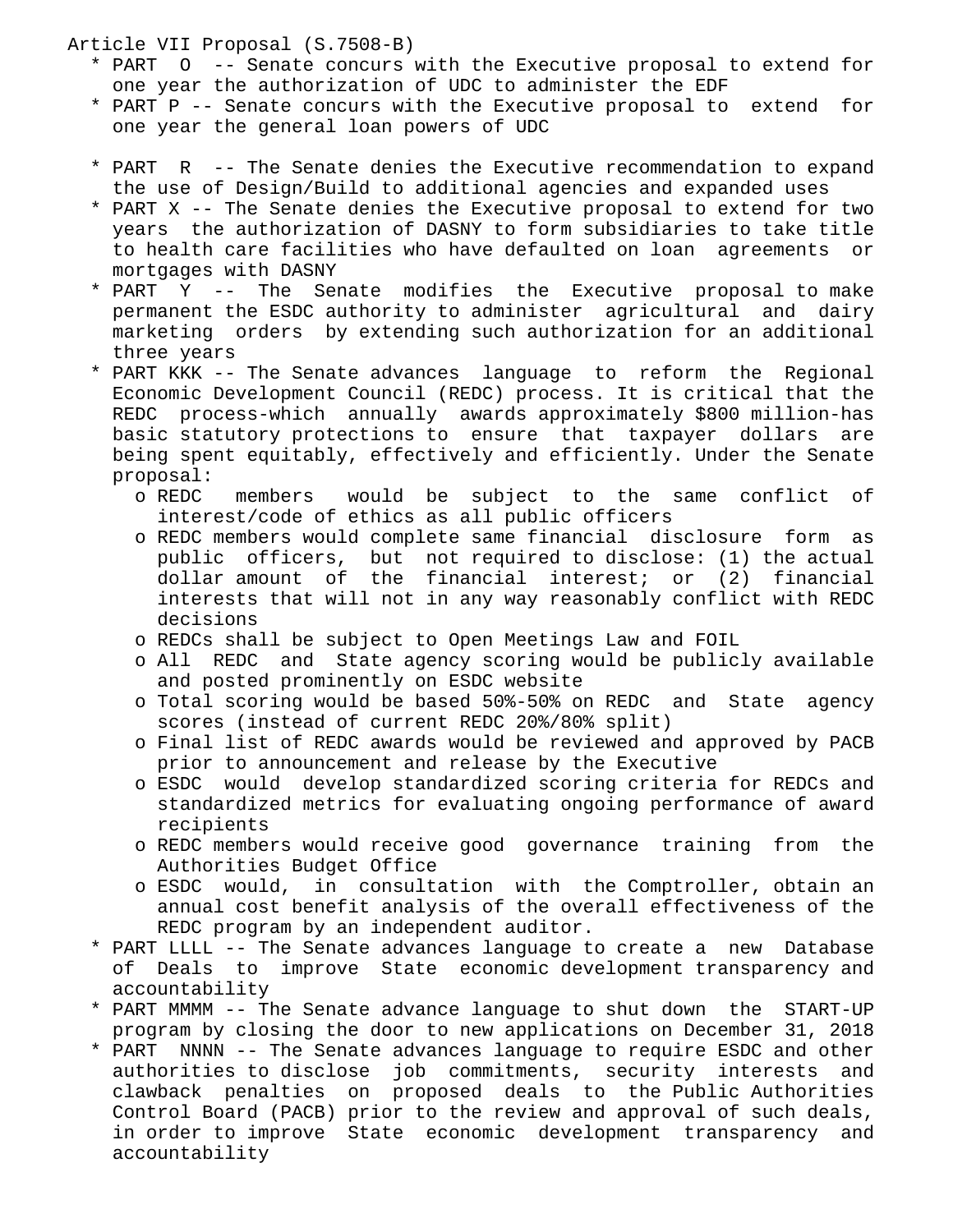Article VII Proposal (S.7508-B)

* PART O -- Senate concurs with the Executive proposal to extend for one year the authorization of UDC to administer the EDF
* PART P -- Senate concurs with the Executive proposal to extend for one year the general loan powers of UDC

* PART R -- The Senate denies the Executive recommendation to expand the use of Design/Build to additional agencies and expanded uses
* PART X -- The Senate denies the Executive proposal to extend for two years the authorization of DASNY to form subsidiaries to take title to health care facilities who have defaulted on loan agreements or mortgages with DASNY
* PART Y -- The Senate modifies the Executive proposal to make permanent the ESDC authority to administer agricultural and dairy marketing orders by extending such authorization for an additional three years
* PART KKK -- The Senate advances language to reform the Regional Economic Development Council (REDC) process. It is critical that the REDC process-which annually awards approximately $800 million-has basic statutory protections to ensure that taxpayer dollars are being spent equitably, effectively and efficiently. Under the Senate proposal:
    - REDC members would be subject to the same conflict of interest/code of ethics as all public officers
    - REDC members would complete same financial disclosure form as public officers, but not required to disclose: (1) the actual dollar amount of the financial interest; or (2) financial interests that will not in any way reasonably conflict with REDC decisions
    - REDCs shall be subject to Open Meetings Law and FOIL
    - All REDC and State agency scoring would be publicly available and posted prominently on ESDC website
    - Total scoring would be based 50%-50% on REDC and State agency scores (instead of current REDC 20%/80% split)
    - Final list of REDC awards would be reviewed and approved by PACB prior to announcement and release by the Executive
    - ESDC would develop standardized scoring criteria for REDCs and standardized metrics for evaluating ongoing performance of award recipients
    - REDC members would receive good governance training from the Authorities Budget Office
    - ESDC would, in consultation with the Comptroller, obtain an annual cost benefit analysis of the overall effectiveness of the REDC program by an independent auditor.
* PART LLLL -- The Senate advances language to create a new Database of Deals to improve State economic development transparency and accountability
* PART MMMM -- The Senate advance language to shut down the START-UP program by closing the door to new applications on December 31, 2018
* PART NNNN -- The Senate advances language to require ESDC and other authorities to disclose job commitments, security interests and clawback penalties on proposed deals to the Public Authorities Control Board (PACB) prior to the review and approval of such deals, in order to improve State economic development transparency and accountability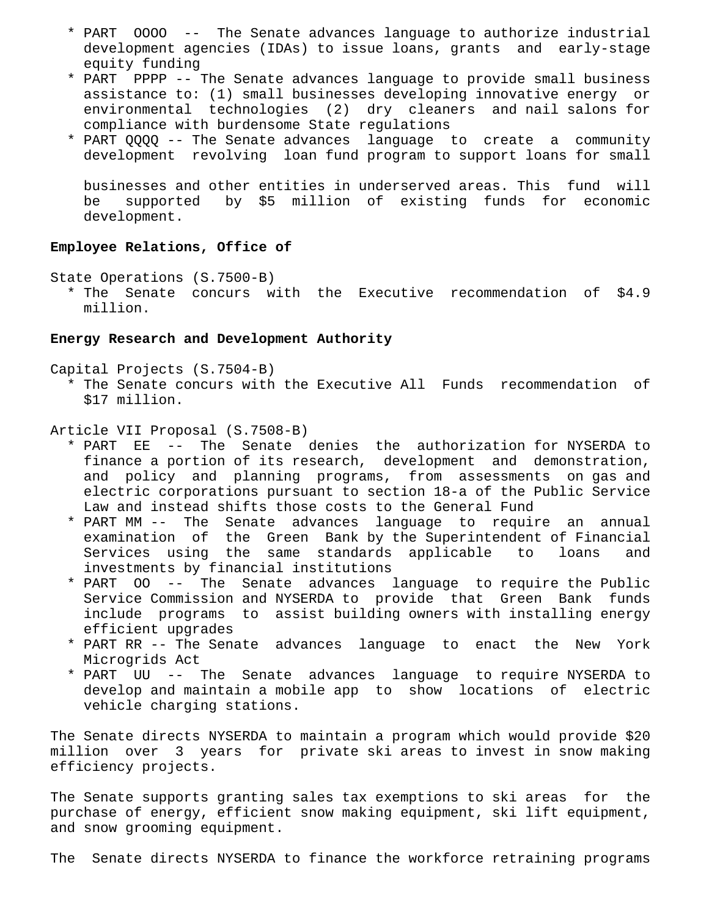* PART OOOO -- The Senate advances language to authorize industrial development agencies (IDAs) to issue loans, grants and early-stage equity funding
* PART PPPP -- The Senate advances language to provide small business assistance to: (1) small businesses developing innovative energy or environmental technologies (2) dry cleaners and nail salons for compliance with burdensome State regulations
* PART QQQQ -- The Senate advances language to create a community development revolving loan fund program to support loans for small businesses and other entities in underserved areas. This fund will be supported by $5 million of existing funds for economic development.

**Employee Relations, Office of**

State Operations (S.7500-B)

* The Senate concurs with the Executive recommendation of $4.9 million.

**Energy Research and Development Authority**

Capital Projects (S.7504-B)

* The Senate concurs with the Executive All Funds recommendation of $17 million.

Article VII Proposal (S.7508-B)

* PART EE -- The Senate denies the authorization for NYSERDA to finance a portion of its research, development and demonstration, and policy and planning programs, from assessments on gas and electric corporations pursuant to section 18-a of the Public Service Law and instead shifts those costs to the General Fund
* PART MM -- The Senate advances language to require an annual examination of the Green Bank by the Superintendent of Financial Services using the same standards applicable to loans and investments by financial institutions
* PART OO -- The Senate advances language to require the Public Service Commission and NYSERDA to provide that Green Bank funds include programs to assist building owners with installing energy efficient upgrades
* PART RR -- The Senate advances language to enact the New York Microgrids Act
* PART UU -- The Senate advances language to require NYSERDA to develop and maintain a mobile app to show locations of electric vehicle charging stations.

The Senate directs NYSERDA to maintain a program which would provide $20 million over 3 years for private ski areas to invest in snow making efficiency projects.

The Senate supports granting sales tax exemptions to ski areas for the purchase of energy, efficient snow making equipment, ski lift equipment, and snow grooming equipment.

The Senate directs NYSERDA to finance the workforce retraining programs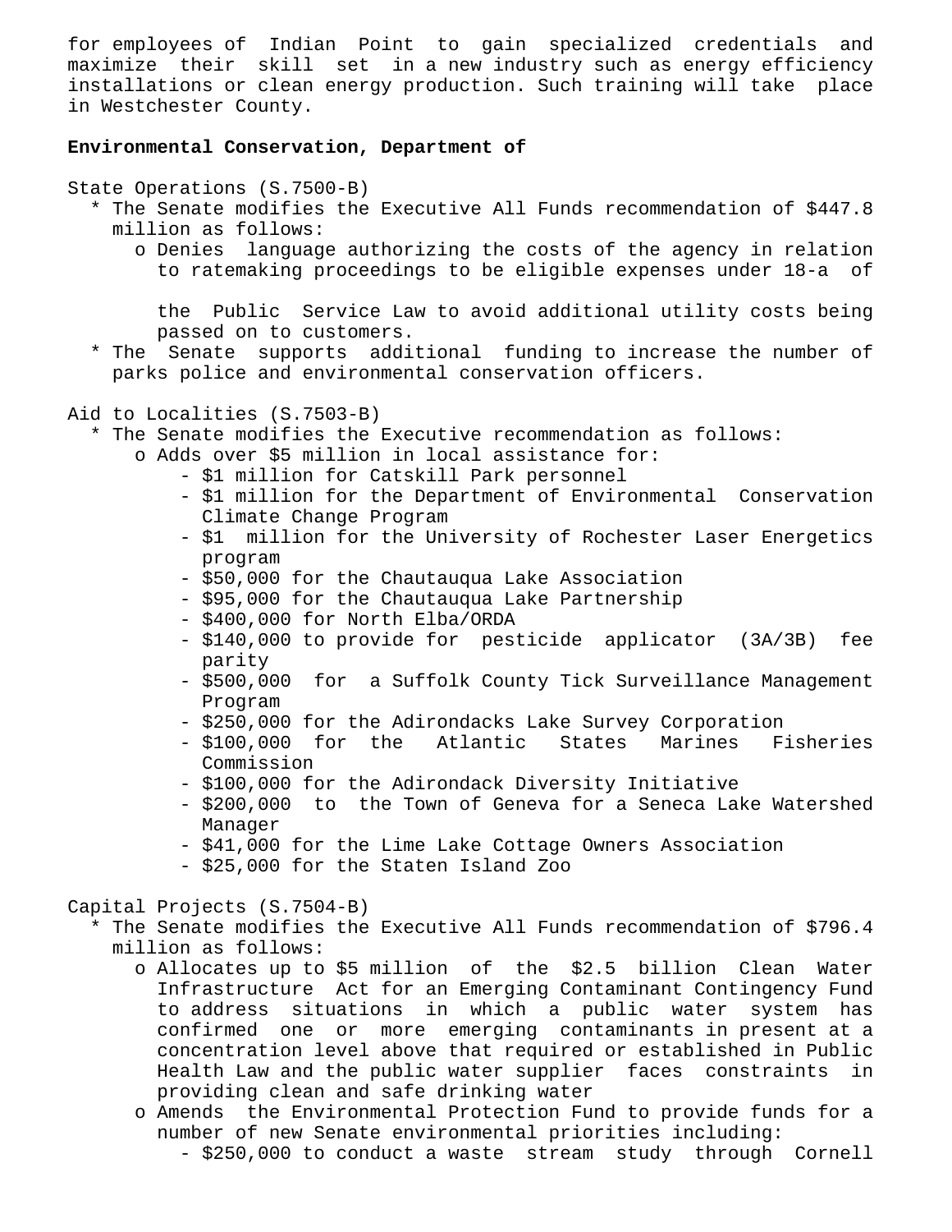for employees of Indian Point to gain specialized credentials and maximize their skill set in a new industry such as energy efficiency installations or clean energy production. Such training will take place in Westchester County.

**Environmental Conservation, Department of**

State Operations (S.7500-B)

- The Senate modifies the Executive All Funds recommendation of $447.8 million as follows:
  - Denies language authorizing the costs of the agency in relation to ratemaking proceedings to be eligible expenses under 18-a of the Public Service Law to avoid additional utility costs being passed on to customers.
- The Senate supports additional funding to increase the number of parks police and environmental conservation officers.

Aid to Localities (S.7503-B)

- The Senate modifies the Executive recommendation as follows:
  - Adds over $5 million in local assistance for:
    - $1 million for Catskill Park personnel
    - $1 million for the Department of Environmental Conservation Climate Change Program
    - $1 million for the University of Rochester Laser Energetics program
    - $50,000 for the Chautauqua Lake Association
    - $95,000 for the Chautauqua Lake Partnership
    - $400,000 for North Elba/ORDA
    - $140,000 to provide for pesticide applicator (3A/3B) fee parity
    - $500,000 for a Suffolk County Tick Surveillance Management Program
    - $250,000 for the Adirondacks Lake Survey Corporation
    - $100,000 for the Atlantic States Marines Fisheries Commission
    - $100,000 for the Adirondack Diversity Initiative
    - $200,000 to the Town of Geneva for a Seneca Lake Watershed Manager
    - $41,000 for the Lime Lake Cottage Owners Association
    - $25,000 for the Staten Island Zoo

Capital Projects (S.7504-B)

- The Senate modifies the Executive All Funds recommendation of $796.4 million as follows:
  - Allocates up to $5 million of the $2.5 billion Clean Water Infrastructure Act for an Emerging Contaminant Contingency Fund to address situations in which a public water system has confirmed one or more emerging contaminants in present at a concentration level above that required or established in Public Health Law and the public water supplier faces constraints in providing clean and safe drinking water
  - Amends the Environmental Protection Fund to provide funds for a number of new Senate environmental priorities including:
    - $250,000 to conduct a waste stream study through Cornell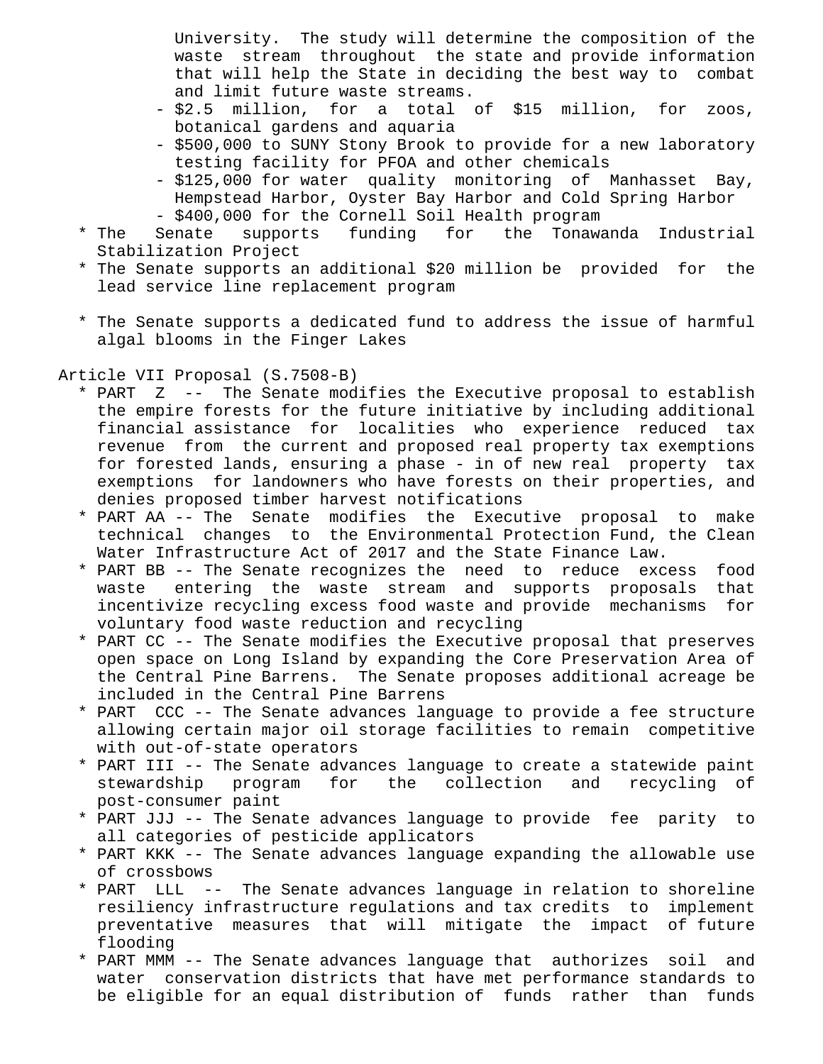University. The study will determine the composition of the waste stream throughout the state and provide information that will help the State in deciding the best way to combat and limit future waste streams.

- $2.5 million, for a total of $15 million, for zoos, botanical gardens and aquaria
- $500,000 to SUNY Stony Brook to provide for a new laboratory testing facility for PFOA and other chemicals
- $125,000 for water quality monitoring of Manhasset Bay, Hempstead Harbor, Oyster Bay Harbor and Cold Spring Harbor
- $400,000 for the Cornell Soil Health program

* The Senate supports funding for the Tonawanda Industrial Stabilization Project
* The Senate supports an additional $20 million be provided for the lead service line replacement program

* The Senate supports a dedicated fund to address the issue of harmful algal blooms in the Finger Lakes

Article VII Proposal (S.7508-B)

* PART Z -- The Senate modifies the Executive proposal to establish the empire forests for the future initiative by including additional financial assistance for localities who experience reduced tax revenue from the current and proposed real property tax exemptions for forested lands, ensuring a phase - in of new real property tax exemptions for landowners who have forests on their properties, and denies proposed timber harvest notifications
* PART AA -- The Senate modifies the Executive proposal to make technical changes to the Environmental Protection Fund, the Clean Water Infrastructure Act of 2017 and the State Finance Law.
* PART BB -- The Senate recognizes the need to reduce excess food waste entering the waste stream and supports proposals that incentivize recycling excess food waste and provide mechanisms for voluntary food waste reduction and recycling
* PART CC -- The Senate modifies the Executive proposal that preserves open space on Long Island by expanding the Core Preservation Area of the Central Pine Barrens. The Senate proposes additional acreage be included in the Central Pine Barrens
* PART CCC -- The Senate advances language to provide a fee structure allowing certain major oil storage facilities to remain competitive with out-of-state operators
* PART III -- The Senate advances language to create a statewide paint stewardship program for the collection and recycling of post-consumer paint
* PART JJJ -- The Senate advances language to provide fee parity to all categories of pesticide applicators
* PART KKK -- The Senate advances language expanding the allowable use of crossbows
* PART LLL -- The Senate advances language in relation to shoreline resiliency infrastructure regulations and tax credits to implement preventative measures that will mitigate the impact of future flooding
* PART MMM -- The Senate advances language that authorizes soil and water conservation districts that have met performance standards to be eligible for an equal distribution of funds rather than funds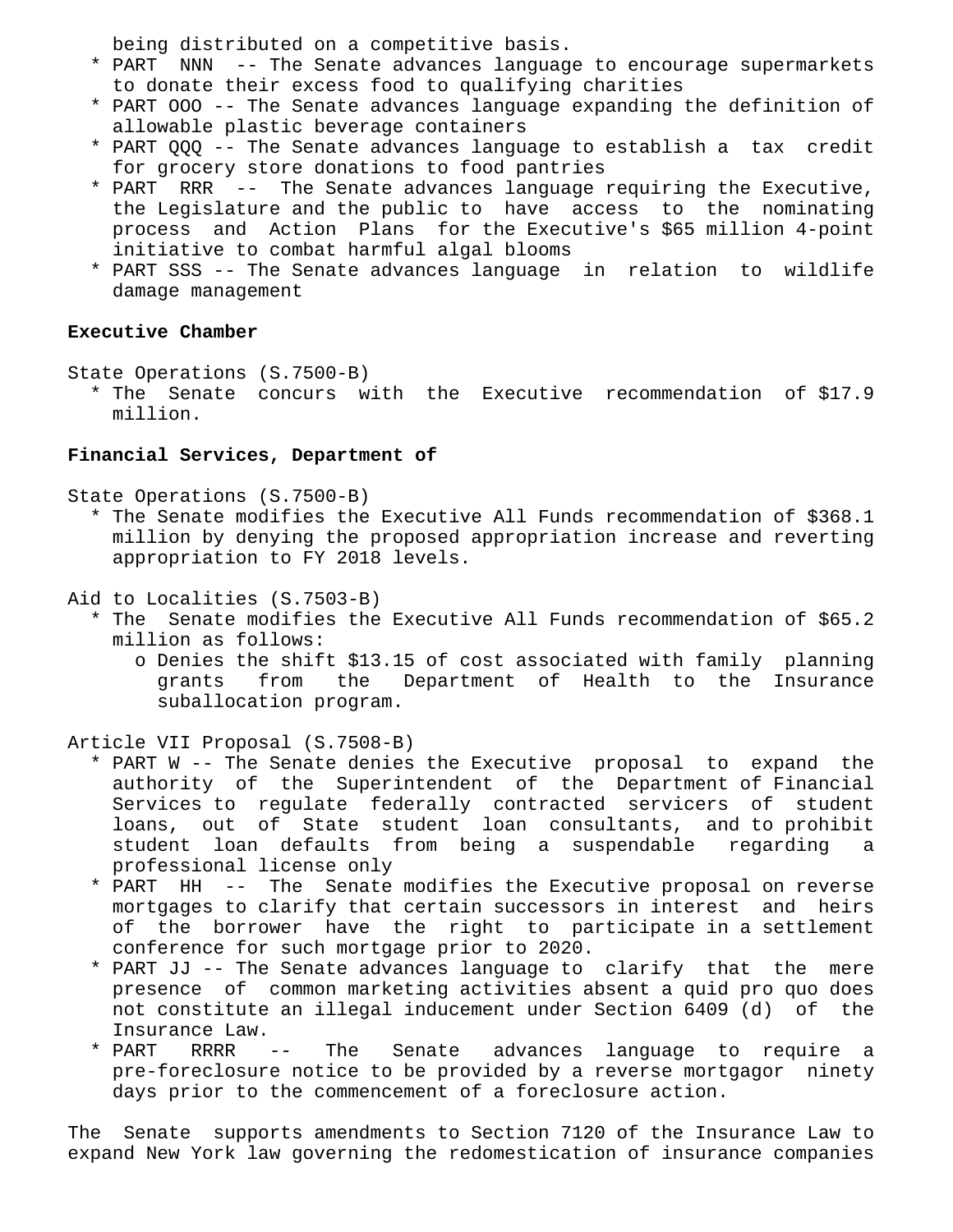being distributed on a competitive basis.

* PART NNN -- The Senate advances language to encourage supermarkets to donate their excess food to qualifying charities
* PART OOO -- The Senate advances language expanding the definition of allowable plastic beverage containers
* PART QQQ -- The Senate advances language to establish a tax credit for grocery store donations to food pantries
* PART RRR -- The Senate advances language requiring the Executive, the Legislature and the public to have access to the nominating process and Action Plans for the Executive's $65 million 4-point initiative to combat harmful algal blooms
* PART SSS -- The Senate advances language in relation to wildlife damage management

**Executive Chamber**

State Operations (S.7500-B)

* The Senate concurs with the Executive recommendation of $17.9 million.

**Financial Services, Department of**

State Operations (S.7500-B)

* The Senate modifies the Executive All Funds recommendation of $368.1 million by denying the proposed appropriation increase and reverting appropriation to FY 2018 levels.

Aid to Localities (S.7503-B)

* The Senate modifies the Executive All Funds recommendation of $65.2 million as follows:
  - o Denies the shift $13.15 of cost associated with family planning grants from the Department of Health to the Insurance suballocation program.

Article VII Proposal (S.7508-B)

* PART W -- The Senate denies the Executive proposal to expand the authority of the Superintendent of the Department of Financial Services to regulate federally contracted servicers of student loans, out of State student loan consultants, and to prohibit student loan defaults from being a suspendable regarding a professional license only
* PART HH -- The Senate modifies the Executive proposal on reverse mortgages to clarify that certain successors in interest and heirs of the borrower have the right to participate in a settlement conference for such mortgage prior to 2020.
* PART JJ -- The Senate advances language to clarify that the mere presence of common marketing activities absent a quid pro quo does not constitute an illegal inducement under Section 6409 (d) of the Insurance Law.
* PART RRRR -- The Senate advances language to require a pre-foreclosure notice to be provided by a reverse mortgagor ninety days prior to the commencement of a foreclosure action.

The Senate supports amendments to Section 7120 of the Insurance Law to expand New York law governing the redomestication of insurance companies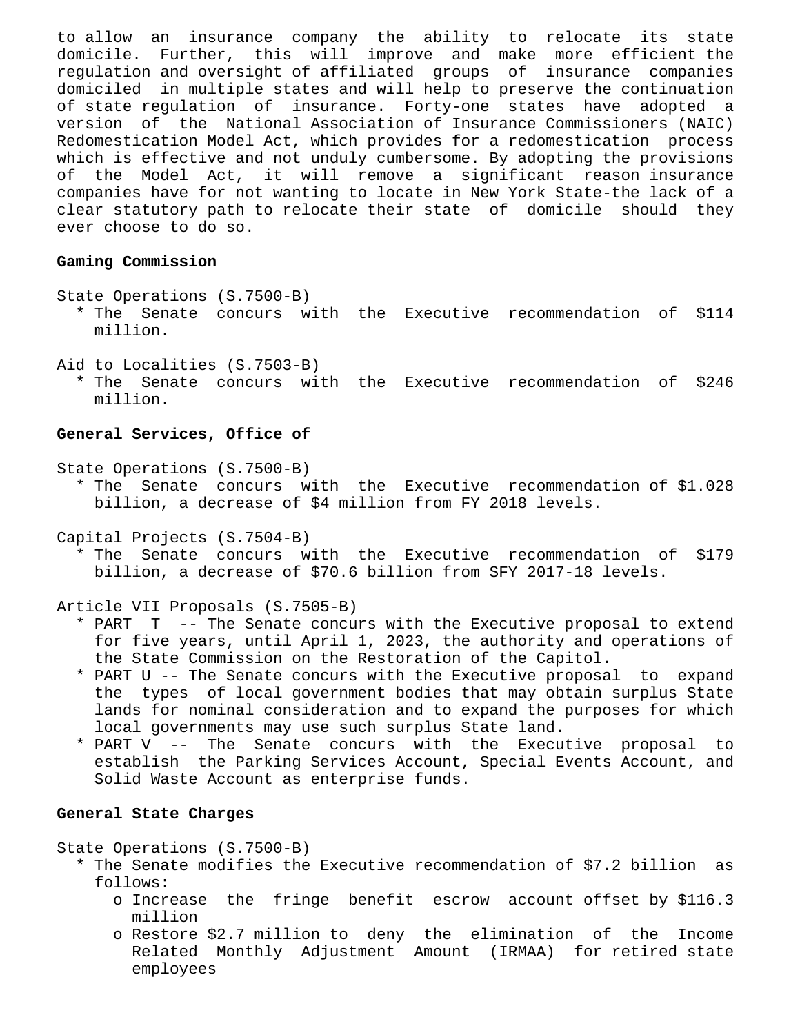to allow an insurance company the ability to relocate its state domicile. Further, this will improve and make more efficient the regulation and oversight of affiliated groups of insurance companies domiciled in multiple states and will help to preserve the continuation of state regulation of insurance. Forty-one states have adopted a version of the National Association of Insurance Commissioners (NAIC) Redomestication Model Act, which provides for a redomestication process which is effective and not unduly cumbersome. By adopting the provisions of the Model Act, it will remove a significant reason insurance companies have for not wanting to locate in New York State-the lack of a clear statutory path to relocate their state of domicile should they ever choose to do so.

**Gaming Commission**

State Operations (S.7500-B)

* The Senate concurs with the Executive recommendation of $114 million.

Aid to Localities (S.7503-B)

* The Senate concurs with the Executive recommendation of $246 million.

**General Services, Office of**

State Operations (S.7500-B)

* The Senate concurs with the Executive recommendation of $1.028 billion, a decrease of $4 million from FY 2018 levels.

Capital Projects (S.7504-B)

* The Senate concurs with the Executive recommendation of $179 billion, a decrease of $70.6 billion from SFY 2017-18 levels.

Article VII Proposals (S.7505-B)

* PART T -- The Senate concurs with the Executive proposal to extend for five years, until April 1, 2023, the authority and operations of the State Commission on the Restoration of the Capitol.
* PART U -- The Senate concurs with the Executive proposal to expand the types of local government bodies that may obtain surplus State lands for nominal consideration and to expand the purposes for which local governments may use such surplus State land.
* PART V -- The Senate concurs with the Executive proposal to establish the Parking Services Account, Special Events Account, and Solid Waste Account as enterprise funds.

**General State Charges**

State Operations (S.7500-B)

* The Senate modifies the Executive recommendation of $7.2 billion as follows:
  - o Increase the fringe benefit escrow account offset by $116.3 million
  - o Restore $2.7 million to deny the elimination of the Income Related Monthly Adjustment Amount (IRMAA) for retired state employees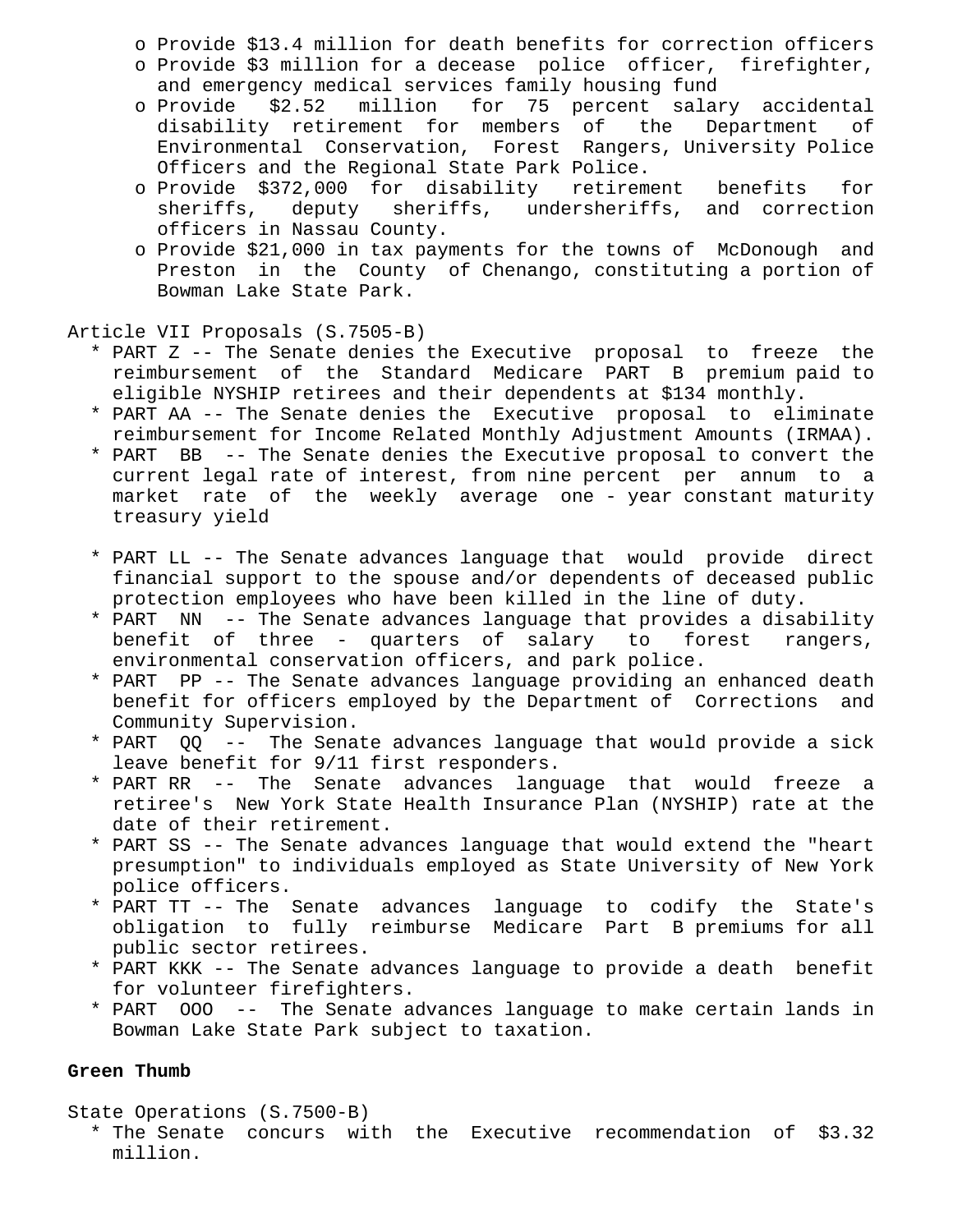- o Provide $13.4 million for death benefits for correction officers
- o Provide $3 million for a decease police officer, firefighter, and emergency medical services family housing fund
- o Provide $2.52 million for 75 percent salary accidental disability retirement for members of the Department of Environmental Conservation, Forest Rangers, University Police Officers and the Regional State Park Police.
- o Provide $372,000 for disability retirement benefits for sheriffs, deputy sheriffs, undersheriffs, and correction officers in Nassau County.
- o Provide $21,000 in tax payments for the towns of McDonough and Preston in the County of Chenango, constituting a portion of Bowman Lake State Park.

Article VII Proposals (S.7505-B)

* PART Z -- The Senate denies the Executive proposal to freeze the reimbursement of the Standard Medicare PART B premium paid to eligible NYSHIP retirees and their dependents at $134 monthly.
* PART AA -- The Senate denies the Executive proposal to eliminate reimbursement for Income Related Monthly Adjustment Amounts (IRMAA).
* PART BB -- The Senate denies the Executive proposal to convert the current legal rate of interest, from nine percent per annum to a market rate of the weekly average one - year constant maturity treasury yield

* PART LL -- The Senate advances language that would provide direct financial support to the spouse and/or dependents of deceased public protection employees who have been killed in the line of duty.
* PART NN -- The Senate advances language that provides a disability benefit of three - quarters of salary to forest rangers, environmental conservation officers, and park police.
* PART PP -- The Senate advances language providing an enhanced death benefit for officers employed by the Department of Corrections and Community Supervision.
* PART QQ -- The Senate advances language that would provide a sick leave benefit for 9/11 first responders.
* PART RR -- The Senate advances language that would freeze a retiree's New York State Health Insurance Plan (NYSHIP) rate at the date of their retirement.
* PART SS -- The Senate advances language that would extend the "heart presumption" to individuals employed as State University of New York police officers.
* PART TT -- The Senate advances language to codify the State's obligation to fully reimburse Medicare Part B premiums for all public sector retirees.
* PART KKK -- The Senate advances language to provide a death benefit for volunteer firefighters.
* PART OOO -- The Senate advances language to make certain lands in Bowman Lake State Park subject to taxation.

**Green Thumb**

State Operations (S.7500-B)

* The Senate concurs with the Executive recommendation of $3.32 million.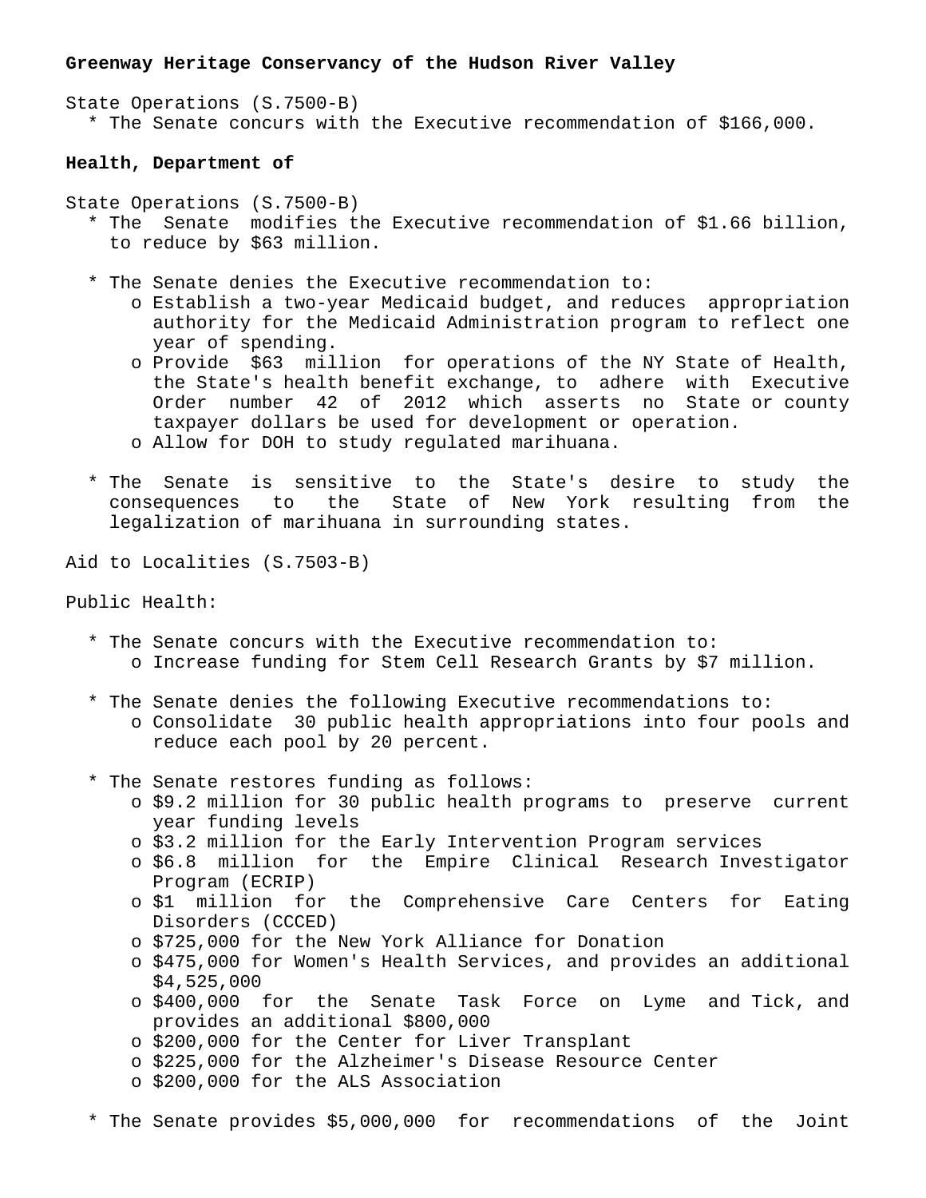**Greenway Heritage Conservancy of the Hudson River Valley**

State Operations (S.7500-B)

* The Senate concurs with the Executive recommendation of $166,000.

**Health, Department of**

State Operations (S.7500-B)

* The Senate modifies the Executive recommendation of $1.66 billion, to reduce by $63 million.

* The Senate denies the Executive recommendation to:
    - Establish a two-year Medicaid budget, and reduces appropriation authority for the Medicaid Administration program to reflect one year of spending.
    - Provide $63 million for operations of the NY State of Health, the State's health benefit exchange, to adhere with Executive Order number 42 of 2012 which asserts no State or county taxpayer dollars be used for development or operation.
    - Allow for DOH to study regulated marihuana.

* The Senate is sensitive to the State's desire to study the consequences to the State of New York resulting from the legalization of marihuana in surrounding states.

Aid to Localities (S.7503-B)

Public Health:

* The Senate concurs with the Executive recommendation to:
    - Increase funding for Stem Cell Research Grants by $7 million.

* The Senate denies the following Executive recommendations to:
    - Consolidate 30 public health appropriations into four pools and reduce each pool by 20 percent.

* The Senate restores funding as follows:
    - $9.2 million for 30 public health programs to preserve current year funding levels
    - $3.2 million for the Early Intervention Program services
    - $6.8 million for the Empire Clinical Research Investigator Program (ECRIP)
    - $1 million for the Comprehensive Care Centers for Eating Disorders (CCCED)
    - $725,000 for the New York Alliance for Donation
    - $475,000 for Women's Health Services, and provides an additional $4,525,000
    - $400,000 for the Senate Task Force on Lyme and Tick, and provides an additional $800,000
    - $200,000 for the Center for Liver Transplant
    - $225,000 for the Alzheimer's Disease Resource Center
    - $200,000 for the ALS Association

* The Senate provides $5,000,000 for recommendations of the Joint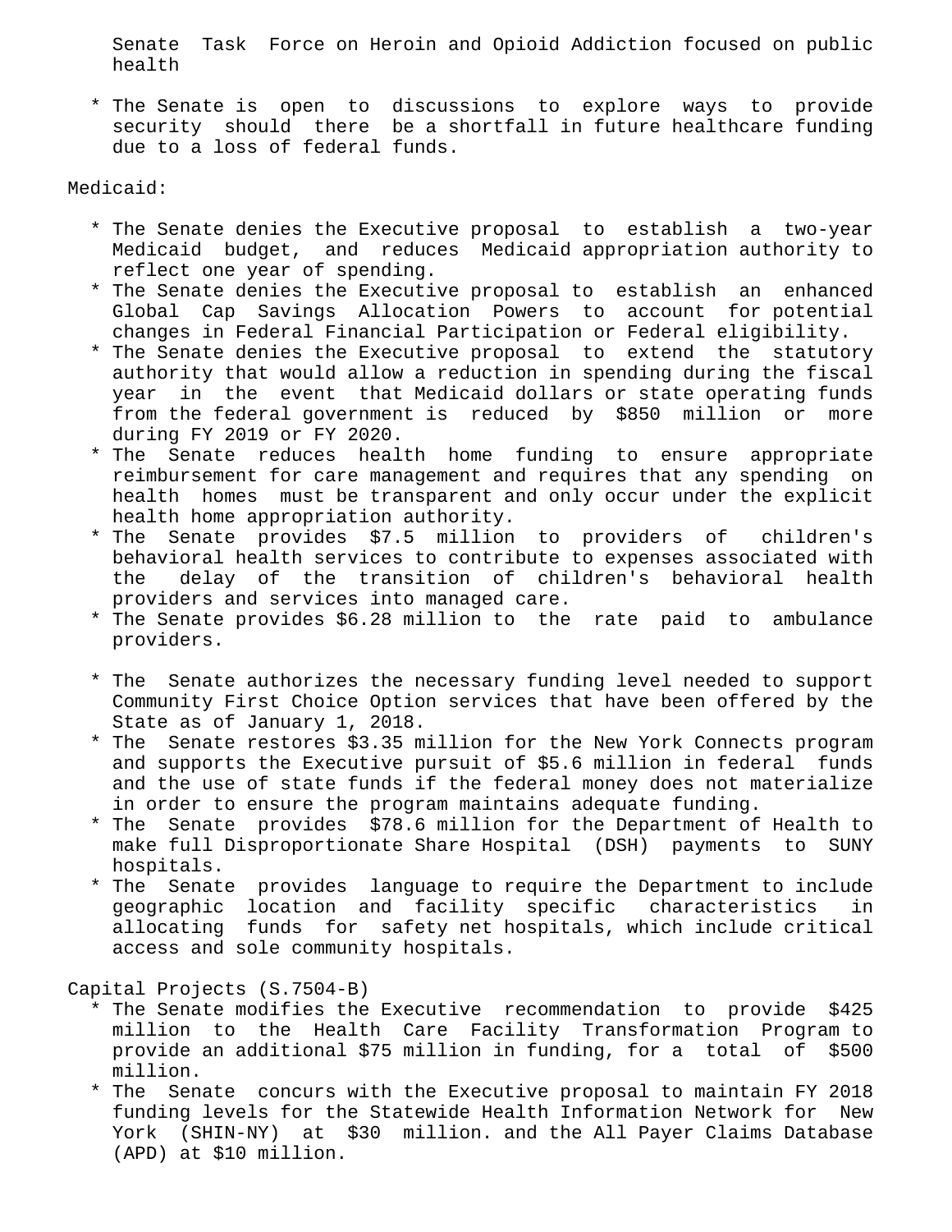Senate Task Force on Heroin and Opioid Addiction focused on public health

- The Senate is open to discussions to explore ways to provide security should there be a shortfall in future healthcare funding due to a loss of federal funds.

Medicaid:

- The Senate denies the Executive proposal to establish a two-year Medicaid budget, and reduces Medicaid appropriation authority to reflect one year of spending.
- The Senate denies the Executive proposal to establish an enhanced Global Cap Savings Allocation Powers to account for potential changes in Federal Financial Participation or Federal eligibility.
- The Senate denies the Executive proposal to extend the statutory authority that would allow a reduction in spending during the fiscal year in the event that Medicaid dollars or state operating funds from the federal government is reduced by $850 million or more during FY 2019 or FY 2020.
- The Senate reduces health home funding to ensure appropriate reimbursement for care management and requires that any spending on health homes must be transparent and only occur under the explicit health home appropriation authority.
- The Senate provides $7.5 million to providers of children's behavioral health services to contribute to expenses associated with the delay of the transition of children's behavioral health providers and services into managed care.
- The Senate provides $6.28 million to the rate paid to ambulance providers.

- The Senate authorizes the necessary funding level needed to support Community First Choice Option services that have been offered by the State as of January 1, 2018.
- The Senate restores $3.35 million for the New York Connects program and supports the Executive pursuit of $5.6 million in federal funds and the use of state funds if the federal money does not materialize in order to ensure the program maintains adequate funding.
- The Senate provides $78.6 million for the Department of Health to make full Disproportionate Share Hospital (DSH) payments to SUNY hospitals.
- The Senate provides language to require the Department to include geographic location and facility specific characteristics in allocating funds for safety net hospitals, which include critical access and sole community hospitals.

Capital Projects (S.7504-B)

- The Senate modifies the Executive recommendation to provide $425 million to the Health Care Facility Transformation Program to provide an additional $75 million in funding, for a total of $500 million.
- The Senate concurs with the Executive proposal to maintain FY 2018 funding levels for the Statewide Health Information Network for New York (SHIN-NY) at $30 million. and the All Payer Claims Database (APD) at $10 million.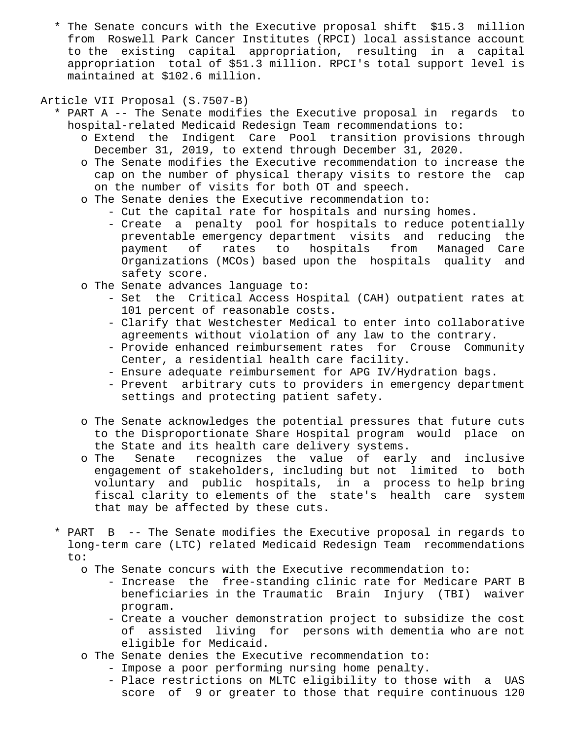* The Senate concurs with the Executive proposal shift $15.3 million from Roswell Park Cancer Institutes (RPCI) local assistance account to the existing capital appropriation, resulting in a capital appropriation total of $51.3 million. RPCI's total support level is maintained at $102.6 million.

Article VII Proposal (S.7507-B)

* PART A -- The Senate modifies the Executive proposal in regards to hospital-related Medicaid Redesign Team recommendations to:
  - Extend the Indigent Care Pool transition provisions through December 31, 2019, to extend through December 31, 2020.
  - The Senate modifies the Executive recommendation to increase the cap on the number of physical therapy visits to restore the cap on the number of visits for both OT and speech.
  - The Senate denies the Executive recommendation to:
    - Cut the capital rate for hospitals and nursing homes.
    - Create a penalty pool for hospitals to reduce potentially preventable emergency department visits and reducing the payment of rates to hospitals from Managed Care Organizations (MCOs) based upon the hospitals quality and safety score.
  - The Senate advances language to:
    - Set the Critical Access Hospital (CAH) outpatient rates at 101 percent of reasonable costs.
    - Clarify that Westchester Medical to enter into collaborative agreements without violation of any law to the contrary.
    - Provide enhanced reimbursement rates for Crouse Community Center, a residential health care facility.
    - Ensure adequate reimbursement for APG IV/Hydration bags.
    - Prevent arbitrary cuts to providers in emergency department settings and protecting patient safety.

  - The Senate acknowledges the potential pressures that future cuts to the Disproportionate Share Hospital program would place on the State and its health care delivery systems.
  - The Senate recognizes the value of early and inclusive engagement of stakeholders, including but not limited to both voluntary and public hospitals, in a process to help bring fiscal clarity to elements of the state's health care system that may be affected by these cuts.

* PART B -- The Senate modifies the Executive proposal in regards to long-term care (LTC) related Medicaid Redesign Team recommendations to:
  - The Senate concurs with the Executive recommendation to:
    - Increase the free-standing clinic rate for Medicare PART B beneficiaries in the Traumatic Brain Injury (TBI) waiver program.
    - Create a voucher demonstration project to subsidize the cost of assisted living for persons with dementia who are not eligible for Medicaid.
  - The Senate denies the Executive recommendation to:
    - Impose a poor performing nursing home penalty.
    - Place restrictions on MLTC eligibility to those with a UAS score of 9 or greater to those that require continuous 120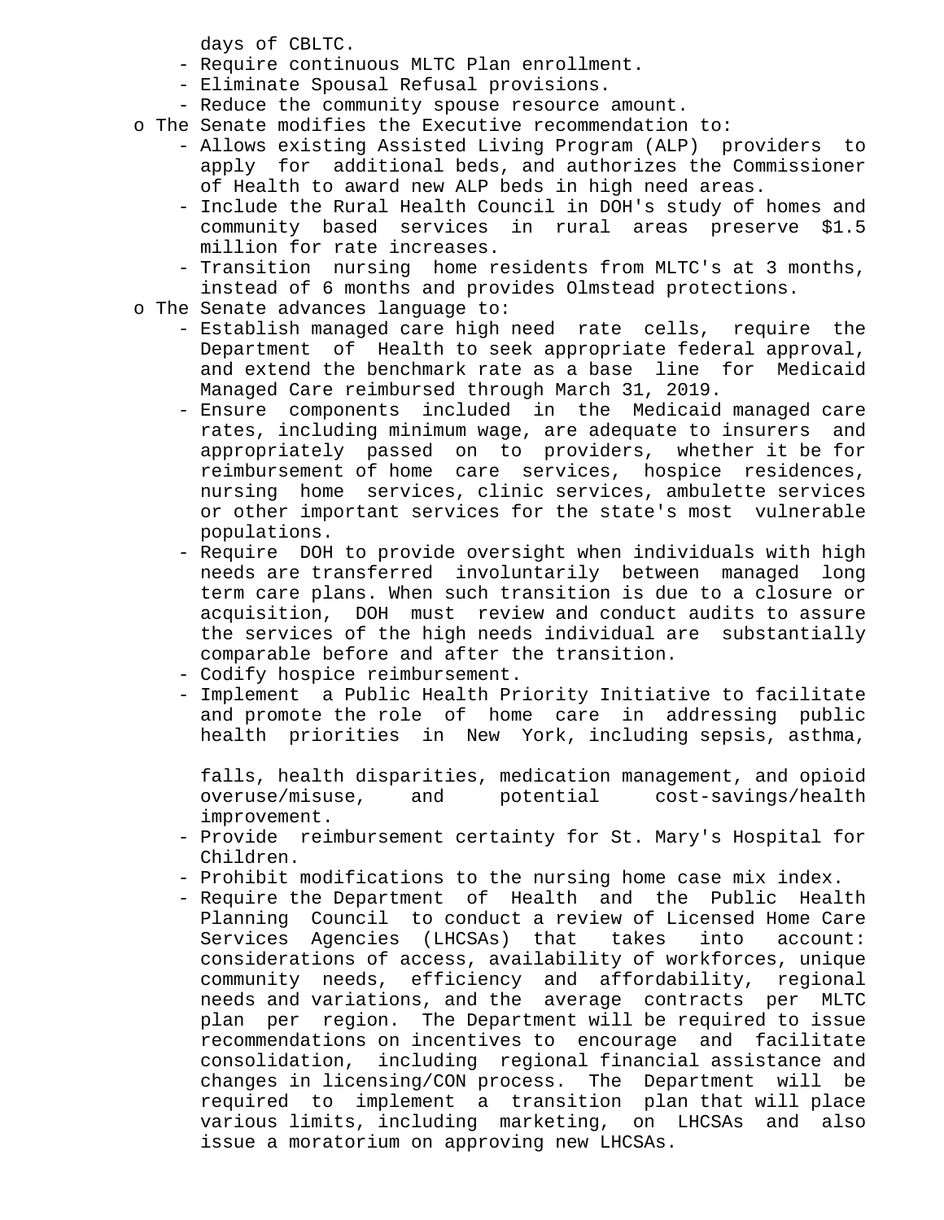days of CBLTC.
    - Require continuous MLTC Plan enrollment.
    - Eliminate Spousal Refusal provisions.
    - Reduce the community spouse resource amount.

- The Senate modifies the Executive recommendation to:
    - Allows existing Assisted Living Program (ALP) providers to apply for additional beds, and authorizes the Commissioner of Health to award new ALP beds in high need areas.
    - Include the Rural Health Council in DOH's study of homes and community based services in rural areas preserve $1.5 million for rate increases.
    - Transition nursing home residents from MLTC's at 3 months, instead of 6 months and provides Olmstead protections.
- The Senate advances language to:
    - Establish managed care high need rate cells, require the Department of Health to seek appropriate federal approval, and extend the benchmark rate as a base line for Medicaid Managed Care reimbursed through March 31, 2019.
    - Ensure components included in the Medicaid managed care rates, including minimum wage, are adequate to insurers and appropriately passed on to providers, whether it be for reimbursement of home care services, hospice residences, nursing home services, clinic services, ambulette services or other important services for the state's most vulnerable populations.
    - Require DOH to provide oversight when individuals with high needs are transferred involuntarily between managed long term care plans. When such transition is due to a closure or acquisition, DOH must review and conduct audits to assure the services of the high needs individual are substantially comparable before and after the transition.
    - Codify hospice reimbursement.
    - Implement a Public Health Priority Initiative to facilitate and promote the role of home care in addressing public health priorities in New York, including sepsis, asthma, falls, health disparities, medication management, and opioid overuse/misuse, and potential cost-savings/health improvement.
    - Provide reimbursement certainty for St. Mary's Hospital for Children.
    - Prohibit modifications to the nursing home case mix index.
    - Require the Department of Health and the Public Health Planning Council to conduct a review of Licensed Home Care Services Agencies (LHCSAs) that takes into account: considerations of access, availability of workforces, unique community needs, efficiency and affordability, regional needs and variations, and the average contracts per MLTC plan per region. The Department will be required to issue recommendations on incentives to encourage and facilitate consolidation, including regional financial assistance and changes in licensing/CON process. The Department will be required to implement a transition plan that will place various limits, including marketing, on LHCSAs and also issue a moratorium on approving new LHCSAs.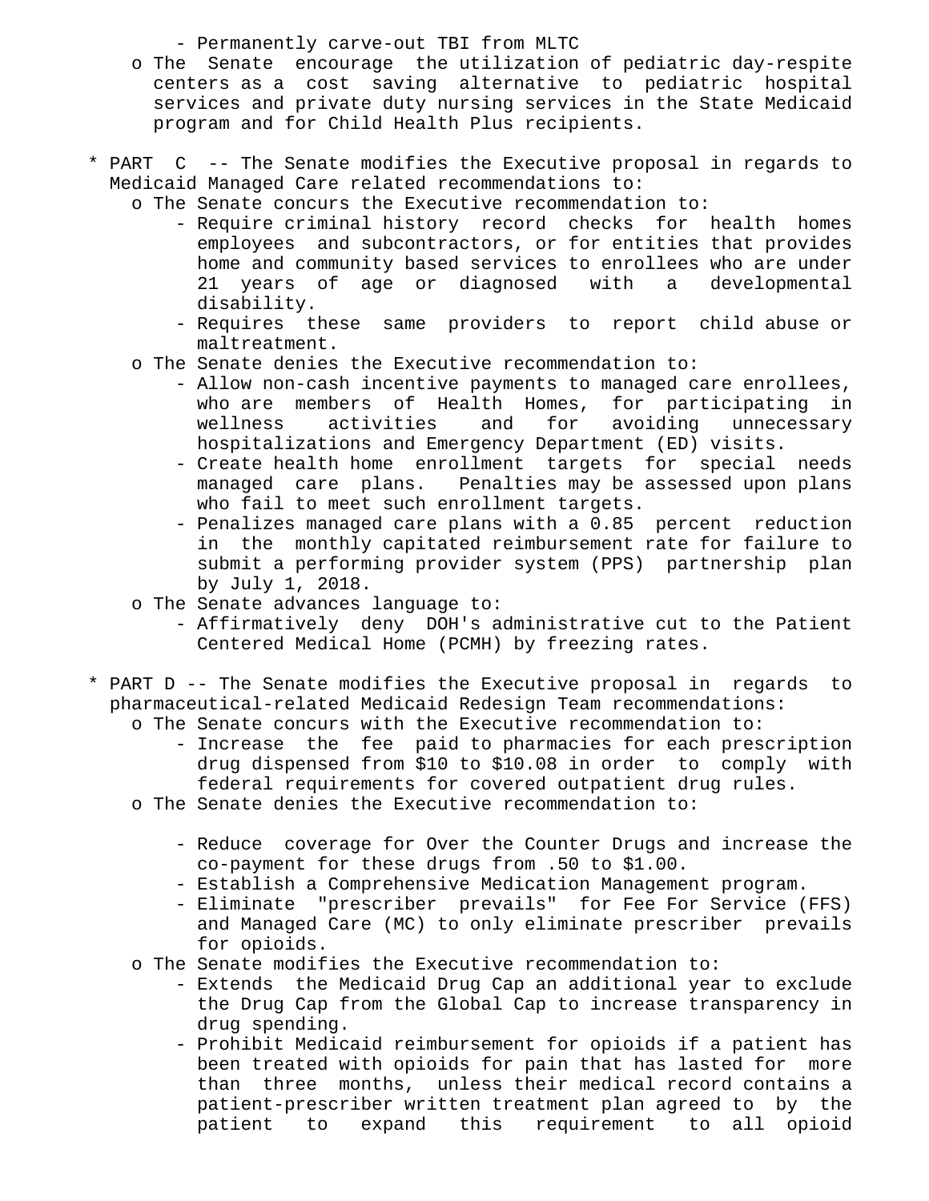- Permanently carve-out TBI from MLTC
- The Senate encourage the utilization of pediatric day-respite centers as a cost saving alternative to pediatric hospital services and private duty nursing services in the State Medicaid program and for Child Health Plus recipients.

* PART C -- The Senate modifies the Executive proposal in regards to Medicaid Managed Care related recommendations to:
  - The Senate concurs the Executive recommendation to:
    - Require criminal history record checks for health homes employees and subcontractors, or for entities that provides home and community based services to enrollees who are under 21 years of age or diagnosed with a developmental disability.
    - Requires these same providers to report child abuse or maltreatment.
  - The Senate denies the Executive recommendation to:
    - Allow non-cash incentive payments to managed care enrollees, who are members of Health Homes, for participating in wellness activities and for avoiding unnecessary hospitalizations and Emergency Department (ED) visits.
    - Create health home enrollment targets for special needs managed care plans. Penalties may be assessed upon plans who fail to meet such enrollment targets.
    - Penalizes managed care plans with a 0.85 percent reduction in the monthly capitated reimbursement rate for failure to submit a performing provider system (PPS) partnership plan by July 1, 2018.
  - The Senate advances language to:
    - Affirmatively deny DOH's administrative cut to the Patient Centered Medical Home (PCMH) by freezing rates.

* PART D -- The Senate modifies the Executive proposal in regards to pharmaceutical-related Medicaid Redesign Team recommendations:
  - The Senate concurs with the Executive recommendation to:
    - Increase the fee paid to pharmacies for each prescription drug dispensed from $10 to $10.08 in order to comply with federal requirements for covered outpatient drug rules.
  - The Senate denies the Executive recommendation to:
    - Reduce coverage for Over the Counter Drugs and increase the co-payment for these drugs from .50 to $1.00.
    - Establish a Comprehensive Medication Management program.
    - Eliminate "prescriber prevails" for Fee For Service (FFS) and Managed Care (MC) to only eliminate prescriber prevails for opioids.
  - The Senate modifies the Executive recommendation to:
    - Extends the Medicaid Drug Cap an additional year to exclude the Drug Cap from the Global Cap to increase transparency in drug spending.
    - Prohibit Medicaid reimbursement for opioids if a patient has been treated with opioids for pain that has lasted for more than three months, unless their medical record contains a patient-prescriber written treatment plan agreed to by the patient to expand this requirement to all opioid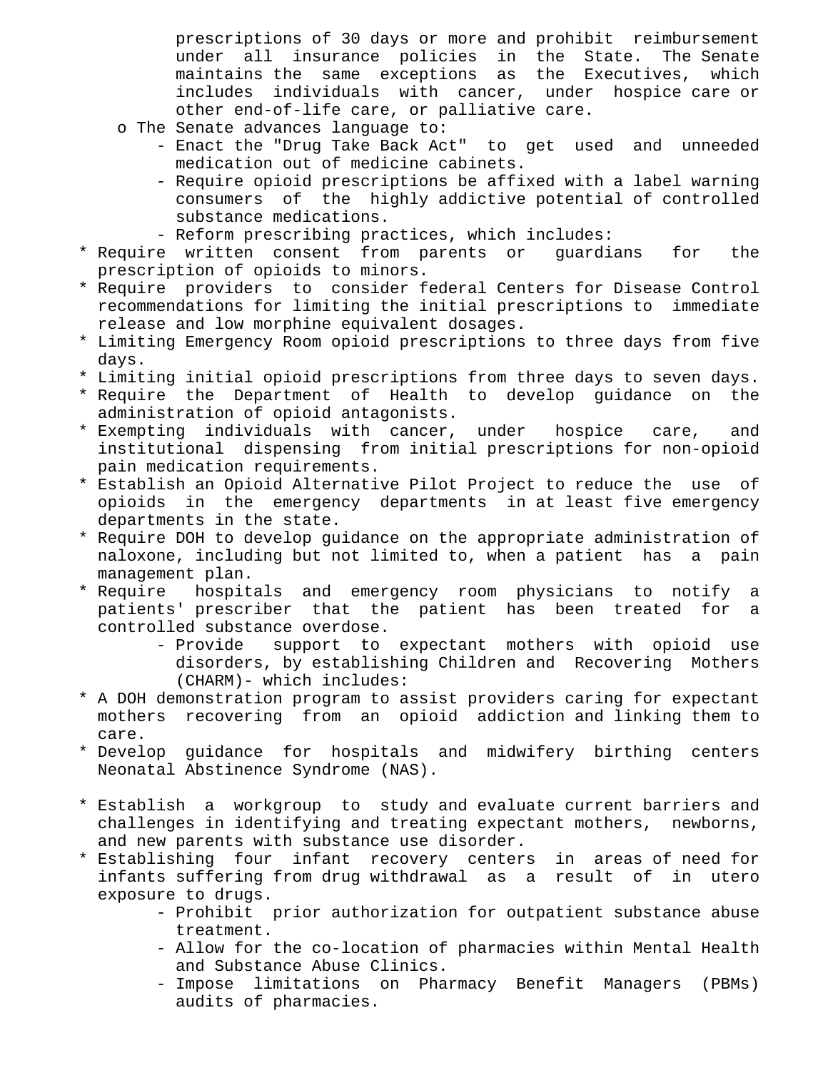prescriptions of 30 days or more and prohibit reimbursement under all insurance policies in the State. The Senate maintains the same exceptions as the Executives, which includes individuals with cancer, under hospice care or other end-of-life care, or palliative care.

- o The Senate advances language to:
  - Enact the "Drug Take Back Act" to get used and unneeded medication out of medicine cabinets.
  - Require opioid prescriptions be affixed with a label warning consumers of the highly addictive potential of controlled substance medications.
  - Reform prescribing practices, which includes:

* Require written consent from parents or guardians for the prescription of opioids to minors.
* Require providers to consider federal Centers for Disease Control recommendations for limiting the initial prescriptions to immediate release and low morphine equivalent dosages.
* Limiting Emergency Room opioid prescriptions to three days from five days.
* Limiting initial opioid prescriptions from three days to seven days.
* Require the Department of Health to develop guidance on the administration of opioid antagonists.
* Exempting individuals with cancer, under hospice care, and institutional dispensing from initial prescriptions for non-opioid pain medication requirements.
* Establish an Opioid Alternative Pilot Project to reduce the use of opioids in the emergency departments in at least five emergency departments in the state.
* Require DOH to develop guidance on the appropriate administration of naloxone, including but not limited to, when a patient has a pain management plan.
* Require hospitals and emergency room physicians to notify a patients' prescriber that the patient has been treated for a controlled substance overdose.

  - Provide support to expectant mothers with opioid use disorders, by establishing Children and Recovering Mothers (CHARM)- which includes:

* A DOH demonstration program to assist providers caring for expectant mothers recovering from an opioid addiction and linking them to care.
* Develop guidance for hospitals and midwifery birthing centers Neonatal Abstinence Syndrome (NAS).

* Establish a workgroup to study and evaluate current barriers and challenges in identifying and treating expectant mothers, newborns, and new parents with substance use disorder.
* Establishing four infant recovery centers in areas of need for infants suffering from drug withdrawal as a result of in utero exposure to drugs.

  - Prohibit prior authorization for outpatient substance abuse treatment.
  - Allow for the co-location of pharmacies within Mental Health and Substance Abuse Clinics.
  - Impose limitations on Pharmacy Benefit Managers (PBMs) audits of pharmacies.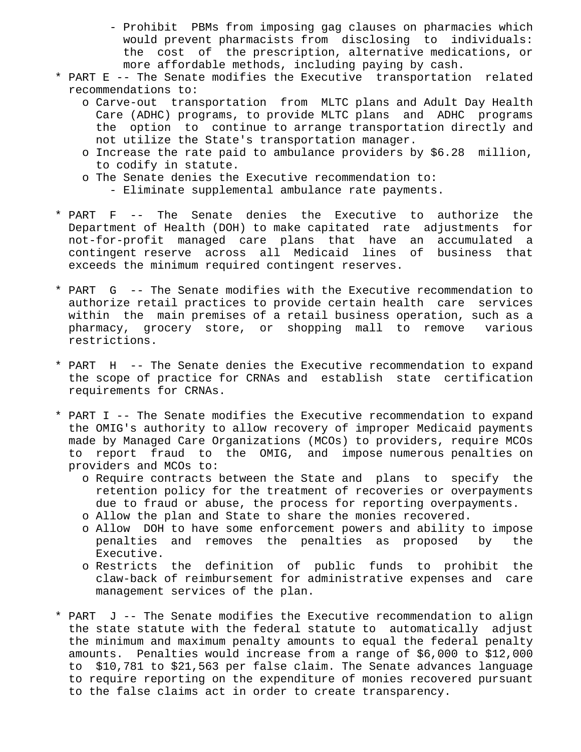- Prohibit PBMs from imposing gag clauses on pharmacies which would prevent pharmacists from disclosing to individuals: the cost of the prescription, alternative medications, or more affordable methods, including paying by cash.

* PART E -- The Senate modifies the Executive transportation related recommendations to:
  - o Carve-out transportation from MLTC plans and Adult Day Health Care (ADHC) programs, to provide MLTC plans and ADHC programs the option to continue to arrange transportation directly and not utilize the State's transportation manager.
  - o Increase the rate paid to ambulance providers by $6.28 million, to codify in statute.
  - o The Senate denies the Executive recommendation to:
    - Eliminate supplemental ambulance rate payments.

* PART F -- The Senate denies the Executive to authorize the Department of Health (DOH) to make capitated rate adjustments for not-for-profit managed care plans that have an accumulated a contingent reserve across all Medicaid lines of business that exceeds the minimum required contingent reserves.

* PART G -- The Senate modifies with the Executive recommendation to authorize retail practices to provide certain health care services within the main premises of a retail business operation, such as a pharmacy, grocery store, or shopping mall to remove various restrictions.

* PART H -- The Senate denies the Executive recommendation to expand the scope of practice for CRNAs and establish state certification requirements for CRNAs.

* PART I -- The Senate modifies the Executive recommendation to expand the OMIG's authority to allow recovery of improper Medicaid payments made by Managed Care Organizations (MCOs) to providers, require MCOs to report fraud to the OMIG, and impose numerous penalties on providers and MCOs to:
  - o Require contracts between the State and plans to specify the retention policy for the treatment of recoveries or overpayments due to fraud or abuse, the process for reporting overpayments.
  - o Allow the plan and State to share the monies recovered.
  - o Allow DOH to have some enforcement powers and ability to impose penalties and removes the penalties as proposed by the Executive.
  - o Restricts the definition of public funds to prohibit the claw-back of reimbursement for administrative expenses and care management services of the plan.

* PART J -- The Senate modifies the Executive recommendation to align the state statute with the federal statute to automatically adjust the minimum and maximum penalty amounts to equal the federal penalty amounts. Penalties would increase from a range of $6,000 to $12,000 to $10,781 to $21,563 per false claim. The Senate advances language to require reporting on the expenditure of monies recovered pursuant to the false claims act in order to create transparency.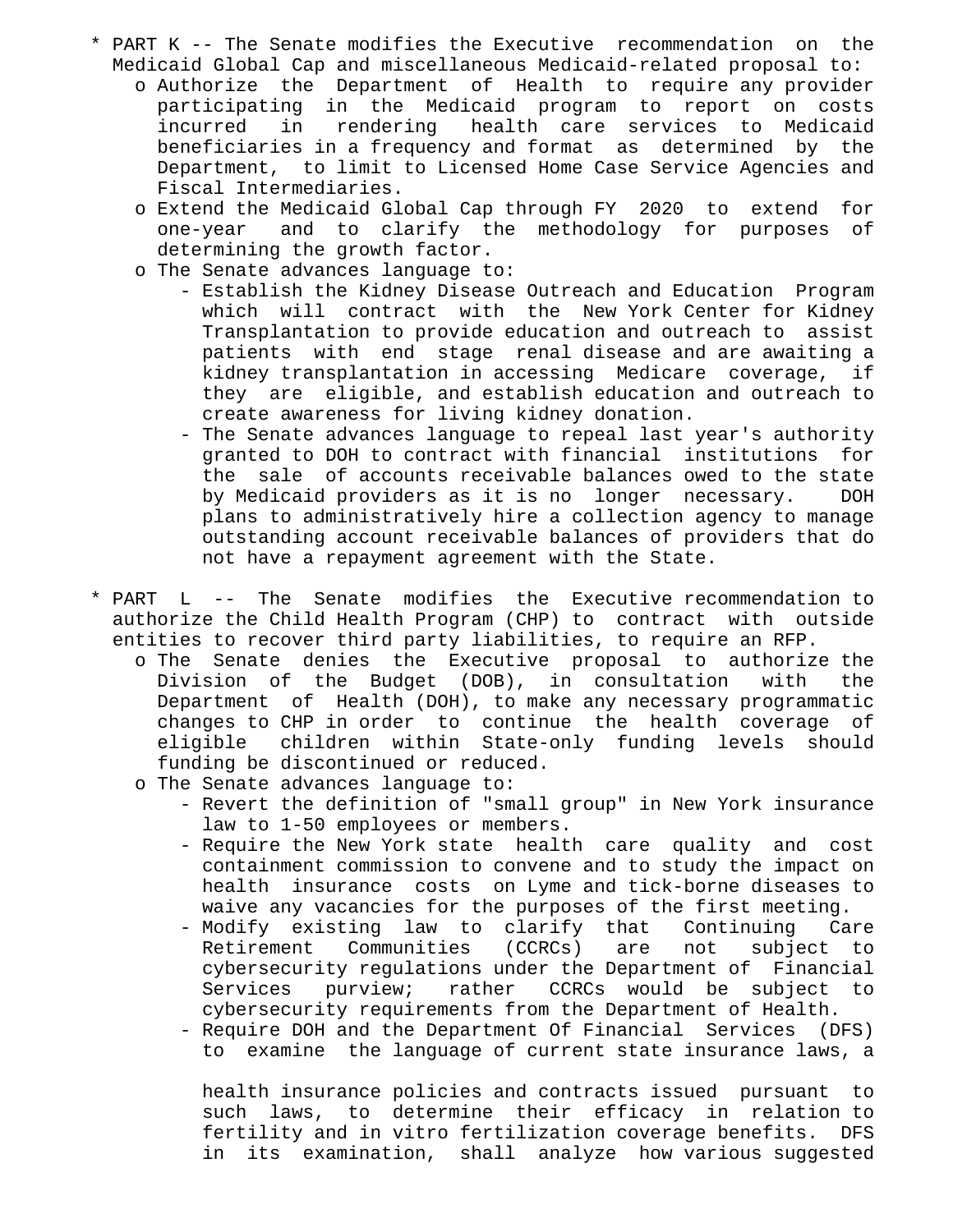* PART K -- The Senate modifies the Executive recommendation on the Medicaid Global Cap and miscellaneous Medicaid-related proposal to:
  - o Authorize the Department of Health to require any provider participating in the Medicaid program to report on costs incurred in rendering health care services to Medicaid beneficiaries in a frequency and format as determined by the Department, to limit to Licensed Home Case Service Agencies and Fiscal Intermediaries.
  - o Extend the Medicaid Global Cap through FY 2020 to extend for one-year and to clarify the methodology for purposes of determining the growth factor.
  - o The Senate advances language to:
    - Establish the Kidney Disease Outreach and Education Program which will contract with the New York Center for Kidney Transplantation to provide education and outreach to assist patients with end stage renal disease and are awaiting a kidney transplantation in accessing Medicare coverage, if they are eligible, and establish education and outreach to create awareness for living kidney donation.
    - The Senate advances language to repeal last year's authority granted to DOH to contract with financial institutions for the sale of accounts receivable balances owed to the state by Medicaid providers as it is no longer necessary. DOH plans to administratively hire a collection agency to manage outstanding account receivable balances of providers that do not have a repayment agreement with the State.

* PART L -- The Senate modifies the Executive recommendation to authorize the Child Health Program (CHP) to contract with outside entities to recover third party liabilities, to require an RFP.
  - o The Senate denies the Executive proposal to authorize the Division of the Budget (DOB), in consultation with the Department of Health (DOH), to make any necessary programmatic changes to CHP in order to continue the health coverage of eligible children within State-only funding levels should funding be discontinued or reduced.
  - o The Senate advances language to:
    - Revert the definition of "small group" in New York insurance law to 1-50 employees or members.
    - Require the New York state health care quality and cost containment commission to convene and to study the impact on health insurance costs on Lyme and tick-borne diseases to waive any vacancies for the purposes of the first meeting.
    - Modify existing law to clarify that Continuing Care Retirement Communities (CCRCs) are not subject to cybersecurity regulations under the Department of Financial Services purview; rather CCRCs would be subject to cybersecurity requirements from the Department of Health.
    - Require DOH and the Department Of Financial Services (DFS) to examine the language of current state insurance laws, a

      health insurance policies and contracts issued pursuant to such laws, to determine their efficacy in relation to fertility and in vitro fertilization coverage benefits. DFS in its examination, shall analyze how various suggested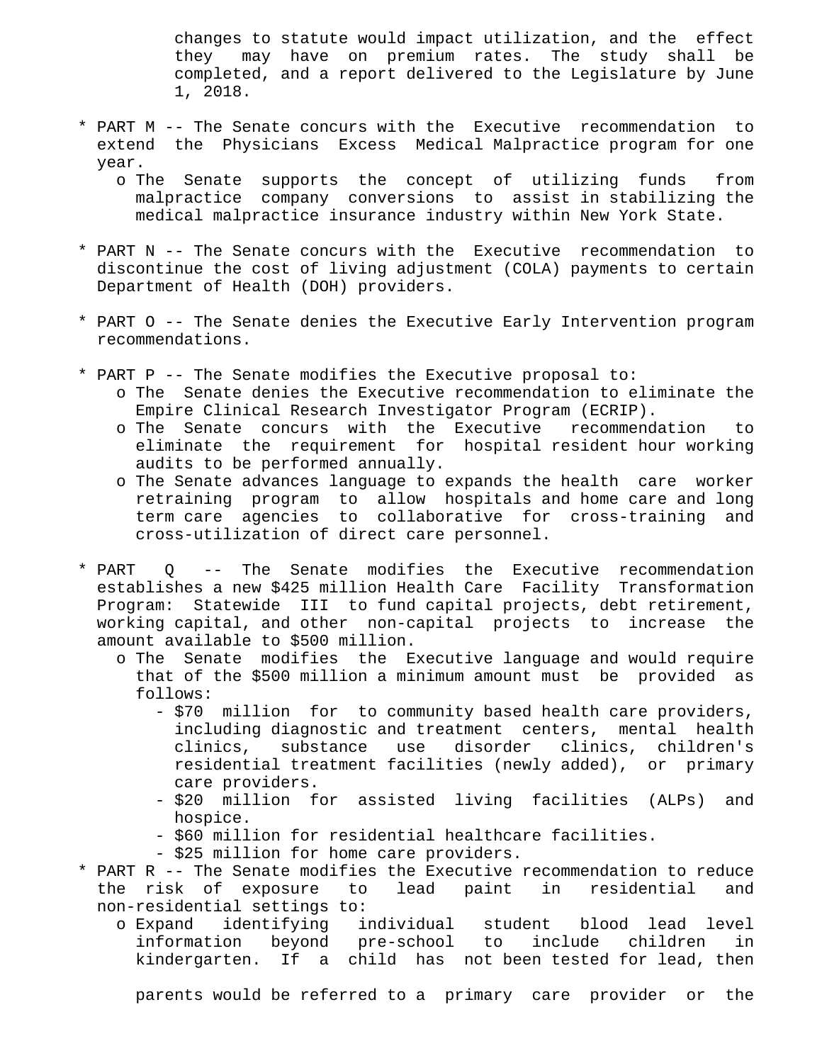changes to statute would impact utilization, and the effect they may have on premium rates. The study shall be completed, and a report delivered to the Legislature by June 1, 2018.

* PART M -- The Senate concurs with the Executive recommendation to extend the Physicians Excess Medical Malpractice program for one year.
  * The Senate supports the concept of utilizing funds from malpractice company conversions to assist in stabilizing the medical malpractice insurance industry within New York State.

* PART N -- The Senate concurs with the Executive recommendation to discontinue the cost of living adjustment (COLA) payments to certain Department of Health (DOH) providers.

* PART O -- The Senate denies the Executive Early Intervention program recommendations.

* PART P -- The Senate modifies the Executive proposal to:
  * The Senate denies the Executive recommendation to eliminate the Empire Clinical Research Investigator Program (ECRIP).
  * The Senate concurs with the Executive recommendation to eliminate the requirement for hospital resident hour working audits to be performed annually.
  * The Senate advances language to expands the health care worker retraining program to allow hospitals and home care and long term care agencies to collaborative for cross-training and cross-utilization of direct care personnel.

* PART Q -- The Senate modifies the Executive recommendation establishes a new $425 million Health Care Facility Transformation Program: Statewide III to fund capital projects, debt retirement, working capital, and other non-capital projects to increase the amount available to $500 million.
  * The Senate modifies the Executive language and would require that of the $500 million a minimum amount must be provided as follows:
    - $70 million for to community based health care providers, including diagnostic and treatment centers, mental health clinics, substance use disorder clinics, children's residential treatment facilities (newly added), or primary care providers.
    - $20 million for assisted living facilities (ALPs) and hospice.
    - $60 million for residential healthcare facilities.
    - $25 million for home care providers.
* PART R -- The Senate modifies the Executive recommendation to reduce the risk of exposure to lead paint in residential and non-residential settings to:
  * Expand identifying individual student blood lead level information beyond pre-school to include children in kindergarten. If a child has not been tested for lead, then

    parents would be referred to a primary care provider or the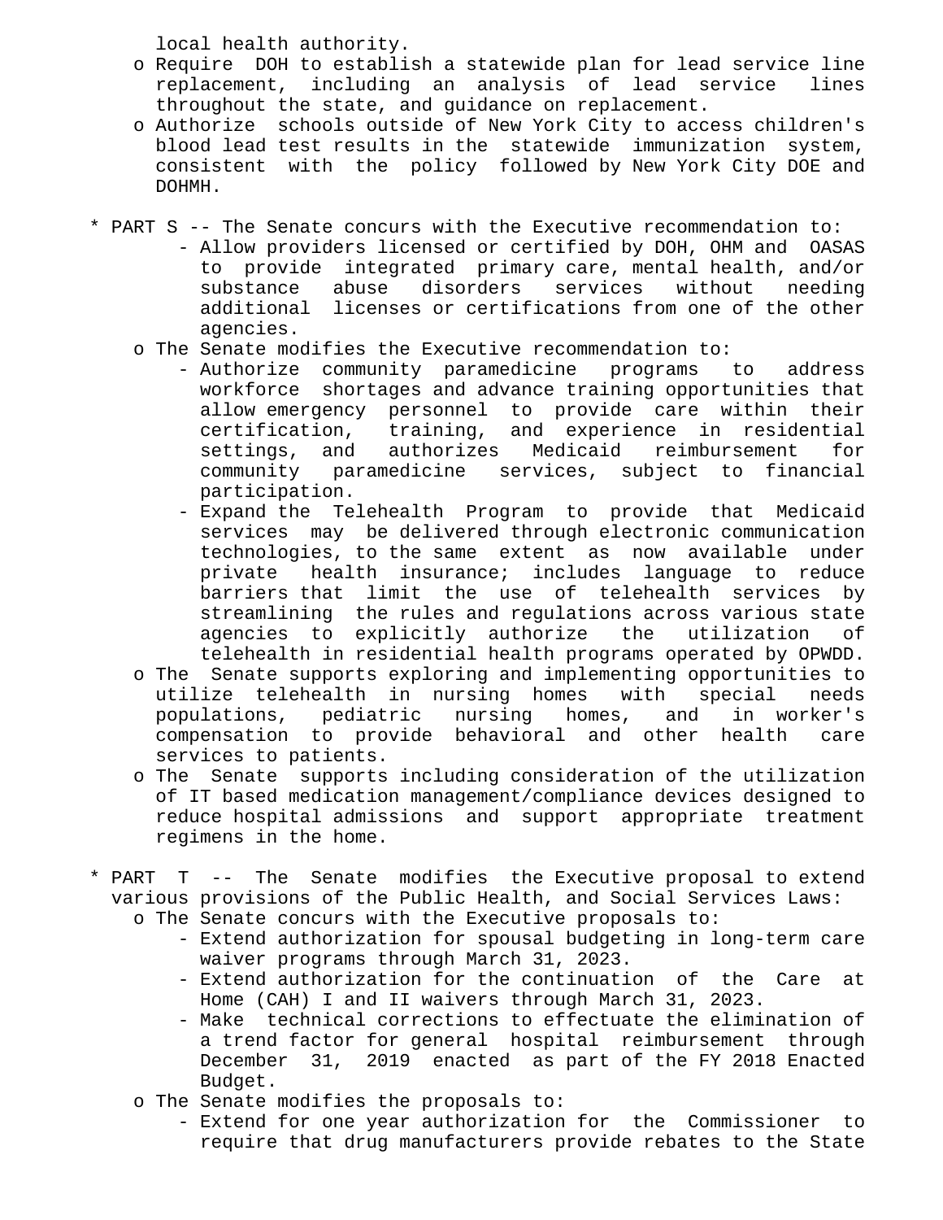local health authority.

- o Require DOH to establish a statewide plan for lead service line replacement, including an analysis of lead service lines throughout the state, and guidance on replacement.
- o Authorize schools outside of New York City to access children's blood lead test results in the statewide immunization system, consistent with the policy followed by New York City DOE and DOHMH.

* PART S -- The Senate concurs with the Executive recommendation to:
  - Allow providers licensed or certified by DOH, OHM and OASAS to provide integrated primary care, mental health, and/or substance abuse disorders services without needing additional licenses or certifications from one of the other agencies.
  - o The Senate modifies the Executive recommendation to:
    - Authorize community paramedicine programs to address workforce shortages and advance training opportunities that allow emergency personnel to provide care within their certification, training, and experience in residential settings, and authorizes Medicaid reimbursement for community paramedicine services, subject to financial participation.
    - Expand the Telehealth Program to provide that Medicaid services may be delivered through electronic communication technologies, to the same extent as now available under private health insurance; includes language to reduce barriers that limit the use of telehealth services by streamlining the rules and regulations across various state agencies to explicitly authorize the utilization of telehealth in residential health programs operated by OPWDD.
  - o The Senate supports exploring and implementing opportunities to utilize telehealth in nursing homes with special needs populations, pediatric nursing homes, and in worker's compensation to provide behavioral and other health care services to patients.
  - o The Senate supports including consideration of the utilization of IT based medication management/compliance devices designed to reduce hospital admissions and support appropriate treatment regimens in the home.

* PART T -- The Senate modifies the Executive proposal to extend various provisions of the Public Health, and Social Services Laws:
  - o The Senate concurs with the Executive proposals to:
    - Extend authorization for spousal budgeting in long-term care waiver programs through March 31, 2023.
    - Extend authorization for the continuation of the Care at Home (CAH) I and II waivers through March 31, 2023.
    - Make technical corrections to effectuate the elimination of a trend factor for general hospital reimbursement through December 31, 2019 enacted as part of the FY 2018 Enacted Budget.
  - o The Senate modifies the proposals to:
    - Extend for one year authorization for the Commissioner to require that drug manufacturers provide rebates to the State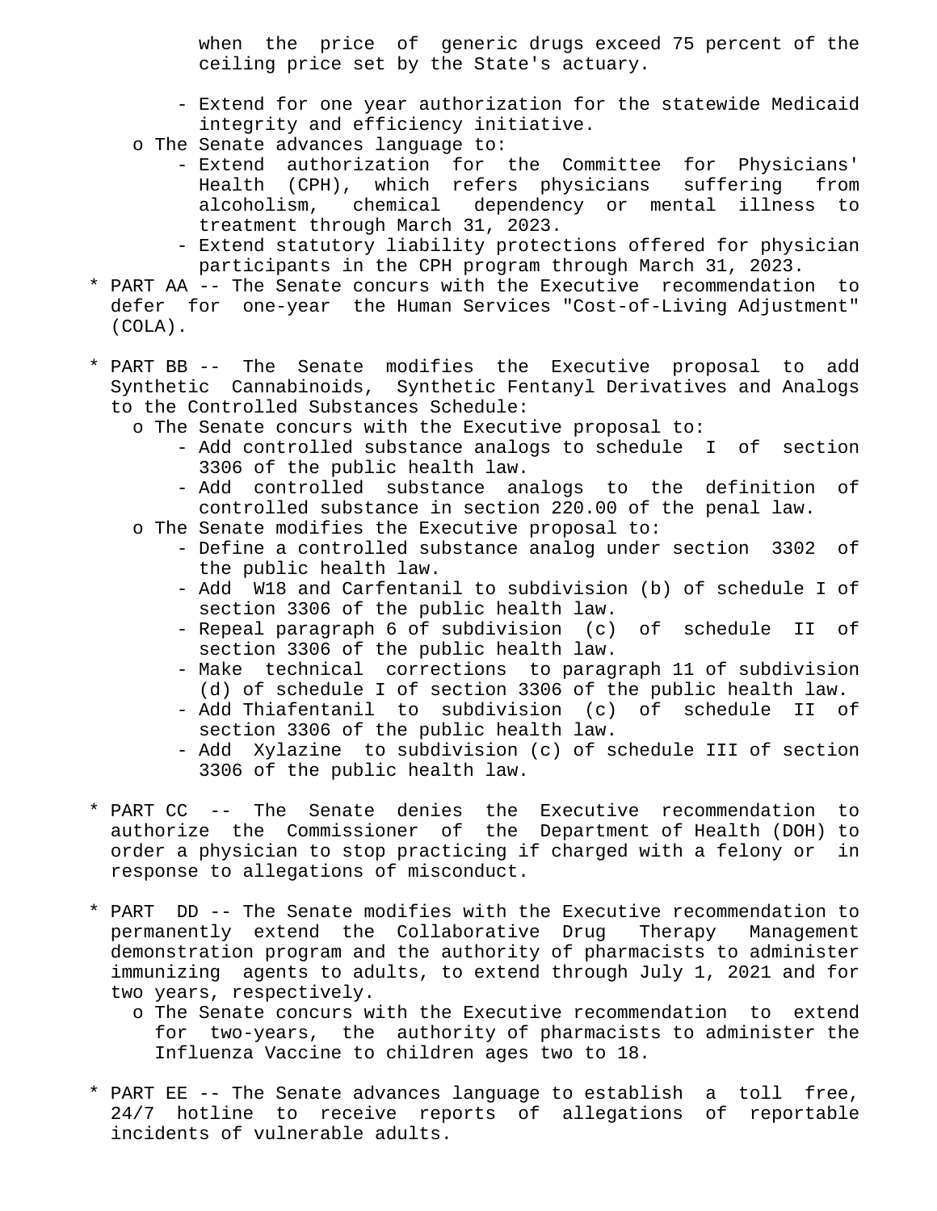when the price of generic drugs exceed 75 percent of the ceiling price set by the State's actuary.

    - Extend for one year authorization for the statewide Medicaid integrity and efficiency initiative.
  - o The Senate advances language to:
    - Extend authorization for the Committee for Physicians' Health (CPH), which refers physicians suffering from alcoholism, chemical dependency or mental illness to treatment through March 31, 2023.
    - Extend statutory liability protections offered for physician participants in the CPH program through March 31, 2023.

* PART AA -- The Senate concurs with the Executive recommendation to defer for one-year the Human Services "Cost-of-Living Adjustment" (COLA).

* PART BB -- The Senate modifies the Executive proposal to add Synthetic Cannabinoids, Synthetic Fentanyl Derivatives and Analogs to the Controlled Substances Schedule:
  - o The Senate concurs with the Executive proposal to:
    - Add controlled substance analogs to schedule I of section 3306 of the public health law.
    - Add controlled substance analogs to the definition of controlled substance in section 220.00 of the penal law.
  - o The Senate modifies the Executive proposal to:
    - Define a controlled substance analog under section 3302 of the public health law.
    - Add W18 and Carfentanil to subdivision (b) of schedule I of section 3306 of the public health law.
    - Repeal paragraph 6 of subdivision (c) of schedule II of section 3306 of the public health law.
    - Make technical corrections to paragraph 11 of subdivision (d) of schedule I of section 3306 of the public health law.
    - Add Thiafentanil to subdivision (c) of schedule II of section 3306 of the public health law.
    - Add Xylazine to subdivision (c) of schedule III of section 3306 of the public health law.

* PART CC -- The Senate denies the Executive recommendation to authorize the Commissioner of the Department of Health (DOH) to order a physician to stop practicing if charged with a felony or in response to allegations of misconduct.

* PART DD -- The Senate modifies with the Executive recommendation to permanently extend the Collaborative Drug Therapy Management demonstration program and the authority of pharmacists to administer immunizing agents to adults, to extend through July 1, 2021 and for two years, respectively.
  - o The Senate concurs with the Executive recommendation to extend for two-years, the authority of pharmacists to administer the Influenza Vaccine to children ages two to 18.

* PART EE -- The Senate advances language to establish a toll free, 24/7 hotline to receive reports of allegations of reportable incidents of vulnerable adults.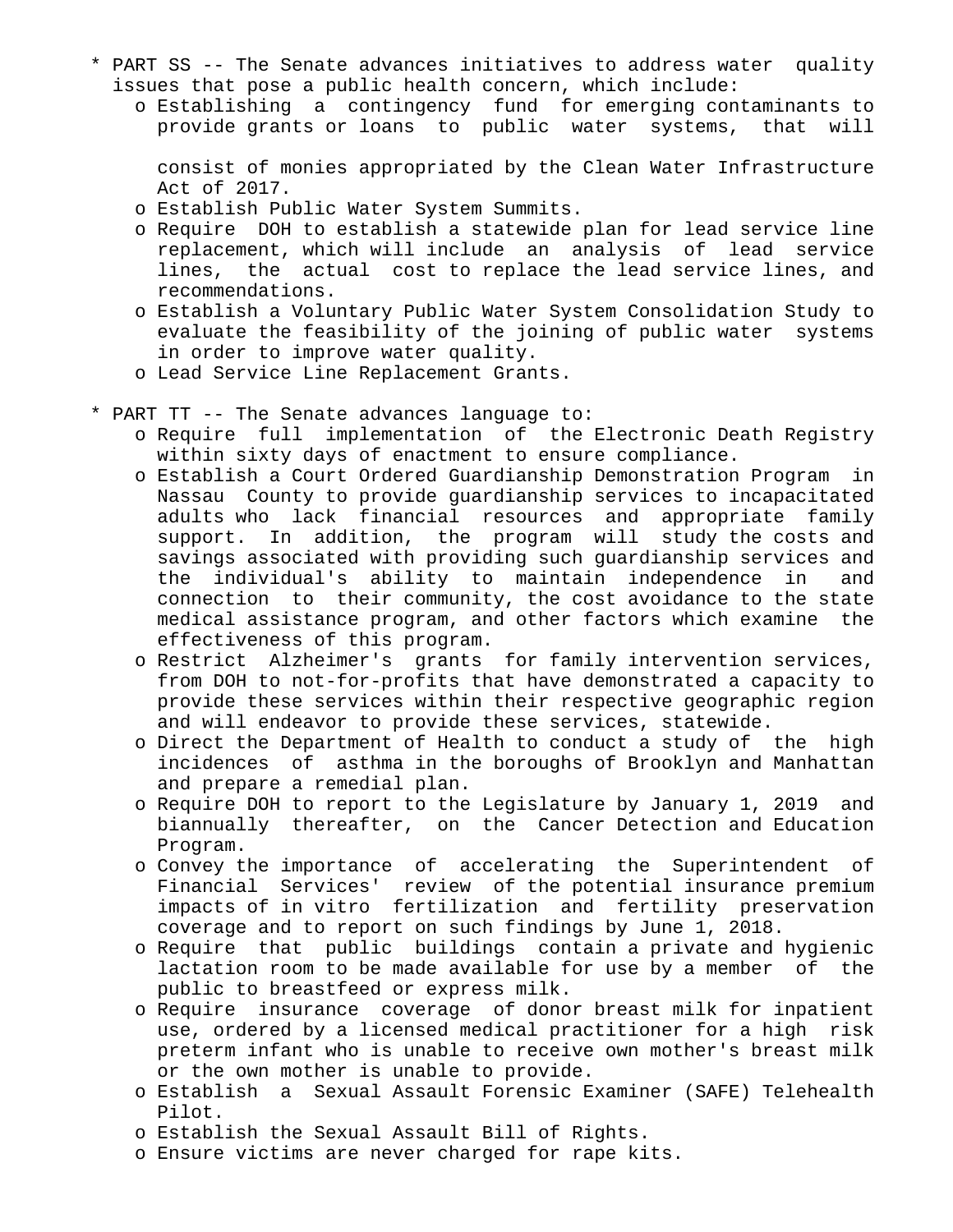- PART SS -- The Senate advances initiatives to address water quality issues that pose a public health concern, which include:
  - Establishing a contingency fund for emerging contaminants to provide grants or loans to public water systems, that will consist of monies appropriated by the Clean Water Infrastructure Act of 2017.
  - Establish Public Water System Summits.
  - Require DOH to establish a statewide plan for lead service line replacement, which will include an analysis of lead service lines, the actual cost to replace the lead service lines, and recommendations.
  - Establish a Voluntary Public Water System Consolidation Study to evaluate the feasibility of the joining of public water systems in order to improve water quality.
  - Lead Service Line Replacement Grants.

- PART TT -- The Senate advances language to:
  - Require full implementation of the Electronic Death Registry within sixty days of enactment to ensure compliance.
  - Establish a Court Ordered Guardianship Demonstration Program in Nassau County to provide guardianship services to incapacitated adults who lack financial resources and appropriate family support. In addition, the program will study the costs and savings associated with providing such guardianship services and the individual's ability to maintain independence in and connection to their community, the cost avoidance to the state medical assistance program, and other factors which examine the effectiveness of this program.
  - Restrict Alzheimer's grants for family intervention services, from DOH to not-for-profits that have demonstrated a capacity to provide these services within their respective geographic region and will endeavor to provide these services, statewide.
  - Direct the Department of Health to conduct a study of the high incidences of asthma in the boroughs of Brooklyn and Manhattan and prepare a remedial plan.
  - Require DOH to report to the Legislature by January 1, 2019 and biannually thereafter, on the Cancer Detection and Education Program.
  - Convey the importance of accelerating the Superintendent of Financial Services' review of the potential insurance premium impacts of in vitro fertilization and fertility preservation coverage and to report on such findings by June 1, 2018.
  - Require that public buildings contain a private and hygienic lactation room to be made available for use by a member of the public to breastfeed or express milk.
  - Require insurance coverage of donor breast milk for inpatient use, ordered by a licensed medical practitioner for a high risk preterm infant who is unable to receive own mother's breast milk or the own mother is unable to provide.
  - Establish a Sexual Assault Forensic Examiner (SAFE) Telehealth Pilot.
  - Establish the Sexual Assault Bill of Rights.
  - Ensure victims are never charged for rape kits.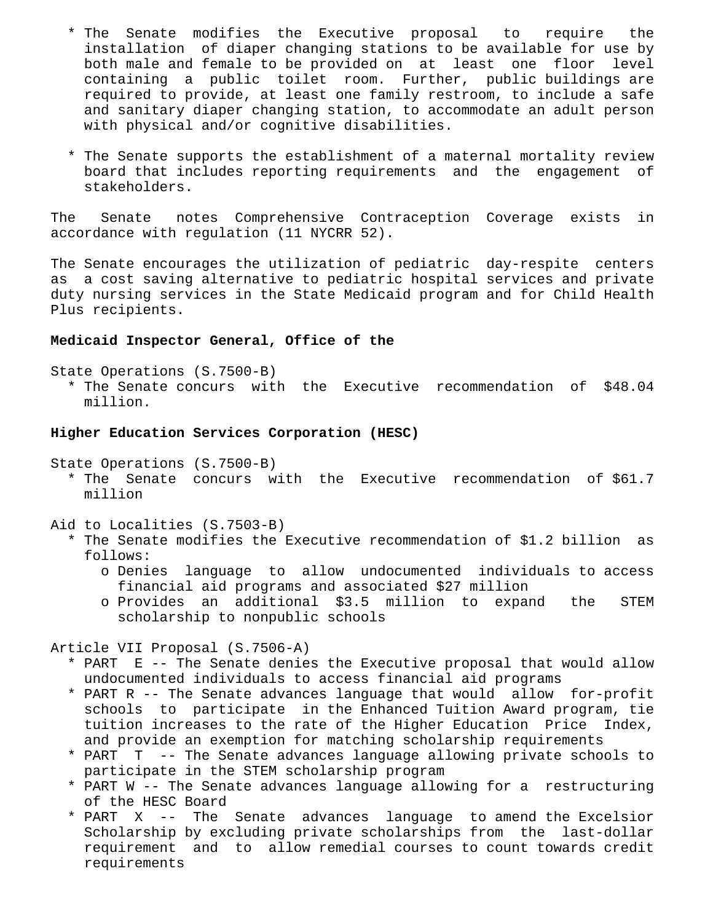* The Senate modifies the Executive proposal to require the installation of diaper changing stations to be available for use by both male and female to be provided on at least one floor level containing a public toilet room. Further, public buildings are required to provide, at least one family restroom, to include a safe and sanitary diaper changing station, to accommodate an adult person with physical and/or cognitive disabilities.

* The Senate supports the establishment of a maternal mortality review board that includes reporting requirements and the engagement of stakeholders.

The Senate notes Comprehensive Contraception Coverage exists in accordance with regulation (11 NYCRR 52).

The Senate encourages the utilization of pediatric day-respite centers as a cost saving alternative to pediatric hospital services and private duty nursing services in the State Medicaid program and for Child Health Plus recipients.

**Medicaid Inspector General, Office of the**

State Operations (S.7500-B)

* The Senate concurs with the Executive recommendation of $48.04 million.

**Higher Education Services Corporation (HESC)**

State Operations (S.7500-B)

* The Senate concurs with the Executive recommendation of $61.7 million

Aid to Localities (S.7503-B)

* The Senate modifies the Executive recommendation of $1.2 billion as follows:
  - o Denies language to allow undocumented individuals to access financial aid programs and associated $27 million
  - o Provides an additional $3.5 million to expand the STEM scholarship to nonpublic schools

Article VII Proposal (S.7506-A)

* PART E -- The Senate denies the Executive proposal that would allow undocumented individuals to access financial aid programs
* PART R -- The Senate advances language that would allow for-profit schools to participate in the Enhanced Tuition Award program, tie tuition increases to the rate of the Higher Education Price Index, and provide an exemption for matching scholarship requirements
* PART T -- The Senate advances language allowing private schools to participate in the STEM scholarship program
* PART W -- The Senate advances language allowing for a restructuring of the HESC Board
* PART X -- The Senate advances language to amend the Excelsior Scholarship by excluding private scholarships from the last-dollar requirement and to allow remedial courses to count towards credit requirements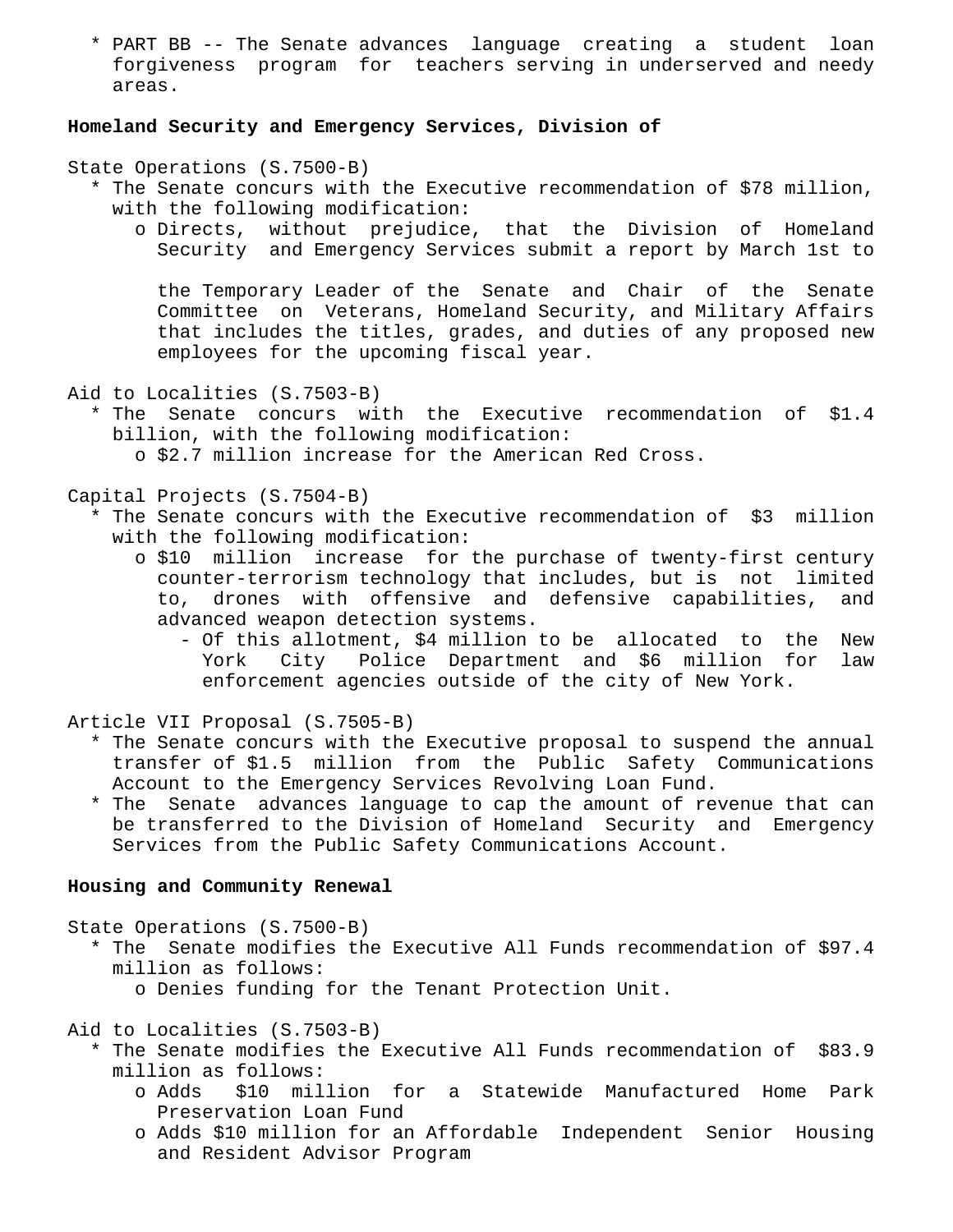* PART BB -- The Senate advances language creating a student loan forgiveness program for teachers serving in underserved and needy areas.

**Homeland Security and Emergency Services, Division of**

State Operations (S.7500-B)

* The Senate concurs with the Executive recommendation of $78 million, with the following modification:
  * o Directs, without prejudice, that the Division of Homeland Security and Emergency Services submit a report by March 1st to the Temporary Leader of the Senate and Chair of the Senate Committee on Veterans, Homeland Security, and Military Affairs that includes the titles, grades, and duties of any proposed new employees for the upcoming fiscal year.

Aid to Localities (S.7503-B)

* The Senate concurs with the Executive recommendation of $1.4 billion, with the following modification:
  * o $2.7 million increase for the American Red Cross.

Capital Projects (S.7504-B)

* The Senate concurs with the Executive recommendation of $3 million with the following modification:
  * o $10 million increase for the purchase of twenty-first century counter-terrorism technology that includes, but is not limited to, drones with offensive and defensive capabilities, and advanced weapon detection systems.
    * - Of this allotment, $4 million to be allocated to the New York City Police Department and $6 million for law enforcement agencies outside of the city of New York.

Article VII Proposal (S.7505-B)

* The Senate concurs with the Executive proposal to suspend the annual transfer of $1.5 million from the Public Safety Communications Account to the Emergency Services Revolving Loan Fund.
* The Senate advances language to cap the amount of revenue that can be transferred to the Division of Homeland Security and Emergency Services from the Public Safety Communications Account.

**Housing and Community Renewal**

State Operations (S.7500-B)

* The Senate modifies the Executive All Funds recommendation of $97.4 million as follows:
  * o Denies funding for the Tenant Protection Unit.

Aid to Localities (S.7503-B)

* The Senate modifies the Executive All Funds recommendation of $83.9 million as follows:
  * o Adds $10 million for a Statewide Manufactured Home Park Preservation Loan Fund
  * o Adds $10 million for an Affordable Independent Senior Housing and Resident Advisor Program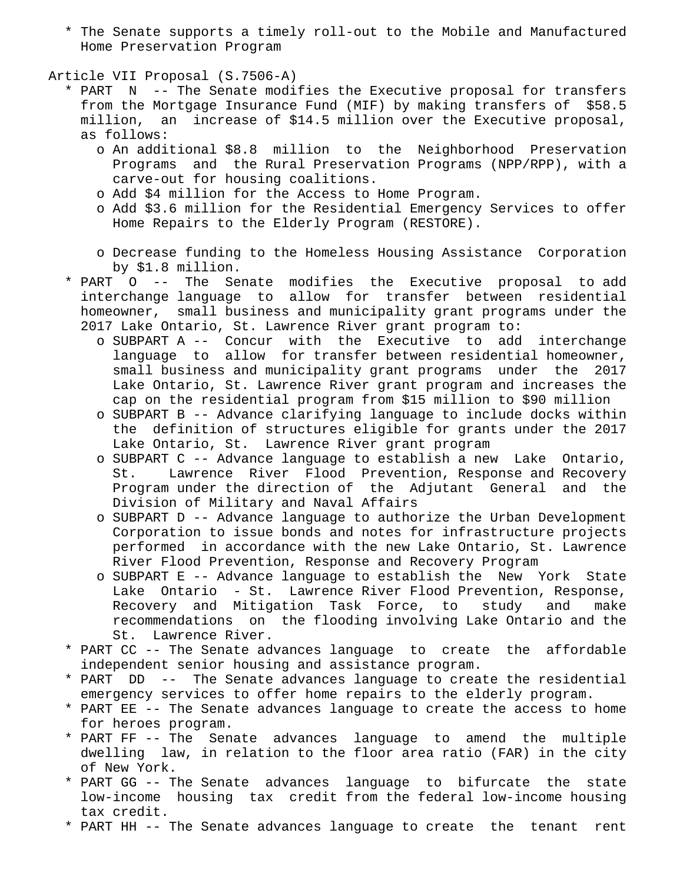* The Senate supports a timely roll-out to the Mobile and Manufactured Home Preservation Program

Article VII Proposal (S.7506-A)

* PART N -- The Senate modifies the Executive proposal for transfers from the Mortgage Insurance Fund (MIF) by making transfers of $58.5 million, an increase of $14.5 million over the Executive proposal, as follows:
  - An additional $8.8 million to the Neighborhood Preservation Programs and the Rural Preservation Programs (NPP/RPP), with a carve-out for housing coalitions.
  - Add $4 million for the Access to Home Program.
  - Add $3.6 million for the Residential Emergency Services to offer Home Repairs to the Elderly Program (RESTORE).
  - Decrease funding to the Homeless Housing Assistance Corporation by $1.8 million.
* PART O -- The Senate modifies the Executive proposal to add interchange language to allow for transfer between residential homeowner, small business and municipality grant programs under the 2017 Lake Ontario, St. Lawrence River grant program to:
  - SUBPART A -- Concur with the Executive to add interchange language to allow for transfer between residential homeowner, small business and municipality grant programs under the 2017 Lake Ontario, St. Lawrence River grant program and increases the cap on the residential program from $15 million to $90 million
  - SUBPART B -- Advance clarifying language to include docks within the definition of structures eligible for grants under the 2017 Lake Ontario, St. Lawrence River grant program
  - SUBPART C -- Advance language to establish a new Lake Ontario, St. Lawrence River Flood Prevention, Response and Recovery Program under the direction of the Adjutant General and the Division of Military and Naval Affairs
  - SUBPART D -- Advance language to authorize the Urban Development Corporation to issue bonds and notes for infrastructure projects performed in accordance with the new Lake Ontario, St. Lawrence River Flood Prevention, Response and Recovery Program
  - SUBPART E -- Advance language to establish the New York State Lake Ontario - St. Lawrence River Flood Prevention, Response, Recovery and Mitigation Task Force, to study and make recommendations on the flooding involving Lake Ontario and the St. Lawrence River.
* PART CC -- The Senate advances language to create the affordable independent senior housing and assistance program.
* PART DD -- The Senate advances language to create the residential emergency services to offer home repairs to the elderly program.
* PART EE -- The Senate advances language to create the access to home for heroes program.
* PART FF -- The Senate advances language to amend the multiple dwelling law, in relation to the floor area ratio (FAR) in the city of New York.
* PART GG -- The Senate advances language to bifurcate the state low-income housing tax credit from the federal low-income housing tax credit.
* PART HH -- The Senate advances language to create the tenant rent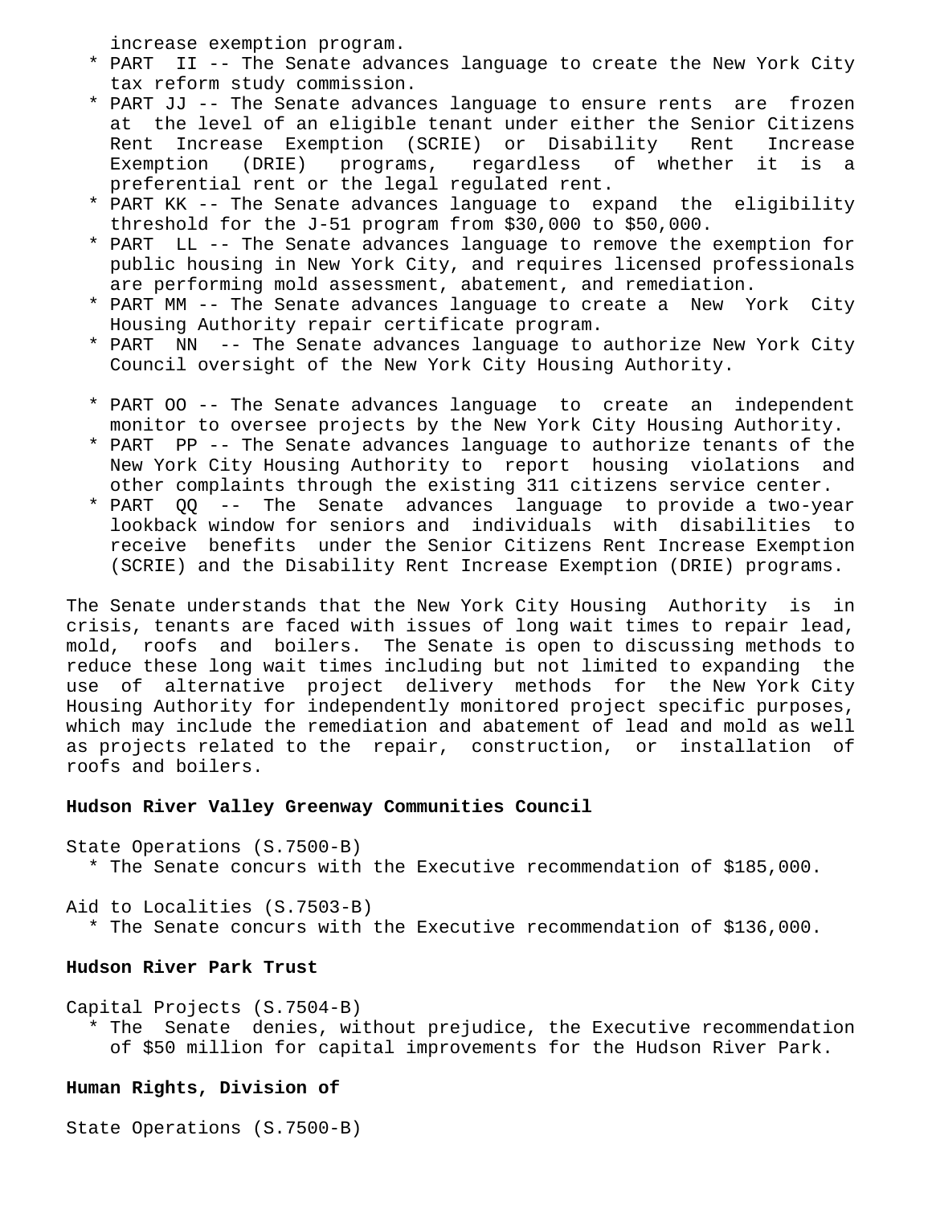increase exemption program.

* PART II -- The Senate advances language to create the New York City tax reform study commission.
* PART JJ -- The Senate advances language to ensure rents are frozen at the level of an eligible tenant under either the Senior Citizens Rent Increase Exemption (SCRIE) or Disability Rent Increase Exemption (DRIE) programs, regardless of whether it is a preferential rent or the legal regulated rent.
* PART KK -- The Senate advances language to expand the eligibility threshold for the J-51 program from $30,000 to $50,000.
* PART LL -- The Senate advances language to remove the exemption for public housing in New York City, and requires licensed professionals are performing mold assessment, abatement, and remediation.
* PART MM -- The Senate advances language to create a New York City Housing Authority repair certificate program.
* PART NN -- The Senate advances language to authorize New York City Council oversight of the New York City Housing Authority.

* PART OO -- The Senate advances language to create an independent monitor to oversee projects by the New York City Housing Authority.
* PART PP -- The Senate advances language to authorize tenants of the New York City Housing Authority to report housing violations and other complaints through the existing 311 citizens service center.
* PART QQ -- The Senate advances language to provide a two-year lookback window for seniors and individuals with disabilities to receive benefits under the Senior Citizens Rent Increase Exemption (SCRIE) and the Disability Rent Increase Exemption (DRIE) programs.

The Senate understands that the New York City Housing Authority is in crisis, tenants are faced with issues of long wait times to repair lead, mold, roofs and boilers. The Senate is open to discussing methods to reduce these long wait times including but not limited to expanding the use of alternative project delivery methods for the New York City Housing Authority for independently monitored project specific purposes, which may include the remediation and abatement of lead and mold as well as projects related to the repair, construction, or installation of roofs and boilers.

**Hudson River Valley Greenway Communities Council**

State Operations (S.7500-B)

* The Senate concurs with the Executive recommendation of $185,000.

Aid to Localities (S.7503-B)

* The Senate concurs with the Executive recommendation of $136,000.

**Hudson River Park Trust**

Capital Projects (S.7504-B)

* The Senate denies, without prejudice, the Executive recommendation of $50 million for capital improvements for the Hudson River Park.

**Human Rights, Division of**

State Operations (S.7500-B)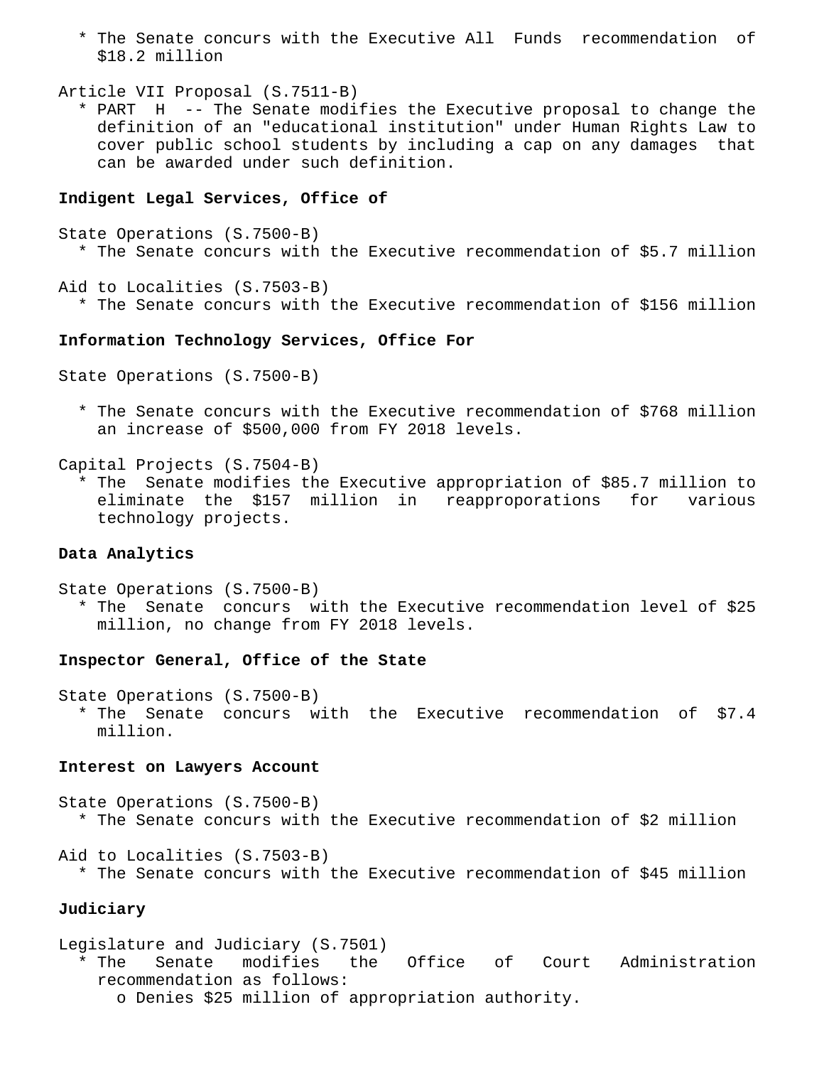* The Senate concurs with the Executive All Funds recommendation of $18.2 million

Article VII Proposal (S.7511-B)

* PART H -- The Senate modifies the Executive proposal to change the definition of an "educational institution" under Human Rights Law to cover public school students by including a cap on any damages that can be awarded under such definition.

**Indigent Legal Services, Office of**

State Operations (S.7500-B)

* The Senate concurs with the Executive recommendation of $5.7 million

Aid to Localities (S.7503-B)

* The Senate concurs with the Executive recommendation of $156 million

**Information Technology Services, Office For**

State Operations (S.7500-B)

* The Senate concurs with the Executive recommendation of $768 million an increase of $500,000 from FY 2018 levels.

Capital Projects (S.7504-B)

* The Senate modifies the Executive appropriation of $85.7 million to eliminate the $157 million in reappropporations for various technology projects.

**Data Analytics**

State Operations (S.7500-B)

* The Senate concurs with the Executive recommendation level of $25 million, no change from FY 2018 levels.

**Inspector General, Office of the State**

State Operations (S.7500-B)

* The Senate concurs with the Executive recommendation of $7.4 million.

**Interest on Lawyers Account**

State Operations (S.7500-B)

* The Senate concurs with the Executive recommendation of $2 million

Aid to Localities (S.7503-B)

* The Senate concurs with the Executive recommendation of $45 million

**Judiciary**

Legislature and Judiciary (S.7501)

* The Senate modifies the Office of Court Administration recommendation as follows:
  - o Denies $25 million of appropriation authority.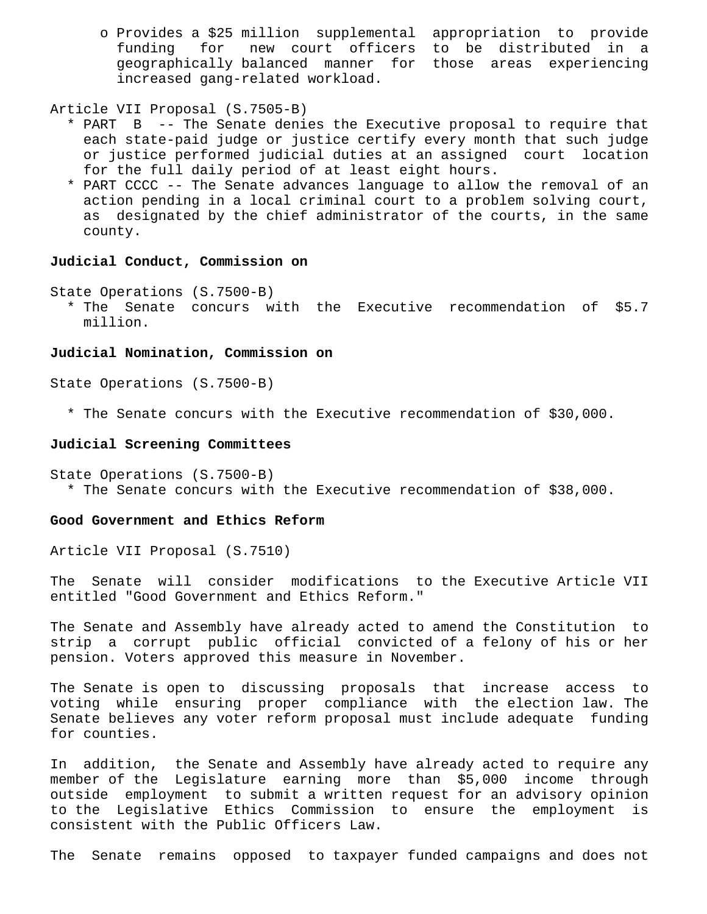- o Provides a $25 million supplemental appropriation to provide funding for new court officers to be distributed in a geographically balanced manner for those areas experiencing increased gang-related workload.

Article VII Proposal (S.7505-B)

- * PART B -- The Senate denies the Executive proposal to require that each state-paid judge or justice certify every month that such judge or justice performed judicial duties at an assigned court location for the full daily period of at least eight hours.
- * PART CCCC -- The Senate advances language to allow the removal of an action pending in a local criminal court to a problem solving court, as designated by the chief administrator of the courts, in the same county.

**Judicial Conduct, Commission on**

State Operations (S.7500-B)

- * The Senate concurs with the Executive recommendation of $5.7 million.

**Judicial Nomination, Commission on**

State Operations (S.7500-B)

- * The Senate concurs with the Executive recommendation of $30,000.

**Judicial Screening Committees**

State Operations (S.7500-B)

- * The Senate concurs with the Executive recommendation of $38,000.

**Good Government and Ethics Reform**

Article VII Proposal (S.7510)

The Senate will consider modifications to the Executive Article VII entitled "Good Government and Ethics Reform."

The Senate and Assembly have already acted to amend the Constitution to strip a corrupt public official convicted of a felony of his or her pension. Voters approved this measure in November.

The Senate is open to discussing proposals that increase access to voting while ensuring proper compliance with the election law. The Senate believes any voter reform proposal must include adequate funding for counties.

In addition, the Senate and Assembly have already acted to require any member of the Legislature earning more than $5,000 income through outside employment to submit a written request for an advisory opinion to the Legislative Ethics Commission to ensure the employment is consistent with the Public Officers Law.

The Senate remains opposed to taxpayer funded campaigns and does not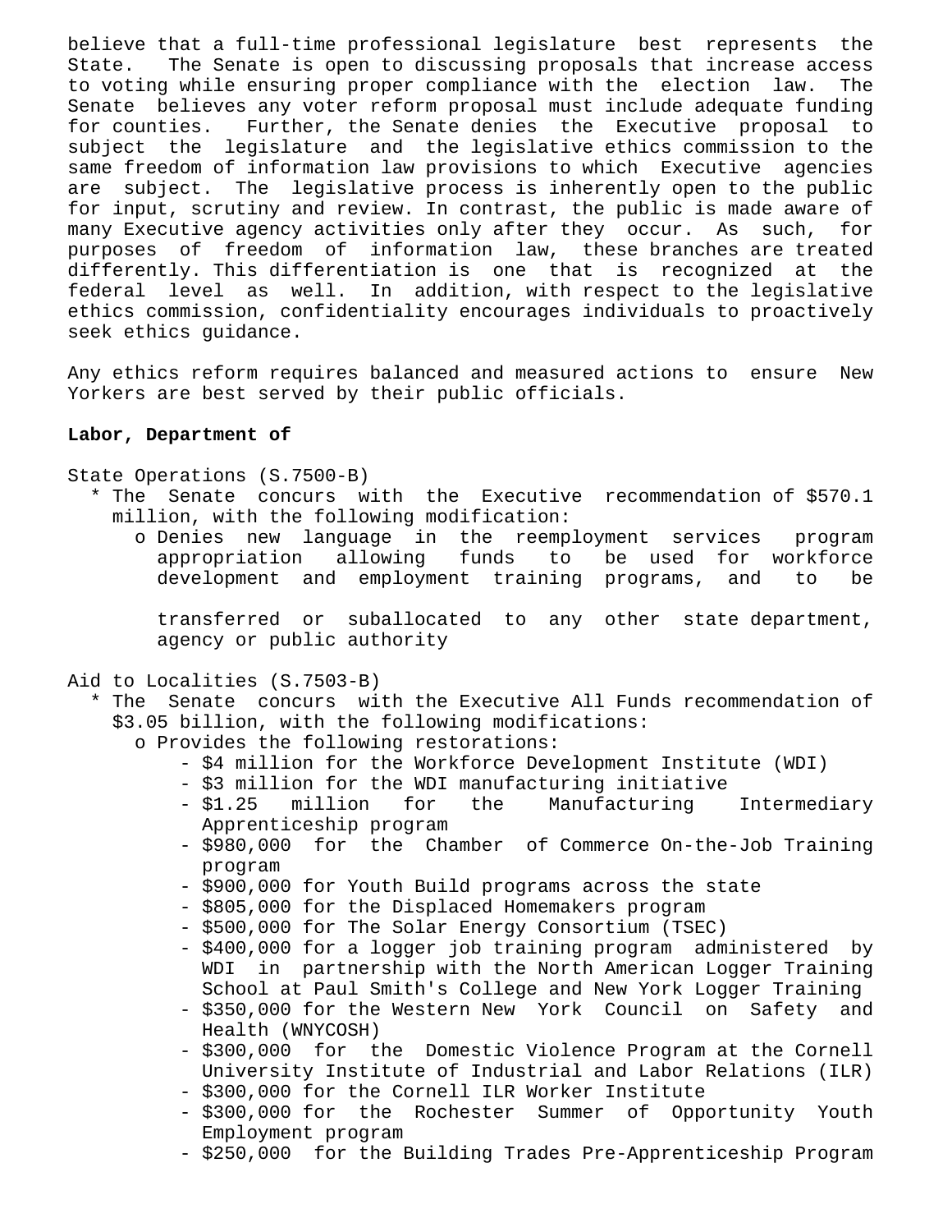believe that a full-time professional legislature best represents the State. The Senate is open to discussing proposals that increase access to voting while ensuring proper compliance with the election law. The Senate believes any voter reform proposal must include adequate funding for counties. Further, the Senate denies the Executive proposal to subject the legislature and the legislative ethics commission to the same freedom of information law provisions to which Executive agencies are subject. The legislative process is inherently open to the public for input, scrutiny and review. In contrast, the public is made aware of many Executive agency activities only after they occur. As such, for purposes of freedom of information law, these branches are treated differently. This differentiation is one that is recognized at the federal level as well. In addition, with respect to the legislative ethics commission, confidentiality encourages individuals to proactively seek ethics guidance.

Any ethics reform requires balanced and measured actions to ensure New Yorkers are best served by their public officials.

**Labor, Department of**

State Operations (S.7500-B)

* The Senate concurs with the Executive recommendation of $570.1 million, with the following modification:
  - Denies new language in the reemployment services program appropriation allowing funds to be used for workforce development and employment training programs, and to be transferred or suballocated to any other state department, agency or public authority

Aid to Localities (S.7503-B)

* The Senate concurs with the Executive All Funds recommendation of $3.05 billion, with the following modifications:
  - Provides the following restorations:
    - $4 million for the Workforce Development Institute (WDI)
    - $3 million for the WDI manufacturing initiative
    - $1.25 million for the Manufacturing Intermediary Apprenticeship program
    - $980,000 for the Chamber of Commerce On-the-Job Training program
    - $900,000 for Youth Build programs across the state
    - $805,000 for the Displaced Homemakers program
    - $500,000 for The Solar Energy Consortium (TSEC)
    - $400,000 for a logger job training program administered by WDI in partnership with the North American Logger Training School at Paul Smith's College and New York Logger Training
    - $350,000 for the Western New York Council on Safety and Health (WNYCOSH)
    - $300,000 for the Domestic Violence Program at the Cornell University Institute of Industrial and Labor Relations (ILR)
    - $300,000 for the Cornell ILR Worker Institute
    - $300,000 for the Rochester Summer of Opportunity Youth Employment program
    - $250,000 for the Building Trades Pre-Apprenticeship Program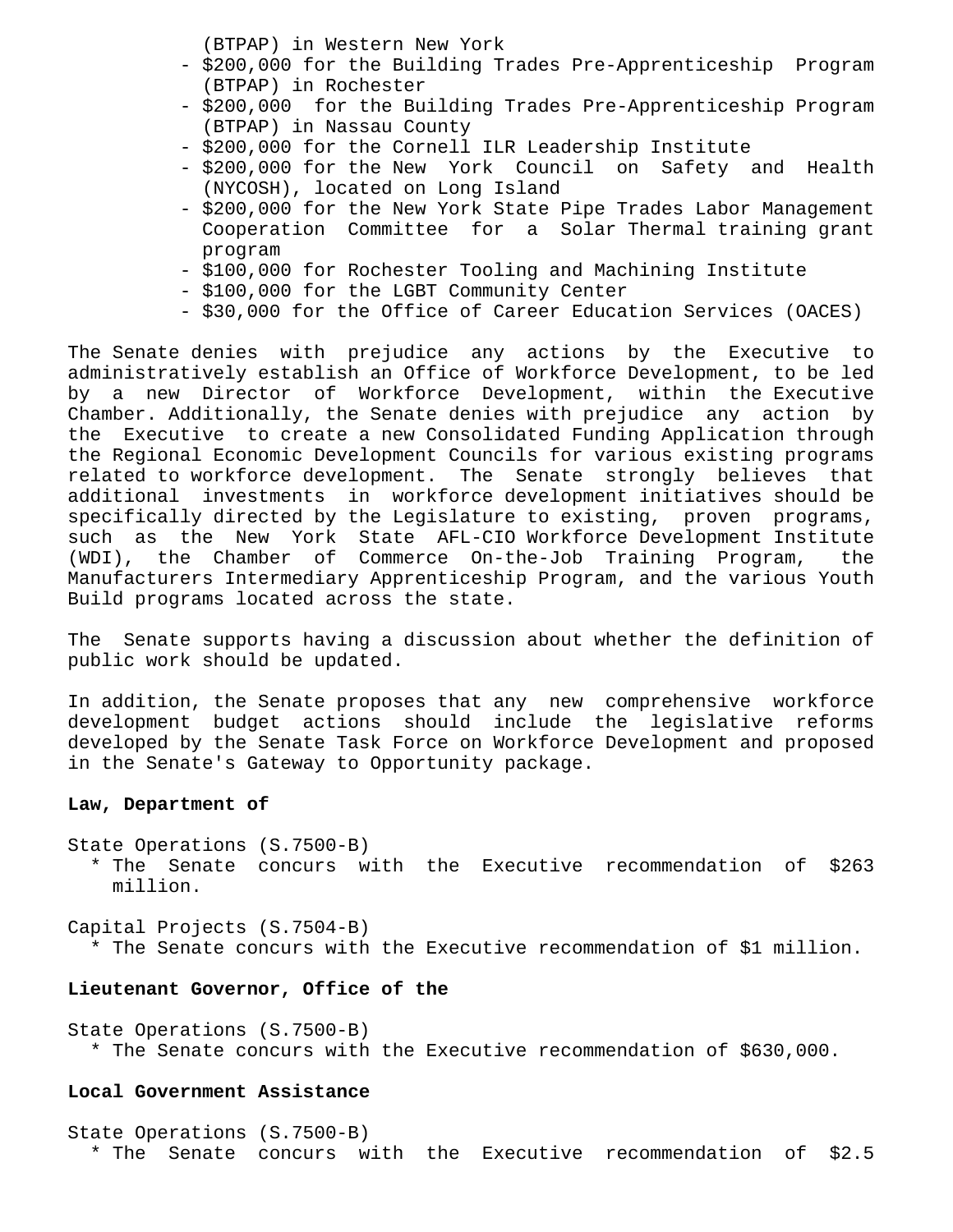(BTPAP) in Western New York
- $200,000 for the Building Trades Pre-Apprenticeship Program (BTPAP) in Rochester
- $200,000 for the Building Trades Pre-Apprenticeship Program (BTPAP) in Nassau County
- $200,000 for the Cornell ILR Leadership Institute
- $200,000 for the New York Council on Safety and Health (NYCOSH), located on Long Island
- $200,000 for the New York State Pipe Trades Labor Management Cooperation Committee for a Solar Thermal training grant program
- $100,000 for Rochester Tooling and Machining Institute
- $100,000 for the LGBT Community Center
- $30,000 for the Office of Career Education Services (OACES)

The Senate denies with prejudice any actions by the Executive to administratively establish an Office of Workforce Development, to be led by a new Director of Workforce Development, within the Executive Chamber. Additionally, the Senate denies with prejudice any action by the Executive to create a new Consolidated Funding Application through the Regional Economic Development Councils for various existing programs related to workforce development. The Senate strongly believes that additional investments in workforce development initiatives should be specifically directed by the Legislature to existing, proven programs, such as the New York State AFL-CIO Workforce Development Institute (WDI), the Chamber of Commerce On-the-Job Training Program, the Manufacturers Intermediary Apprenticeship Program, and the various Youth Build programs located across the state.

The Senate supports having a discussion about whether the definition of public work should be updated.

In addition, the Senate proposes that any new comprehensive workforce development budget actions should include the legislative reforms developed by the Senate Task Force on Workforce Development and proposed in the Senate's Gateway to Opportunity package.

**Law, Department of**

State Operations (S.7500-B)
- * The Senate concurs with the Executive recommendation of $263 million.

Capital Projects (S.7504-B)
- * The Senate concurs with the Executive recommendation of $1 million.

**Lieutenant Governor, Office of the**

State Operations (S.7500-B)
- * The Senate concurs with the Executive recommendation of $630,000.

**Local Government Assistance**

State Operations (S.7500-B)
- * The Senate concurs with the Executive recommendation of $2.5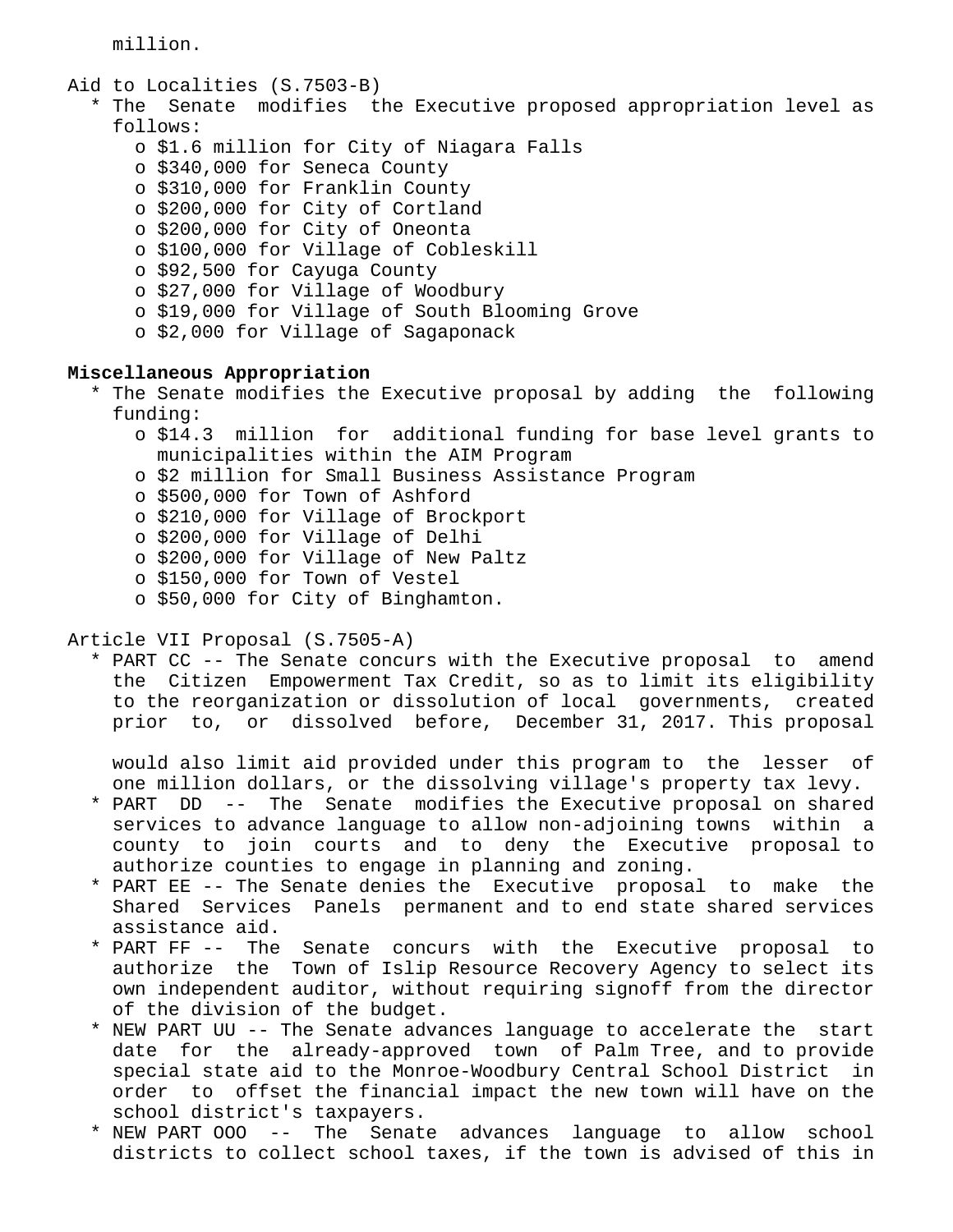million.

Aid to Localities (S.7503-B)

* The Senate modifies the Executive proposed appropriation level as follows:
  - $1.6 million for City of Niagara Falls
  - $340,000 for Seneca County
  - $310,000 for Franklin County
  - $200,000 for City of Cortland
  - $200,000 for City of Oneonta
  - $100,000 for Village of Cobleskill
  - $92,500 for Cayuga County
  - $27,000 for Village of Woodbury
  - $19,000 for Village of South Blooming Grove
  - $2,000 for Village of Sagaponack

**Miscellaneous Appropriation**

* The Senate modifies the Executive proposal by adding the following funding:
  - $14.3 million for additional funding for base level grants to municipalities within the AIM Program
  - $2 million for Small Business Assistance Program
  - $500,000 for Town of Ashford
  - $210,000 for Village of Brockport
  - $200,000 for Village of Delhi
  - $200,000 for Village of New Paltz
  - $150,000 for Town of Vestel
  - $50,000 for City of Binghamton.

Article VII Proposal (S.7505-A)

* PART CC -- The Senate concurs with the Executive proposal to amend the Citizen Empowerment Tax Credit, so as to limit its eligibility to the reorganization or dissolution of local governments, created prior to, or dissolved before, December 31, 2017. This proposal would also limit aid provided under this program to the lesser of one million dollars, or the dissolving village's property tax levy.
* PART DD -- The Senate modifies the Executive proposal on shared services to advance language to allow non-adjoining towns within a county to join courts and to deny the Executive proposal to authorize counties to engage in planning and zoning.
* PART EE -- The Senate denies the Executive proposal to make the Shared Services Panels permanent and to end state shared services assistance aid.
* PART FF -- The Senate concurs with the Executive proposal to authorize the Town of Islip Resource Recovery Agency to select its own independent auditor, without requiring signoff from the director of the division of the budget.
* NEW PART UU -- The Senate advances language to accelerate the start date for the already-approved town of Palm Tree, and to provide special state aid to the Monroe-Woodbury Central School District in order to offset the financial impact the new town will have on the school district's taxpayers.
* NEW PART OOO -- The Senate advances language to allow school districts to collect school taxes, if the town is advised of this in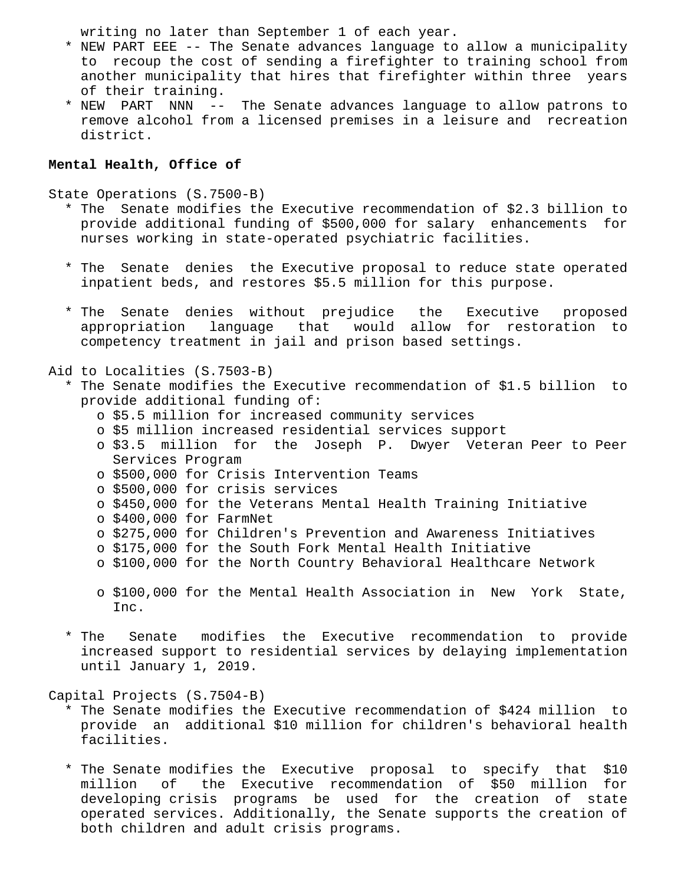writing no later than September 1 of each year.

* NEW PART EEE -- The Senate advances language to allow a municipality to recoup the cost of sending a firefighter to training school from another municipality that hires that firefighter within three years of their training.
* NEW PART NNN -- The Senate advances language to allow patrons to remove alcohol from a licensed premises in a leisure and recreation district.

**Mental Health, Office of**

State Operations (S.7500-B)

* The Senate modifies the Executive recommendation of $2.3 billion to provide additional funding of $500,000 for salary enhancements for nurses working in state-operated psychiatric facilities.

* The Senate denies the Executive proposal to reduce state operated inpatient beds, and restores $5.5 million for this purpose.

* The Senate denies without prejudice the Executive proposed appropriation language that would allow for restoration to competency treatment in jail and prison based settings.

Aid to Localities (S.7503-B)

* The Senate modifies the Executive recommendation of $1.5 billion to provide additional funding of:
  - o $5.5 million for increased community services
  - o $5 million increased residential services support
  - o $3.5 million for the Joseph P. Dwyer Veteran Peer to Peer Services Program
  - o $500,000 for Crisis Intervention Teams
  - o $500,000 for crisis services
  - o $450,000 for the Veterans Mental Health Training Initiative
  - o $400,000 for FarmNet
  - o $275,000 for Children's Prevention and Awareness Initiatives
  - o $175,000 for the South Fork Mental Health Initiative
  - o $100,000 for the North Country Behavioral Healthcare Network

  - o $100,000 for the Mental Health Association in New York State, Inc.

* The Senate modifies the Executive recommendation to provide increased support to residential services by delaying implementation until January 1, 2019.

Capital Projects (S.7504-B)

* The Senate modifies the Executive recommendation of $424 million to provide an additional $10 million for children's behavioral health facilities.

* The Senate modifies the Executive proposal to specify that $10 million of the Executive recommendation of $50 million for developing crisis programs be used for the creation of state operated services. Additionally, the Senate supports the creation of both children and adult crisis programs.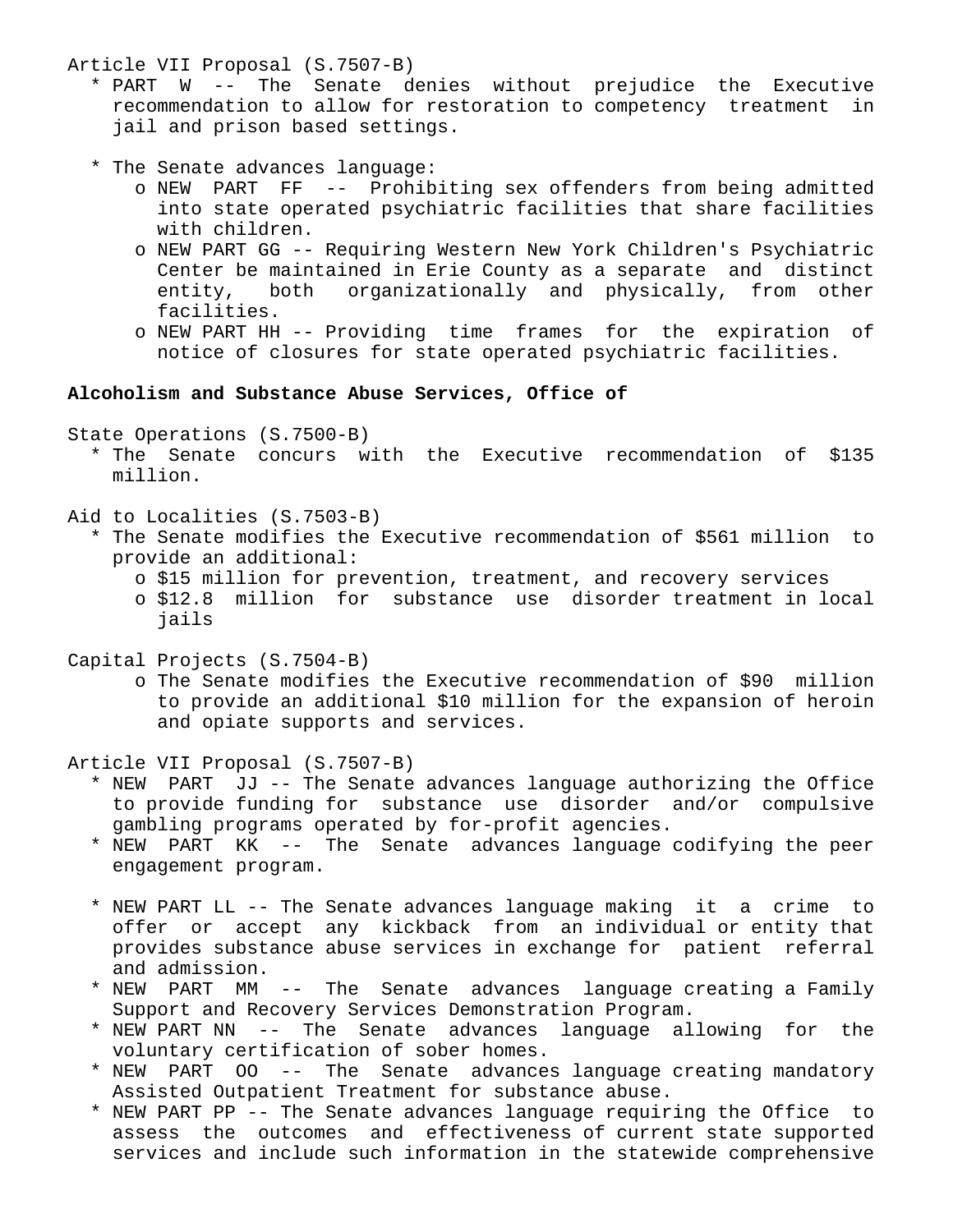Article VII Proposal (S.7507-B)

* PART W -- The Senate denies without prejudice the Executive recommendation to allow for restoration to competency treatment in jail and prison based settings.

* The Senate advances language:
  - NEW PART FF -- Prohibiting sex offenders from being admitted into state operated psychiatric facilities that share facilities with children.
  - NEW PART GG -- Requiring Western New York Children's Psychiatric Center be maintained in Erie County as a separate and distinct entity, both organizationally and physically, from other facilities.
  - NEW PART HH -- Providing time frames for the expiration of notice of closures for state operated psychiatric facilities.

**Alcoholism and Substance Abuse Services, Office of**

State Operations (S.7500-B)

* The Senate concurs with the Executive recommendation of $135 million.

Aid to Localities (S.7503-B)

* The Senate modifies the Executive recommendation of $561 million to provide an additional:
  - $15 million for prevention, treatment, and recovery services
  - $12.8 million for substance use disorder treatment in local jails

Capital Projects (S.7504-B)

- The Senate modifies the Executive recommendation of $90 million to provide an additional $10 million for the expansion of heroin and opiate supports and services.

Article VII Proposal (S.7507-B)

* NEW PART JJ -- The Senate advances language authorizing the Office to provide funding for substance use disorder and/or compulsive gambling programs operated by for-profit agencies.
* NEW PART KK -- The Senate advances language codifying the peer engagement program.

* NEW PART LL -- The Senate advances language making it a crime to offer or accept any kickback from an individual or entity that provides substance abuse services in exchange for patient referral and admission.
* NEW PART MM -- The Senate advances language creating a Family Support and Recovery Services Demonstration Program.
* NEW PART NN -- The Senate advances language allowing for the voluntary certification of sober homes.
* NEW PART OO -- The Senate advances language creating mandatory Assisted Outpatient Treatment for substance abuse.
* NEW PART PP -- The Senate advances language requiring the Office to assess the outcomes and effectiveness of current state supported services and include such information in the statewide comprehensive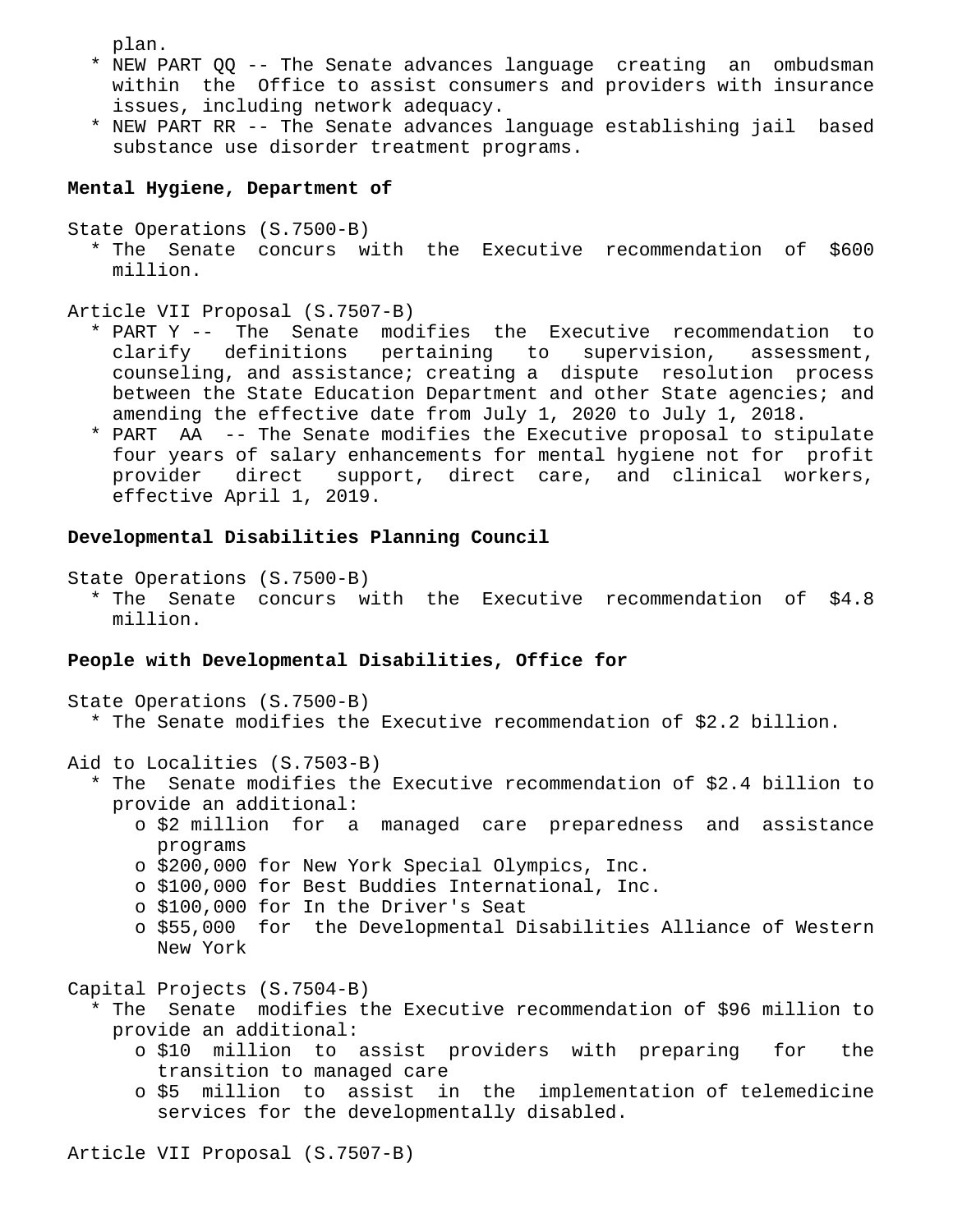plan.

* NEW PART QQ -- The Senate advances language creating an ombudsman within the Office to assist consumers and providers with insurance issues, including network adequacy.
* NEW PART RR -- The Senate advances language establishing jail based substance use disorder treatment programs.

**Mental Hygiene, Department of**

State Operations (S.7500-B)

* The Senate concurs with the Executive recommendation of $600 million.

Article VII Proposal (S.7507-B)

* PART Y -- The Senate modifies the Executive recommendation to clarify definitions pertaining to supervision, assessment, counseling, and assistance; creating a dispute resolution process between the State Education Department and other State agencies; and amending the effective date from July 1, 2020 to July 1, 2018.
* PART AA -- The Senate modifies the Executive proposal to stipulate four years of salary enhancements for mental hygiene not for profit provider direct support, direct care, and clinical workers, effective April 1, 2019.

**Developmental Disabilities Planning Council**

State Operations (S.7500-B)

* The Senate concurs with the Executive recommendation of $4.8 million.

**People with Developmental Disabilities, Office for**

State Operations (S.7500-B)

* The Senate modifies the Executive recommendation of $2.2 billion.

Aid to Localities (S.7503-B)

* The Senate modifies the Executive recommendation of $2.4 billion to provide an additional:
  * $2 million for a managed care preparedness and assistance programs
  * $200,000 for New York Special Olympics, Inc.
  * $100,000 for Best Buddies International, Inc.
  * $100,000 for In the Driver's Seat
  * $55,000 for the Developmental Disabilities Alliance of Western New York

Capital Projects (S.7504-B)

* The Senate modifies the Executive recommendation of $96 million to provide an additional:
  * $10 million to assist providers with preparing for the transition to managed care
  * $5 million to assist in the implementation of telemedicine services for the developmentally disabled.

Article VII Proposal (S.7507-B)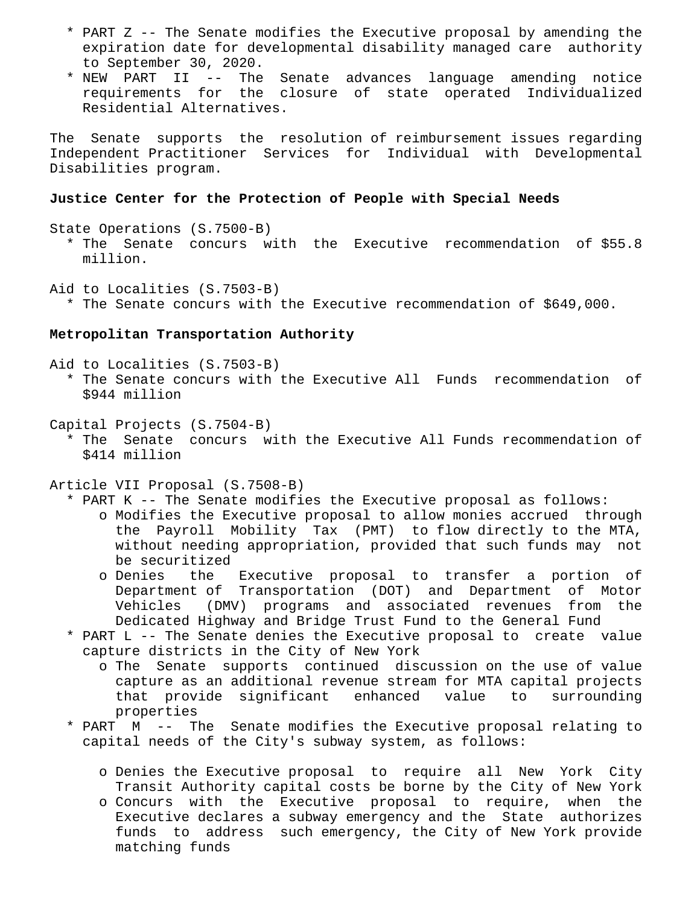* PART Z -- The Senate modifies the Executive proposal by amending the expiration date for developmental disability managed care authority to September 30, 2020.
* NEW PART II -- The Senate advances language amending notice requirements for the closure of state operated Individualized Residential Alternatives.

The Senate supports the resolution of reimbursement issues regarding Independent Practitioner Services for Individual with Developmental Disabilities program.

**Justice Center for the Protection of People with Special Needs**

State Operations (S.7500-B)

* The Senate concurs with the Executive recommendation of $55.8 million.

Aid to Localities (S.7503-B)

* The Senate concurs with the Executive recommendation of $649,000.

**Metropolitan Transportation Authority**

Aid to Localities (S.7503-B)

* The Senate concurs with the Executive All Funds recommendation of $944 million

Capital Projects (S.7504-B)

* The Senate concurs with the Executive All Funds recommendation of $414 million

Article VII Proposal (S.7508-B)

* PART K -- The Senate modifies the Executive proposal as follows:
  - Modifies the Executive proposal to allow monies accrued through the Payroll Mobility Tax (PMT) to flow directly to the MTA, without needing appropriation, provided that such funds may not be securitized
  - Denies the Executive proposal to transfer a portion of Department of Transportation (DOT) and Department of Motor Vehicles (DMV) programs and associated revenues from the Dedicated Highway and Bridge Trust Fund to the General Fund
* PART L -- The Senate denies the Executive proposal to create value capture districts in the City of New York
  - The Senate supports continued discussion on the use of value capture as an additional revenue stream for MTA capital projects that provide significant enhanced value to surrounding properties
* PART M -- The Senate modifies the Executive proposal relating to capital needs of the City's subway system, as follows:
  - Denies the Executive proposal to require all New York City Transit Authority capital costs be borne by the City of New York
  - Concurs with the Executive proposal to require, when the Executive declares a subway emergency and the State authorizes funds to address such emergency, the City of New York provide matching funds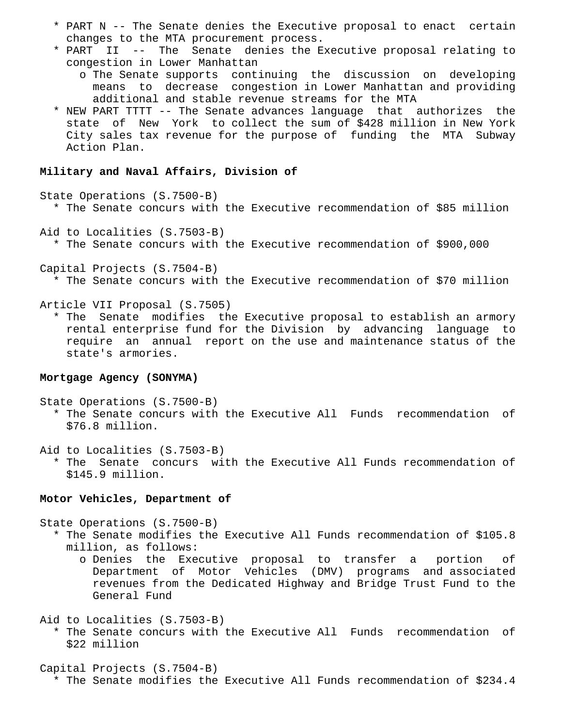* PART N -- The Senate denies the Executive proposal to enact certain changes to the MTA procurement process.
* PART II -- The Senate denies the Executive proposal relating to congestion in Lower Manhattan
  - o The Senate supports continuing the discussion on developing means to decrease congestion in Lower Manhattan and providing additional and stable revenue streams for the MTA
* NEW PART TTTT -- The Senate advances language that authorizes the state of New York to collect the sum of $428 million in New York City sales tax revenue for the purpose of funding the MTA Subway Action Plan.

**Military and Naval Affairs, Division of**

State Operations (S.7500-B)
* The Senate concurs with the Executive recommendation of $85 million

Aid to Localities (S.7503-B)
* The Senate concurs with the Executive recommendation of $900,000

Capital Projects (S.7504-B)
* The Senate concurs with the Executive recommendation of $70 million

Article VII Proposal (S.7505)
* The Senate modifies the Executive proposal to establish an armory rental enterprise fund for the Division by advancing language to require an annual report on the use and maintenance status of the state's armories.

**Mortgage Agency (SONYMA)**

State Operations (S.7500-B)
* The Senate concurs with the Executive All Funds recommendation of $76.8 million.

Aid to Localities (S.7503-B)
* The Senate concurs with the Executive All Funds recommendation of $145.9 million.

**Motor Vehicles, Department of**

State Operations (S.7500-B)
* The Senate modifies the Executive All Funds recommendation of $105.8 million, as follows:
  - o Denies the Executive proposal to transfer a portion of Department of Motor Vehicles (DMV) programs and associated revenues from the Dedicated Highway and Bridge Trust Fund to the General Fund

Aid to Localities (S.7503-B)
* The Senate concurs with the Executive All Funds recommendation of $22 million

Capital Projects (S.7504-B)
* The Senate modifies the Executive All Funds recommendation of $234.4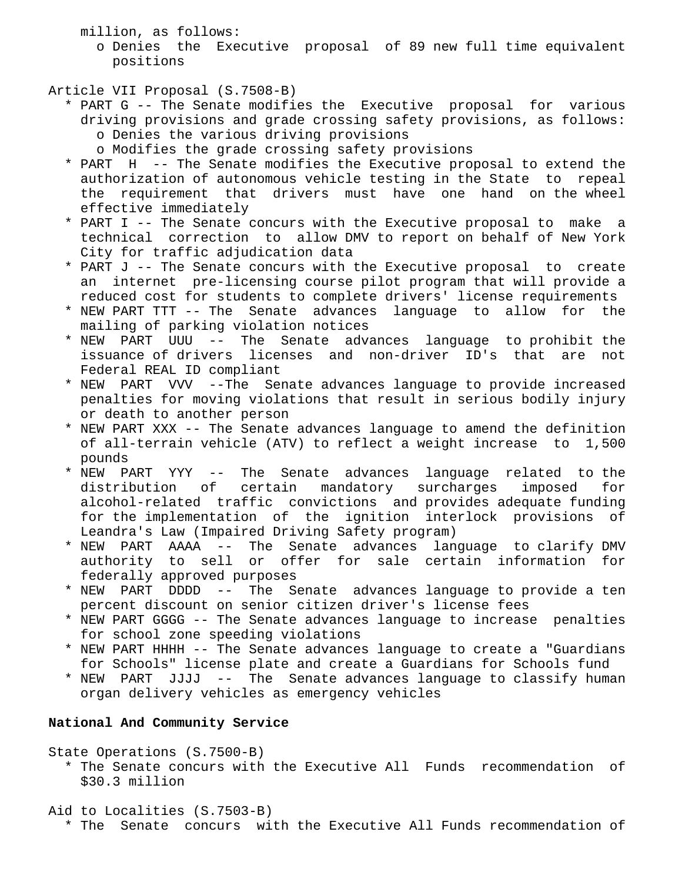million, as follows:
  - o Denies the Executive proposal of 89 new full time equivalent positions

Article VII Proposal (S.7508-B)

- PART G -- The Senate modifies the Executive proposal for various driving provisions and grade crossing safety provisions, as follows:
  - o Denies the various driving provisions
  - o Modifies the grade crossing safety provisions
- PART H -- The Senate modifies the Executive proposal to extend the authorization of autonomous vehicle testing in the State to repeal the requirement that drivers must have one hand on the wheel effective immediately
- PART I -- The Senate concurs with the Executive proposal to make a technical correction to allow DMV to report on behalf of New York City for traffic adjudication data
- PART J -- The Senate concurs with the Executive proposal to create an internet pre-licensing course pilot program that will provide a reduced cost for students to complete drivers' license requirements
- NEW PART TTT -- The Senate advances language to allow for the mailing of parking violation notices
- NEW PART UUU -- The Senate advances language to prohibit the issuance of drivers licenses and non-driver ID's that are not Federal REAL ID compliant
- NEW PART VVV --The Senate advances language to provide increased penalties for moving violations that result in serious bodily injury or death to another person
- NEW PART XXX -- The Senate advances language to amend the definition of all-terrain vehicle (ATV) to reflect a weight increase to 1,500 pounds
- NEW PART YYY -- The Senate advances language related to the distribution of certain mandatory surcharges imposed for alcohol-related traffic convictions and provides adequate funding for the implementation of the ignition interlock provisions of Leandra's Law (Impaired Driving Safety program)
- NEW PART AAAA -- The Senate advances language to clarify DMV authority to sell or offer for sale certain information for federally approved purposes
- NEW PART DDDD -- The Senate advances language to provide a ten percent discount on senior citizen driver's license fees
- NEW PART GGGG -- The Senate advances language to increase penalties for school zone speeding violations
- NEW PART HHHH -- The Senate advances language to create a "Guardians for Schools" license plate and create a Guardians for Schools fund
- NEW PART JJJJ -- The Senate advances language to classify human organ delivery vehicles as emergency vehicles

**National And Community Service**

State Operations (S.7500-B)

- The Senate concurs with the Executive All Funds recommendation of $30.3 million

Aid to Localities (S.7503-B)

- The Senate concurs with the Executive All Funds recommendation of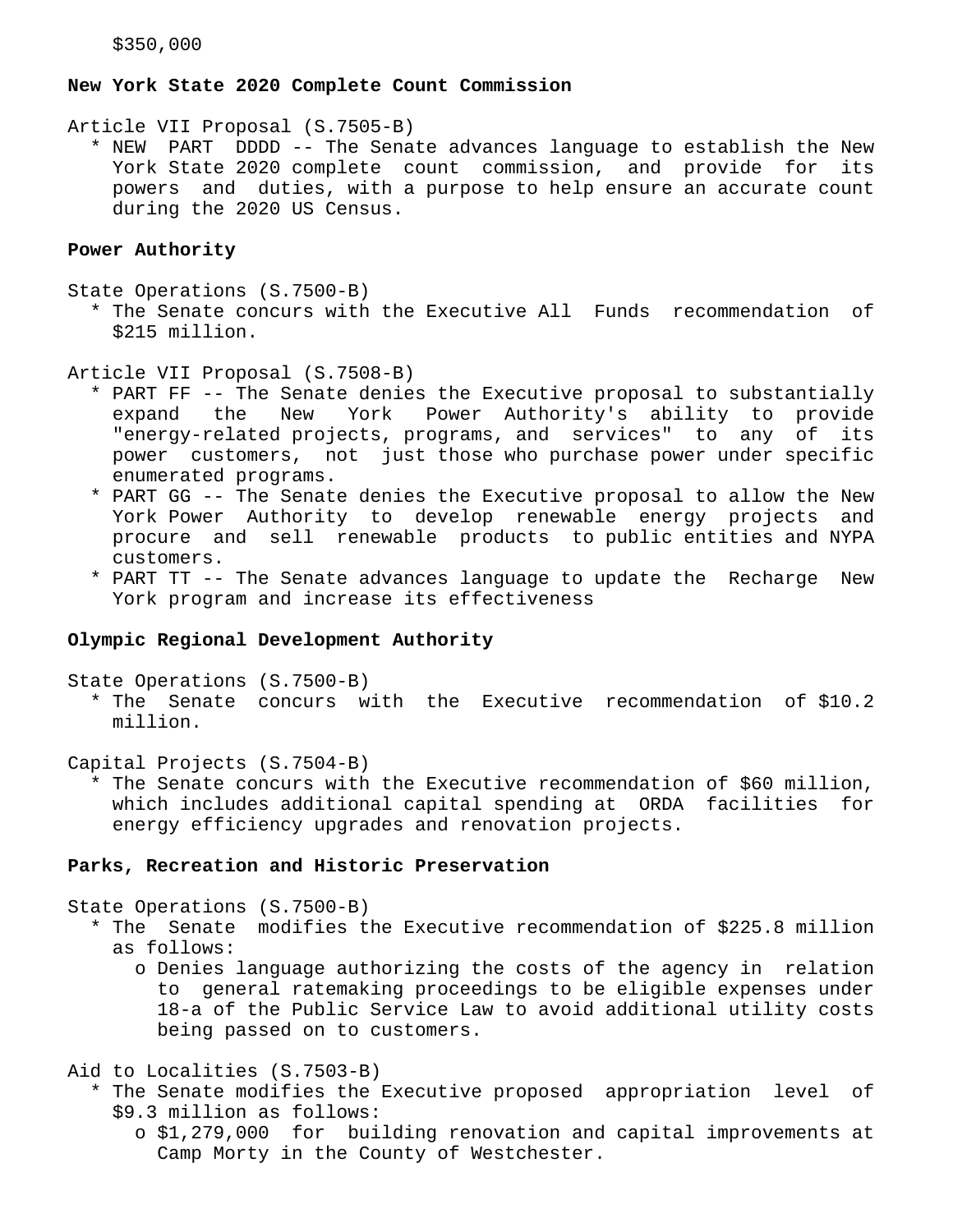$350,000

**New York State 2020 Complete Count Commission**

Article VII Proposal (S.7505-B)

* NEW PART DDDD -- The Senate advances language to establish the New York State 2020 complete count commission, and provide for its powers and duties, with a purpose to help ensure an accurate count during the 2020 US Census.

**Power Authority**

State Operations (S.7500-B)

* The Senate concurs with the Executive All Funds recommendation of $215 million.

Article VII Proposal (S.7508-B)

* PART FF -- The Senate denies the Executive proposal to substantially expand the New York Power Authority's ability to provide "energy-related projects, programs, and services" to any of its power customers, not just those who purchase power under specific enumerated programs.
* PART GG -- The Senate denies the Executive proposal to allow the New York Power Authority to develop renewable energy projects and procure and sell renewable products to public entities and NYPA customers.
* PART TT -- The Senate advances language to update the Recharge New York program and increase its effectiveness

**Olympic Regional Development Authority**

State Operations (S.7500-B)

* The Senate concurs with the Executive recommendation of $10.2 million.

Capital Projects (S.7504-B)

* The Senate concurs with the Executive recommendation of $60 million, which includes additional capital spending at ORDA facilities for energy efficiency upgrades and renovation projects.

**Parks, Recreation and Historic Preservation**

State Operations (S.7500-B)

* The Senate modifies the Executive recommendation of $225.8 million as follows:
  * o Denies language authorizing the costs of the agency in relation to general ratemaking proceedings to be eligible expenses under 18-a of the Public Service Law to avoid additional utility costs being passed on to customers.

Aid to Localities (S.7503-B)

* The Senate modifies the Executive proposed appropriation level of $9.3 million as follows:
  * o $1,279,000 for building renovation and capital improvements at Camp Morty in the County of Westchester.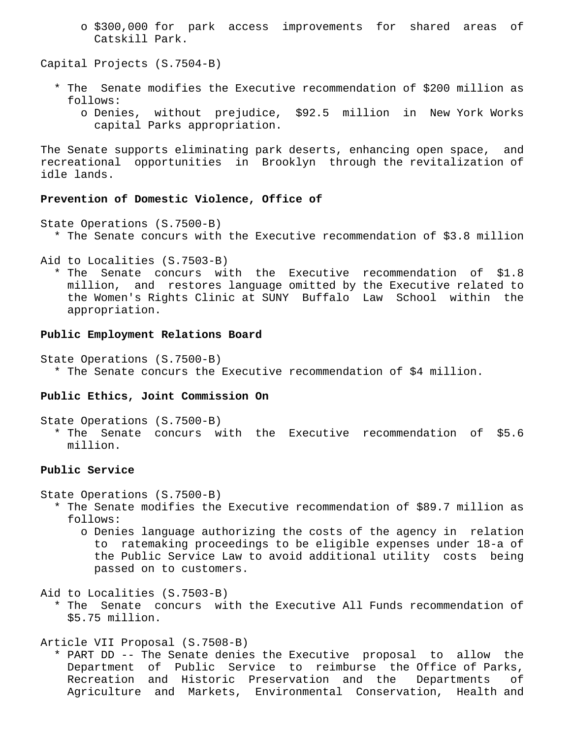- o $300,000 for park access improvements for shared areas of Catskill Park.

Capital Projects (S.7504-B)

- The Senate modifies the Executive recommendation of $200 million as follows:
  - o Denies, without prejudice, $92.5 million in New York Works capital Parks appropriation.

The Senate supports eliminating park deserts, enhancing open space, and recreational opportunities in Brooklyn through the revitalization of idle lands.

**Prevention of Domestic Violence, Office of**

State Operations (S.7500-B)
- The Senate concurs with the Executive recommendation of $3.8 million

Aid to Localities (S.7503-B)
- The Senate concurs with the Executive recommendation of $1.8 million, and restores language omitted by the Executive related to the Women's Rights Clinic at SUNY Buffalo Law School within the appropriation.

**Public Employment Relations Board**

State Operations (S.7500-B)
- The Senate concurs the Executive recommendation of $4 million.

**Public Ethics, Joint Commission On**

State Operations (S.7500-B)
- The Senate concurs with the Executive recommendation of $5.6 million.

**Public Service**

State Operations (S.7500-B)
- The Senate modifies the Executive recommendation of $89.7 million as follows:
  - o Denies language authorizing the costs of the agency in relation to ratemaking proceedings to be eligible expenses under 18-a of the Public Service Law to avoid additional utility costs being passed on to customers.

Aid to Localities (S.7503-B)
- The Senate concurs with the Executive All Funds recommendation of $5.75 million.

Article VII Proposal (S.7508-B)
- PART DD -- The Senate denies the Executive proposal to allow the Department of Public Service to reimburse the Office of Parks, Recreation and Historic Preservation and the Departments of Agriculture and Markets, Environmental Conservation, Health and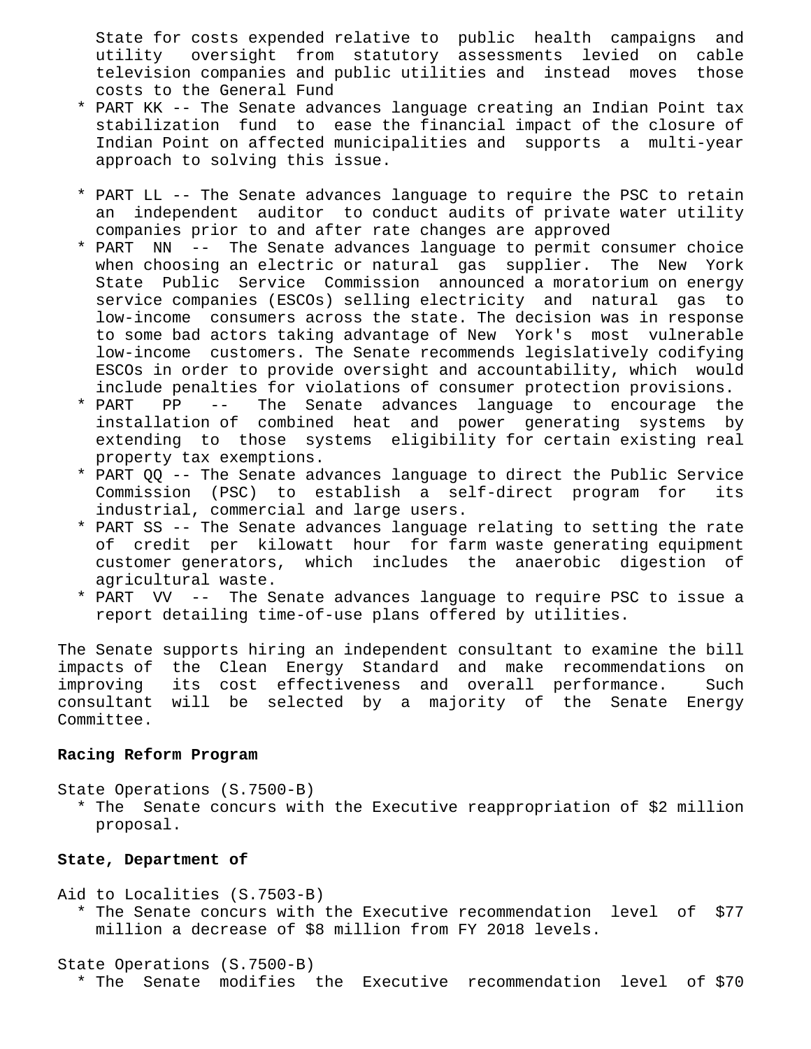State for costs expended relative to public health campaigns and utility oversight from statutory assessments levied on cable television companies and public utilities and instead moves those costs to the General Fund

* PART KK -- The Senate advances language creating an Indian Point tax stabilization fund to ease the financial impact of the closure of Indian Point on affected municipalities and supports a multi-year approach to solving this issue.

* PART LL -- The Senate advances language to require the PSC to retain an independent auditor to conduct audits of private water utility companies prior to and after rate changes are approved
* PART NN -- The Senate advances language to permit consumer choice when choosing an electric or natural gas supplier. The New York State Public Service Commission announced a moratorium on energy service companies (ESCOs) selling electricity and natural gas to low-income consumers across the state. The decision was in response to some bad actors taking advantage of New York's most vulnerable low-income customers. The Senate recommends legislatively codifying ESCOs in order to provide oversight and accountability, which would include penalties for violations of consumer protection provisions.
* PART PP -- The Senate advances language to encourage the installation of combined heat and power generating systems by extending to those systems eligibility for certain existing real property tax exemptions.
* PART QQ -- The Senate advances language to direct the Public Service Commission (PSC) to establish a self-direct program for its industrial, commercial and large users.
* PART SS -- The Senate advances language relating to setting the rate of credit per kilowatt hour for farm waste generating equipment customer generators, which includes the anaerobic digestion of agricultural waste.
* PART VV -- The Senate advances language to require PSC to issue a report detailing time-of-use plans offered by utilities.

The Senate supports hiring an independent consultant to examine the bill impacts of the Clean Energy Standard and make recommendations on improving its cost effectiveness and overall performance. Such consultant will be selected by a majority of the Senate Energy Committee.

**Racing Reform Program**

State Operations (S.7500-B)
* The Senate concurs with the Executive reappropriation of $2 million proposal.

**State, Department of**

Aid to Localities (S.7503-B)
* The Senate concurs with the Executive recommendation level of $77 million a decrease of $8 million from FY 2018 levels.

State Operations (S.7500-B)
* The Senate modifies the Executive recommendation level of $70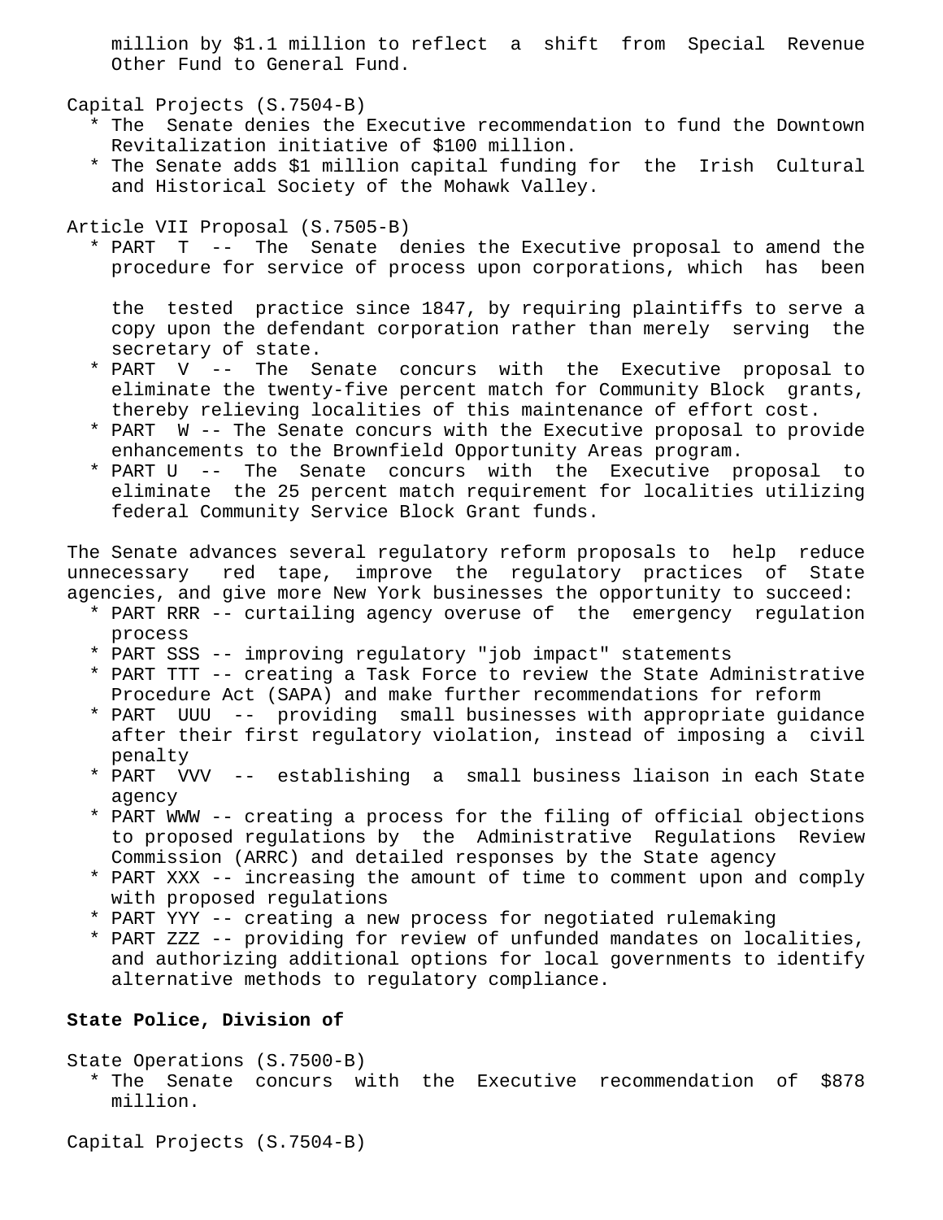million by $1.1 million to reflect a shift from Special Revenue Other Fund to General Fund.

Capital Projects (S.7504-B)

* The Senate denies the Executive recommendation to fund the Downtown Revitalization initiative of $100 million.
* The Senate adds $1 million capital funding for the Irish Cultural and Historical Society of the Mohawk Valley.

Article VII Proposal (S.7505-B)

* PART T -- The Senate denies the Executive proposal to amend the procedure for service of process upon corporations, which has been the tested practice since 1847, by requiring plaintiffs to serve a copy upon the defendant corporation rather than merely serving the secretary of state.
* PART V -- The Senate concurs with the Executive proposal to eliminate the twenty-five percent match for Community Block grants, thereby relieving localities of this maintenance of effort cost.
* PART W -- The Senate concurs with the Executive proposal to provide enhancements to the Brownfield Opportunity Areas program.
* PART U -- The Senate concurs with the Executive proposal to eliminate the 25 percent match requirement for localities utilizing federal Community Service Block Grant funds.

The Senate advances several regulatory reform proposals to help reduce unnecessary red tape, improve the regulatory practices of State agencies, and give more New York businesses the opportunity to succeed:

* PART RRR -- curtailing agency overuse of the emergency regulation process
* PART SSS -- improving regulatory "job impact" statements
* PART TTT -- creating a Task Force to review the State Administrative Procedure Act (SAPA) and make further recommendations for reform
* PART UUU -- providing small businesses with appropriate guidance after their first regulatory violation, instead of imposing a civil penalty
* PART VVV -- establishing a small business liaison in each State agency
* PART WWW -- creating a process for the filing of official objections to proposed regulations by the Administrative Regulations Review Commission (ARRC) and detailed responses by the State agency
* PART XXX -- increasing the amount of time to comment upon and comply with proposed regulations
* PART YYY -- creating a new process for negotiated rulemaking
* PART ZZZ -- providing for review of unfunded mandates on localities, and authorizing additional options for local governments to identify alternative methods to regulatory compliance.

**State Police, Division of**

State Operations (S.7500-B)

* The Senate concurs with the Executive recommendation of $878 million.

Capital Projects (S.7504-B)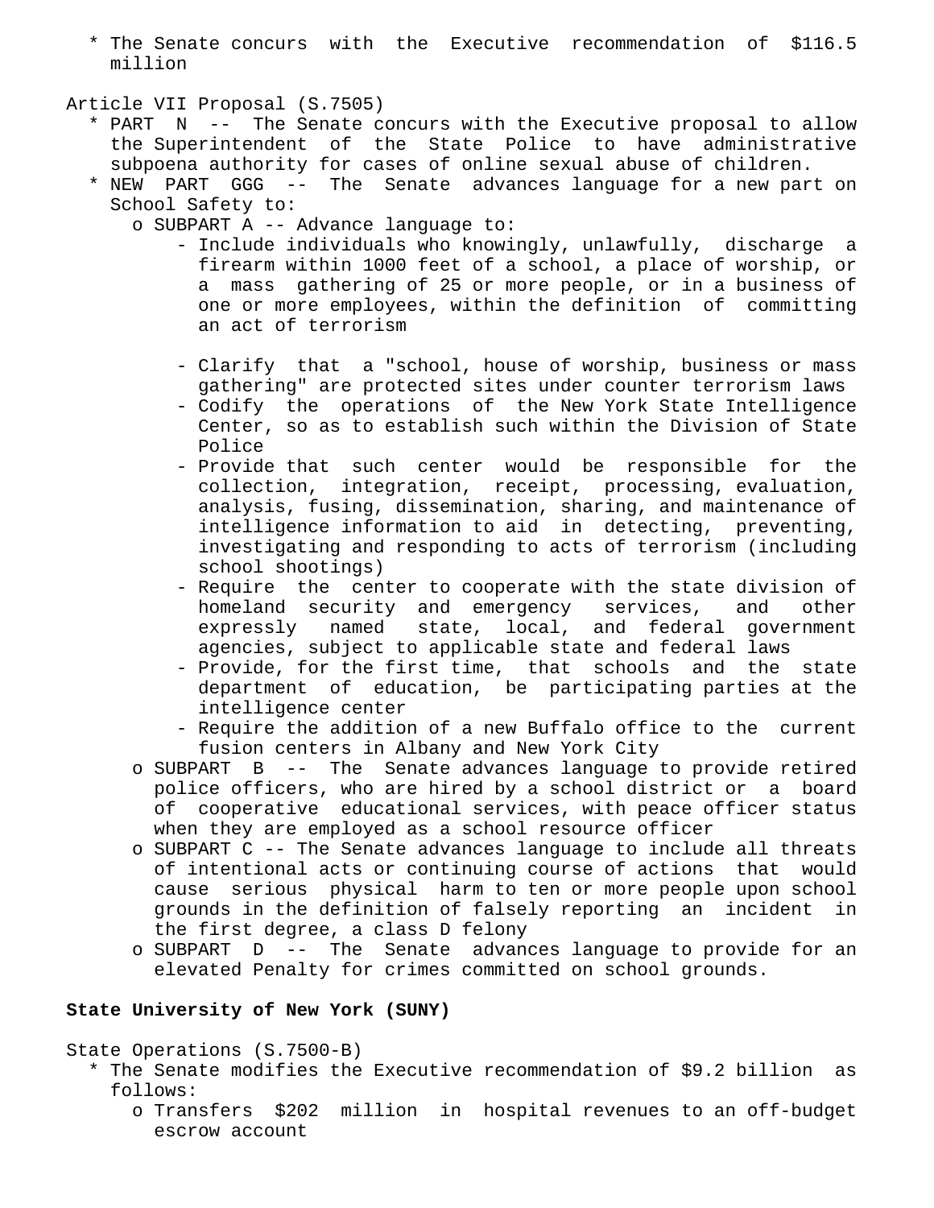* The Senate concurs with the Executive recommendation of $116.5 million

Article VII Proposal (S.7505)

* PART N -- The Senate concurs with the Executive proposal to allow the Superintendent of the State Police to have administrative subpoena authority for cases of online sexual abuse of children.
* NEW PART GGG -- The Senate advances language for a new part on School Safety to:
  - SUBPART A -- Advance language to:
    - Include individuals who knowingly, unlawfully, discharge a firearm within 1000 feet of a school, a place of worship, or a mass gathering of 25 or more people, or in a business of one or more employees, within the definition of committing an act of terrorism
    - Clarify that a "school, house of worship, business or mass gathering" are protected sites under counter terrorism laws
    - Codify the operations of the New York State Intelligence Center, so as to establish such within the Division of State Police
    - Provide that such center would be responsible for the collection, integration, receipt, processing, evaluation, analysis, fusing, dissemination, sharing, and maintenance of intelligence information to aid in detecting, preventing, investigating and responding to acts of terrorism (including school shootings)
    - Require the center to cooperate with the state division of homeland security and emergency services, and other expressly named state, local, and federal government agencies, subject to applicable state and federal laws
    - Provide, for the first time, that schools and the state department of education, be participating parties at the intelligence center
    - Require the addition of a new Buffalo office to the current fusion centers in Albany and New York City
  - SUBPART B -- The Senate advances language to provide retired police officers, who are hired by a school district or a board of cooperative educational services, with peace officer status when they are employed as a school resource officer
  - SUBPART C -- The Senate advances language to include all threats of intentional acts or continuing course of actions that would cause serious physical harm to ten or more people upon school grounds in the definition of falsely reporting an incident in the first degree, a class D felony
  - SUBPART D -- The Senate advances language to provide for an elevated Penalty for crimes committed on school grounds.

**State University of New York (SUNY)**

State Operations (S.7500-B)

* The Senate modifies the Executive recommendation of $9.2 billion as follows:
  - Transfers $202 million in hospital revenues to an off-budget escrow account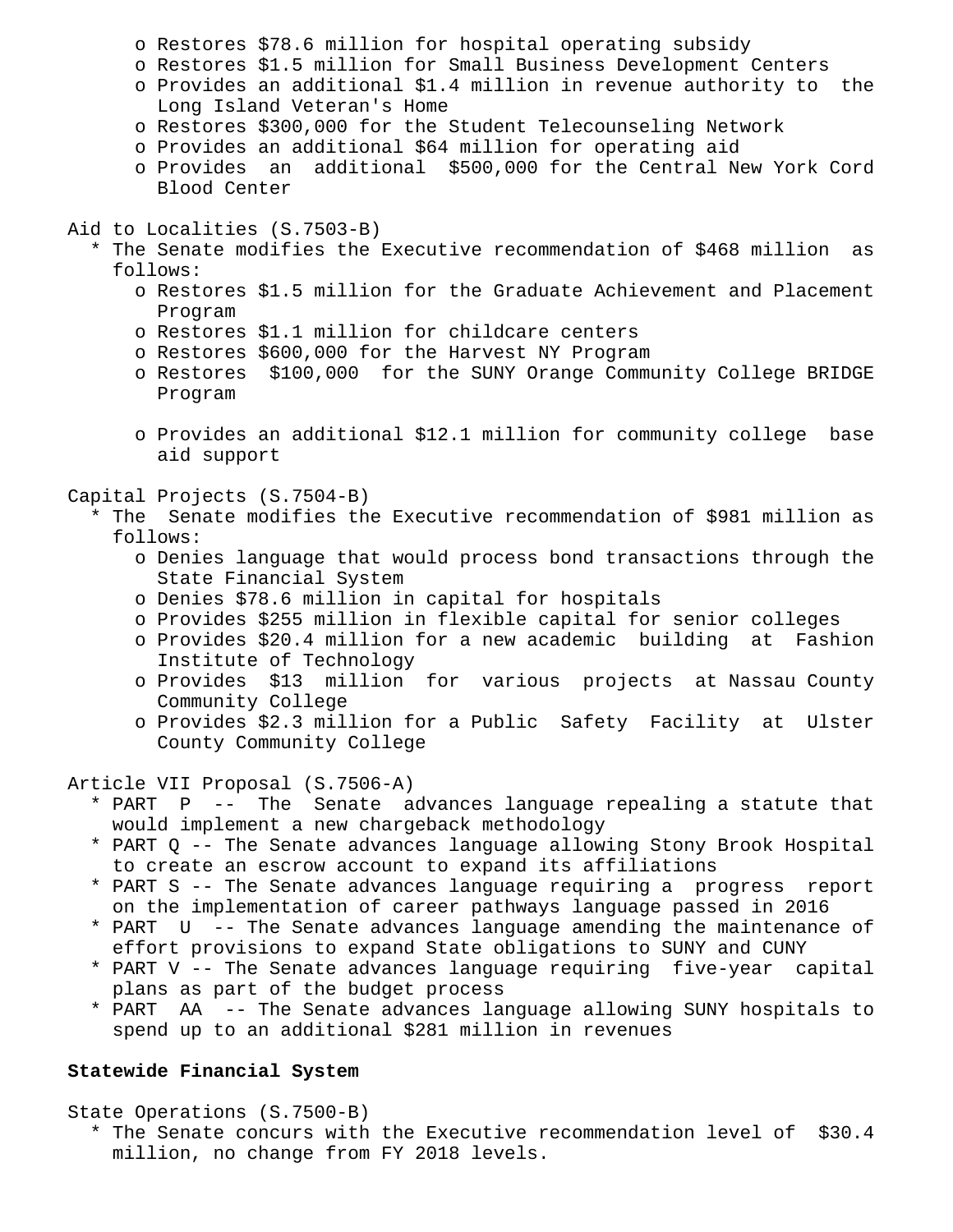- Restores $78.6 million for hospital operating subsidy
- Restores $1.5 million for Small Business Development Centers
- Provides an additional $1.4 million in revenue authority to the Long Island Veteran's Home
- Restores $300,000 for the Student Telecounseling Network
- Provides an additional $64 million for operating aid
- Provides an additional $500,000 for the Central New York Cord Blood Center

Aid to Localities (S.7503-B)

* The Senate modifies the Executive recommendation of $468 million as follows:
  - Restores $1.5 million for the Graduate Achievement and Placement Program
  - Restores $1.1 million for childcare centers
  - Restores $600,000 for the Harvest NY Program
  - Restores $100,000 for the SUNY Orange Community College BRIDGE Program
  - Provides an additional $12.1 million for community college base aid support

Capital Projects (S.7504-B)

* The Senate modifies the Executive recommendation of $981 million as follows:
  - Denies language that would process bond transactions through the State Financial System
  - Denies $78.6 million in capital for hospitals
  - Provides $255 million in flexible capital for senior colleges
  - Provides $20.4 million for a new academic building at Fashion Institute of Technology
  - Provides $13 million for various projects at Nassau County Community College
  - Provides $2.3 million for a Public Safety Facility at Ulster County Community College

Article VII Proposal (S.7506-A)

* PART P -- The Senate advances language repealing a statute that would implement a new chargeback methodology
* PART Q -- The Senate advances language allowing Stony Brook Hospital to create an escrow account to expand its affiliations
* PART S -- The Senate advances language requiring a progress report on the implementation of career pathways language passed in 2016
* PART U -- The Senate advances language amending the maintenance of effort provisions to expand State obligations to SUNY and CUNY
* PART V -- The Senate advances language requiring five-year capital plans as part of the budget process
* PART AA -- The Senate advances language allowing SUNY hospitals to spend up to an additional $281 million in revenues

**Statewide Financial System**

State Operations (S.7500-B)

* The Senate concurs with the Executive recommendation level of $30.4 million, no change from FY 2018 levels.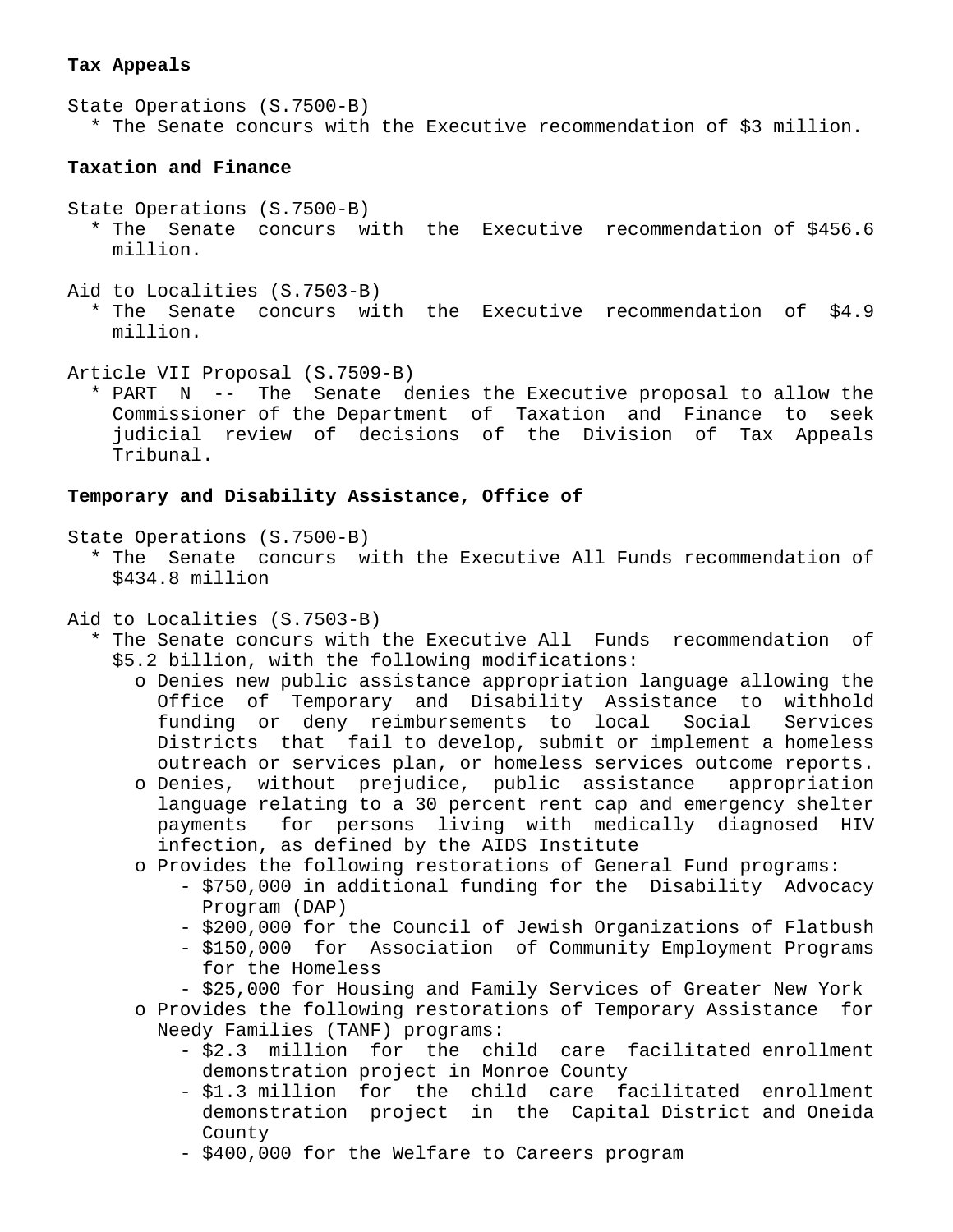**Tax Appeals**

State Operations (S.7500-B)

* The Senate concurs with the Executive recommendation of $3 million.

**Taxation and Finance**

State Operations (S.7500-B)

* The Senate concurs with the Executive recommendation of $456.6 million.

Aid to Localities (S.7503-B)

* The Senate concurs with the Executive recommendation of $4.9 million.

Article VII Proposal (S.7509-B)

* PART N -- The Senate denies the Executive proposal to allow the Commissioner of the Department of Taxation and Finance to seek judicial review of decisions of the Division of Tax Appeals Tribunal.

**Temporary and Disability Assistance, Office of**

State Operations (S.7500-B)

* The Senate concurs with the Executive All Funds recommendation of $434.8 million

Aid to Localities (S.7503-B)

* The Senate concurs with the Executive All Funds recommendation of $5.2 billion, with the following modifications:
  - o Denies new public assistance appropriation language allowing the Office of Temporary and Disability Assistance to withhold funding or deny reimbursements to local Social Services Districts that fail to develop, submit or implement a homeless outreach or services plan, or homeless services outcome reports.
  - o Denies, without prejudice, public assistance appropriation language relating to a 30 percent rent cap and emergency shelter payments for persons living with medically diagnosed HIV infection, as defined by the AIDS Institute
  - o Provides the following restorations of General Fund programs:
    - $750,000 in additional funding for the Disability Advocacy Program (DAP)
    - $200,000 for the Council of Jewish Organizations of Flatbush
    - $150,000 for Association of Community Employment Programs for the Homeless
    - $25,000 for Housing and Family Services of Greater New York
  - o Provides the following restorations of Temporary Assistance for Needy Families (TANF) programs:
    - $2.3 million for the child care facilitated enrollment demonstration project in Monroe County
    - $1.3 million for the child care facilitated enrollment demonstration project in the Capital District and Oneida County
    - $400,000 for the Welfare to Careers program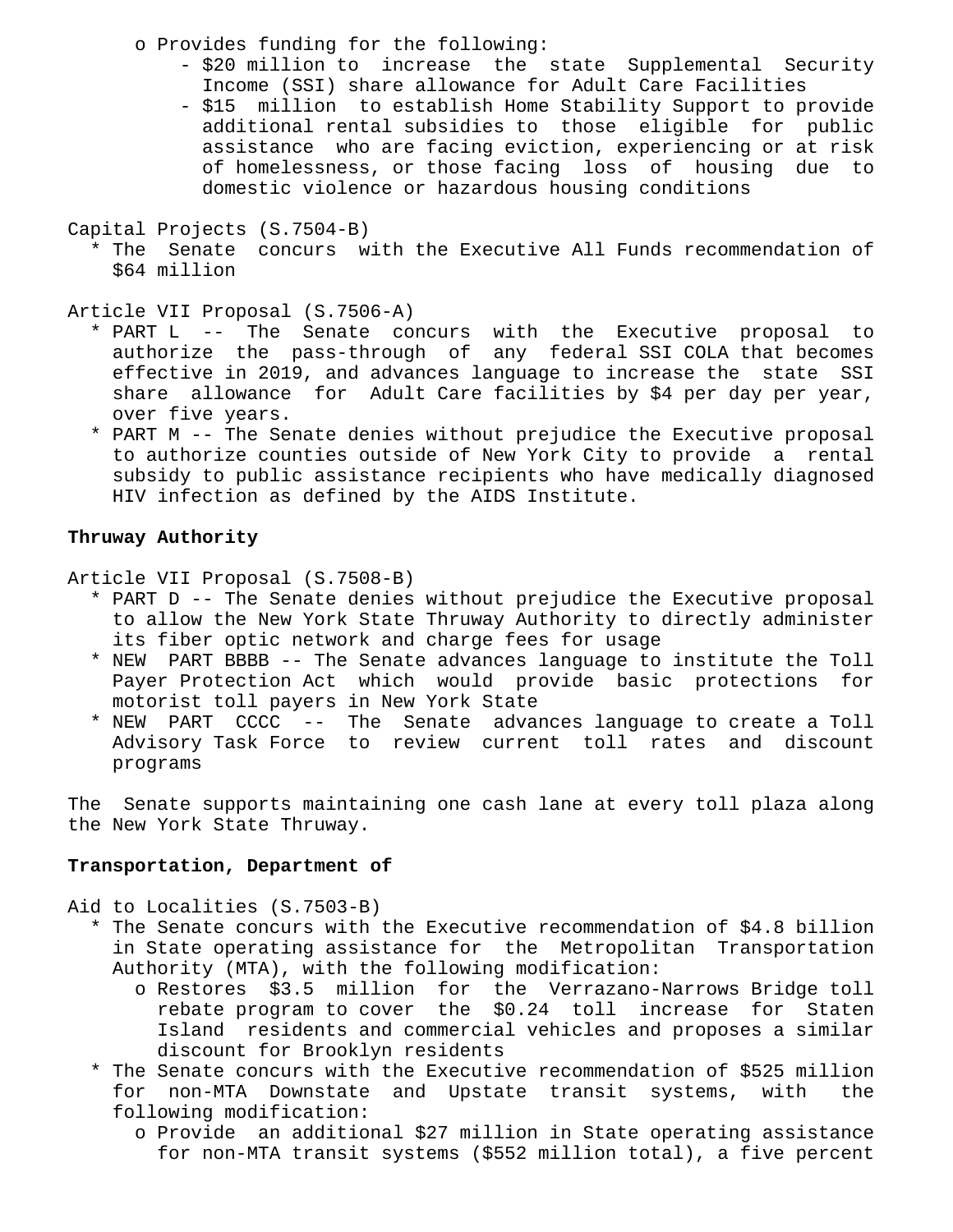- o Provides funding for the following:
  - $20 million to increase the state Supplemental Security Income (SSI) share allowance for Adult Care Facilities
  - $15 million to establish Home Stability Support to provide additional rental subsidies to those eligible for public assistance who are facing eviction, experiencing or at risk of homelessness, or those facing loss of housing due to domestic violence or hazardous housing conditions

Capital Projects (S.7504-B)

* The Senate concurs with the Executive All Funds recommendation of $64 million

Article VII Proposal (S.7506-A)

* PART L -- The Senate concurs with the Executive proposal to authorize the pass-through of any federal SSI COLA that becomes effective in 2019, and advances language to increase the state SSI share allowance for Adult Care facilities by $4 per day per year, over five years.
* PART M -- The Senate denies without prejudice the Executive proposal to authorize counties outside of New York City to provide a rental subsidy to public assistance recipients who have medically diagnosed HIV infection as defined by the AIDS Institute.

**Thruway Authority**

Article VII Proposal (S.7508-B)

* PART D -- The Senate denies without prejudice the Executive proposal to allow the New York State Thruway Authority to directly administer its fiber optic network and charge fees for usage
* NEW PART BBBB -- The Senate advances language to institute the Toll Payer Protection Act which would provide basic protections for motorist toll payers in New York State
* NEW PART CCCC -- The Senate advances language to create a Toll Advisory Task Force to review current toll rates and discount programs

The Senate supports maintaining one cash lane at every toll plaza along the New York State Thruway.

**Transportation, Department of**

Aid to Localities (S.7503-B)

* The Senate concurs with the Executive recommendation of $4.8 billion in State operating assistance for the Metropolitan Transportation Authority (MTA), with the following modification:
  - o Restores $3.5 million for the Verrazano-Narrows Bridge toll rebate program to cover the $0.24 toll increase for Staten Island residents and commercial vehicles and proposes a similar discount for Brooklyn residents
* The Senate concurs with the Executive recommendation of $525 million for non-MTA Downstate and Upstate transit systems, with the following modification:
  - o Provide an additional $27 million in State operating assistance for non-MTA transit systems ($552 million total), a five percent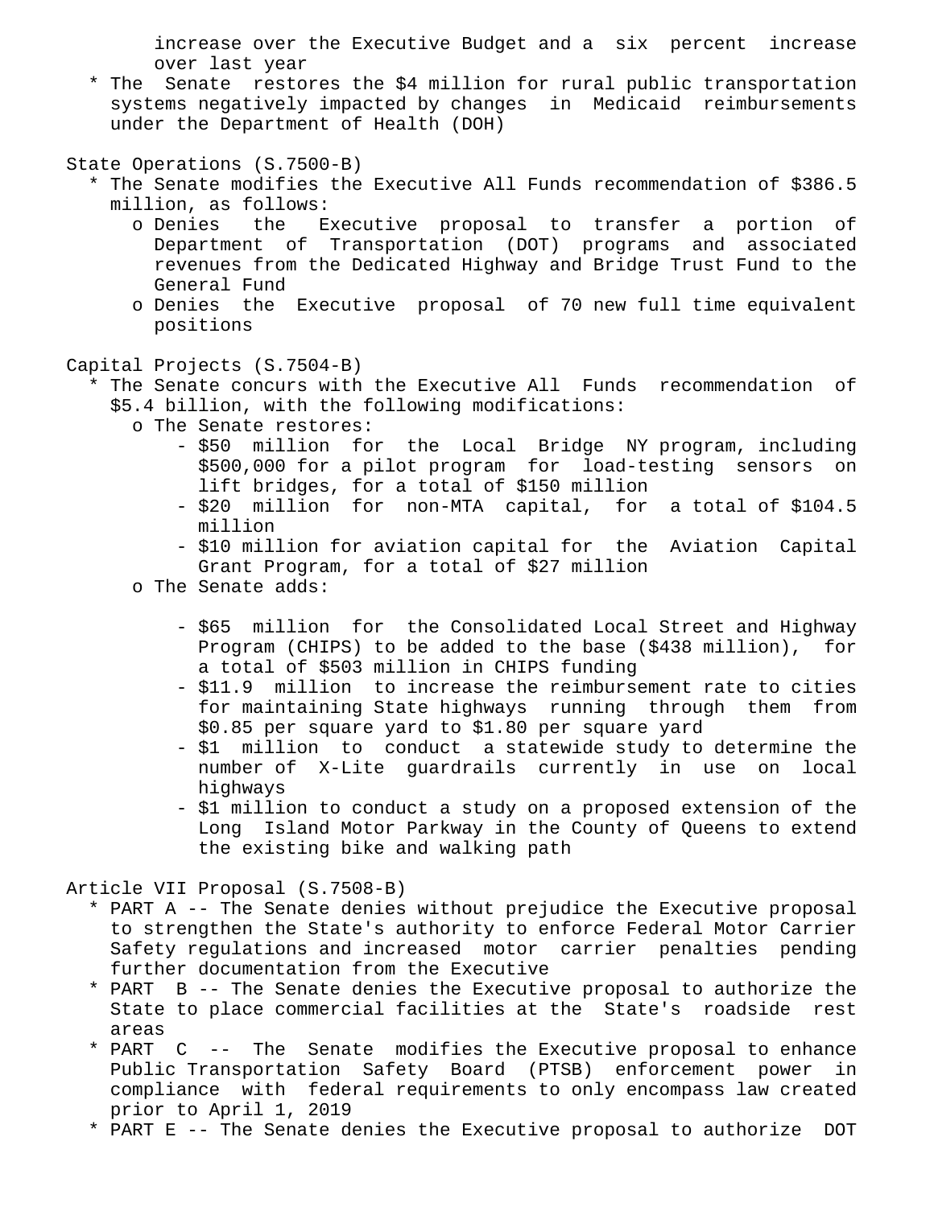increase over the Executive Budget and a six percent increase over last year

* The Senate restores the $4 million for rural public transportation systems negatively impacted by changes in Medicaid reimbursements under the Department of Health (DOH)

State Operations (S.7500-B)

* The Senate modifies the Executive All Funds recommendation of $386.5 million, as follows:
  - Denies the Executive proposal to transfer a portion of Department of Transportation (DOT) programs and associated revenues from the Dedicated Highway and Bridge Trust Fund to the General Fund
  - Denies the Executive proposal of 70 new full time equivalent positions

Capital Projects (S.7504-B)

* The Senate concurs with the Executive All Funds recommendation of $5.4 billion, with the following modifications:
  - The Senate restores:
    - $50 million for the Local Bridge NY program, including $500,000 for a pilot program for load-testing sensors on lift bridges, for a total of $150 million
    - $20 million for non-MTA capital, for a total of $104.5 million
    - $10 million for aviation capital for the Aviation Capital Grant Program, for a total of $27 million
  - The Senate adds:
    - $65 million for the Consolidated Local Street and Highway Program (CHIPS) to be added to the base ($438 million), for a total of $503 million in CHIPS funding
    - $11.9 million to increase the reimbursement rate to cities for maintaining State highways running through them from $0.85 per square yard to $1.80 per square yard
    - $1 million to conduct a statewide study to determine the number of X-Lite guardrails currently in use on local highways
    - $1 million to conduct a study on a proposed extension of the Long Island Motor Parkway in the County of Queens to extend the existing bike and walking path

Article VII Proposal (S.7508-B)

* PART A -- The Senate denies without prejudice the Executive proposal to strengthen the State's authority to enforce Federal Motor Carrier Safety regulations and increased motor carrier penalties pending further documentation from the Executive
* PART B -- The Senate denies the Executive proposal to authorize the State to place commercial facilities at the State's roadside rest areas
* PART C -- The Senate modifies the Executive proposal to enhance Public Transportation Safety Board (PTSB) enforcement power in compliance with federal requirements to only encompass law created prior to April 1, 2019
* PART E -- The Senate denies the Executive proposal to authorize DOT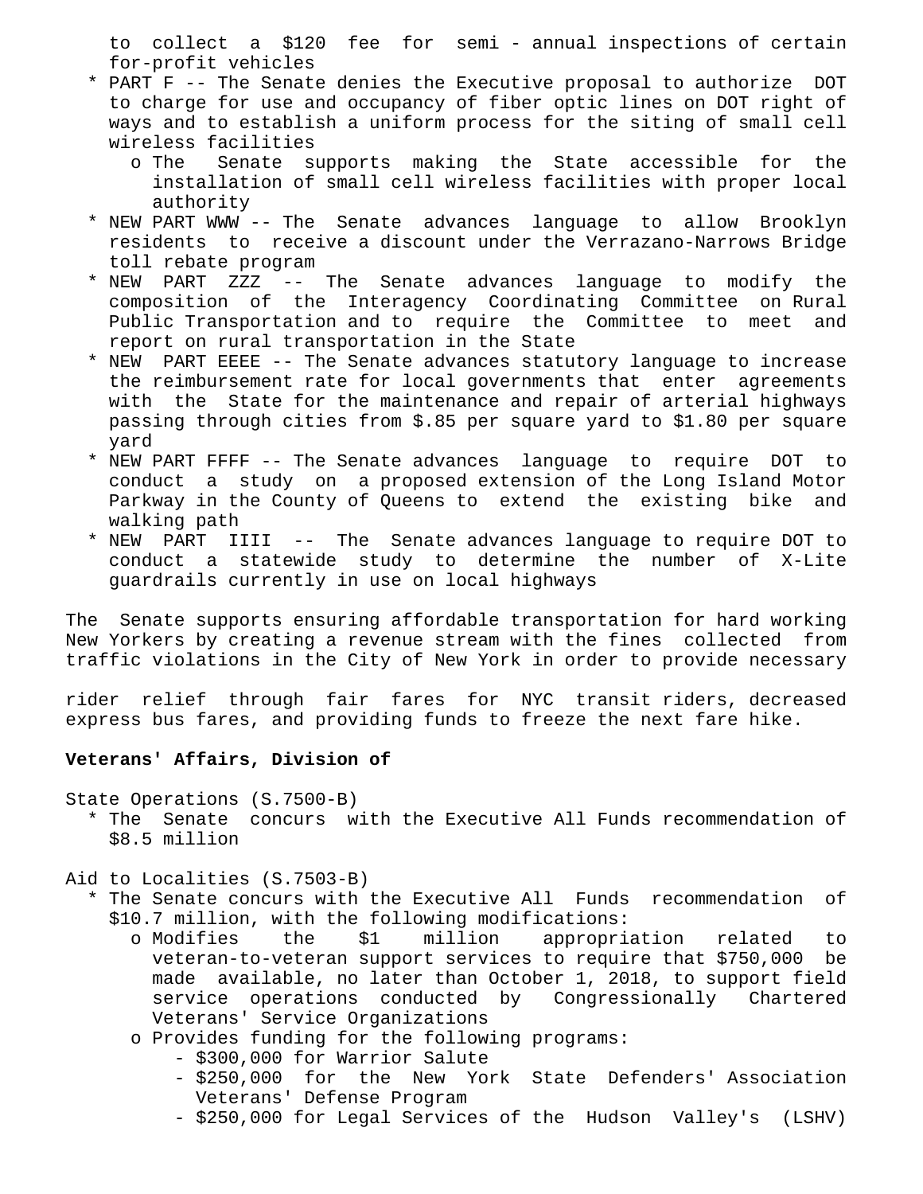to collect a $120 fee for semi - annual inspections of certain for-profit vehicles

* PART F -- The Senate denies the Executive proposal to authorize DOT to charge for use and occupancy of fiber optic lines on DOT right of ways and to establish a uniform process for the siting of small cell wireless facilities
  - o The Senate supports making the State accessible for the installation of small cell wireless facilities with proper local authority
* NEW PART WWW -- The Senate advances language to allow Brooklyn residents to receive a discount under the Verrazano-Narrows Bridge toll rebate program
* NEW PART ZZZ -- The Senate advances language to modify the composition of the Interagency Coordinating Committee on Rural Public Transportation and to require the Committee to meet and report on rural transportation in the State
* NEW PART EEEE -- The Senate advances statutory language to increase the reimbursement rate for local governments that enter agreements with the State for the maintenance and repair of arterial highways passing through cities from $.85 per square yard to $1.80 per square yard
* NEW PART FFFF -- The Senate advances language to require DOT to conduct a study on a proposed extension of the Long Island Motor Parkway in the County of Queens to extend the existing bike and walking path
* NEW PART IIII -- The Senate advances language to require DOT to conduct a statewide study to determine the number of X-Lite guardrails currently in use on local highways

The Senate supports ensuring affordable transportation for hard working New Yorkers by creating a revenue stream with the fines collected from traffic violations in the City of New York in order to provide necessary

rider relief through fair fares for NYC transit riders, decreased express bus fares, and providing funds to freeze the next fare hike.

**Veterans' Affairs, Division of**

State Operations (S.7500-B)

* The Senate concurs with the Executive All Funds recommendation of $8.5 million

Aid to Localities (S.7503-B)

* The Senate concurs with the Executive All Funds recommendation of $10.7 million, with the following modifications:
  - o Modifies the $1 million appropriation related to veteran-to-veteran support services to require that $750,000 be made available, no later than October 1, 2018, to support field service operations conducted by Congressionally Chartered Veterans' Service Organizations
  - o Provides funding for the following programs:
    - $300,000 for Warrior Salute
    - $250,000 for the New York State Defenders' Association Veterans' Defense Program
    - $250,000 for Legal Services of the Hudson Valley's (LSHV)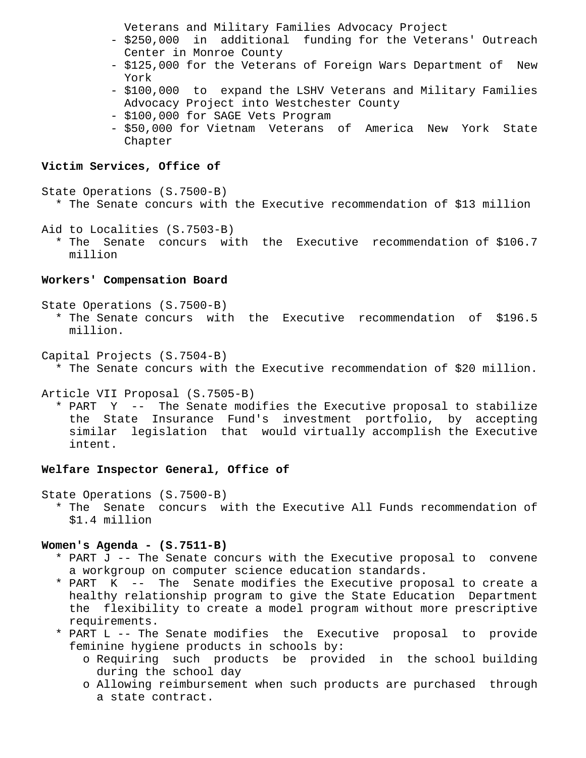Veterans and Military Families Advocacy Project
- $250,000 in additional funding for the Veterans' Outreach Center in Monroe County
- $125,000 for the Veterans of Foreign Wars Department of New York
- $100,000 to expand the LSHV Veterans and Military Families Advocacy Project into Westchester County
- $100,000 for SAGE Vets Program
- $50,000 for Vietnam Veterans of America New York State Chapter

**Victim Services, Office of**

State Operations (S.7500-B)
* The Senate concurs with the Executive recommendation of $13 million

Aid to Localities (S.7503-B)
* The Senate concurs with the Executive recommendation of $106.7 million

**Workers' Compensation Board**

State Operations (S.7500-B)
* The Senate concurs with the Executive recommendation of $196.5 million.

Capital Projects (S.7504-B)
* The Senate concurs with the Executive recommendation of $20 million.

Article VII Proposal (S.7505-B)
* PART Y -- The Senate modifies the Executive proposal to stabilize the State Insurance Fund's investment portfolio, by accepting similar legislation that would virtually accomplish the Executive intent.

**Welfare Inspector General, Office of**

State Operations (S.7500-B)
* The Senate concurs with the Executive All Funds recommendation of $1.4 million

**Women's Agenda - (S.7511-B)**
* PART J -- The Senate concurs with the Executive proposal to convene a workgroup on computer science education standards.
* PART K -- The Senate modifies the Executive proposal to create a healthy relationship program to give the State Education Department the flexibility to create a model program without more prescriptive requirements.
* PART L -- The Senate modifies the Executive proposal to provide feminine hygiene products in schools by:
  - o Requiring such products be provided in the school building during the school day
  - o Allowing reimbursement when such products are purchased through a state contract.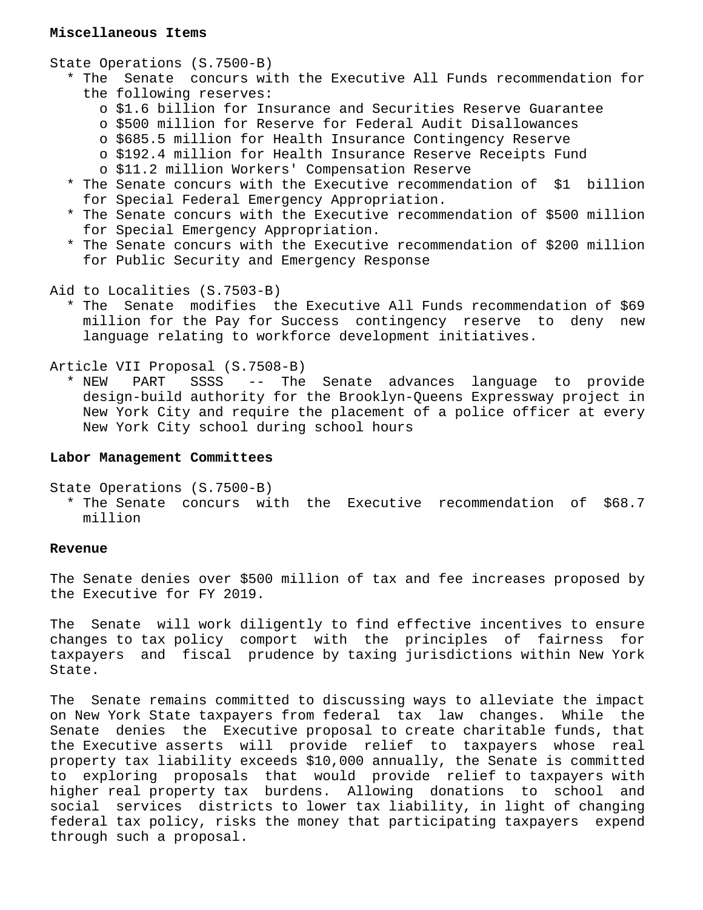**Miscellaneous Items**

State Operations (S.7500-B)

* The Senate concurs with the Executive All Funds recommendation for the following reserves:
  * $1.6 billion for Insurance and Securities Reserve Guarantee
  * $500 million for Reserve for Federal Audit Disallowances
  * $685.5 million for Health Insurance Contingency Reserve
  * $192.4 million for Health Insurance Reserve Receipts Fund
  * $11.2 million Workers' Compensation Reserve
* The Senate concurs with the Executive recommendation of $1 billion for Special Federal Emergency Appropriation.
* The Senate concurs with the Executive recommendation of $500 million for Special Emergency Appropriation.
* The Senate concurs with the Executive recommendation of $200 million for Public Security and Emergency Response

Aid to Localities (S.7503-B)

* The Senate modifies the Executive All Funds recommendation of $69 million for the Pay for Success contingency reserve to deny new language relating to workforce development initiatives.

Article VII Proposal (S.7508-B)

* NEW PART SSSS -- The Senate advances language to provide design-build authority for the Brooklyn-Queens Expressway project in New York City and require the placement of a police officer at every New York City school during school hours

**Labor Management Committees**

State Operations (S.7500-B)

* The Senate concurs with the Executive recommendation of $68.7 million

**Revenue**

The Senate denies over $500 million of tax and fee increases proposed by the Executive for FY 2019.

The Senate will work diligently to find effective incentives to ensure changes to tax policy comport with the principles of fairness for taxpayers and fiscal prudence by taxing jurisdictions within New York State.

The Senate remains committed to discussing ways to alleviate the impact on New York State taxpayers from federal tax law changes. While the Senate denies the Executive proposal to create charitable funds, that the Executive asserts will provide relief to taxpayers whose real property tax liability exceeds $10,000 annually, the Senate is committed to exploring proposals that would provide relief to taxpayers with higher real property tax burdens. Allowing donations to school and social services districts to lower tax liability, in light of changing federal tax policy, risks the money that participating taxpayers expend through such a proposal.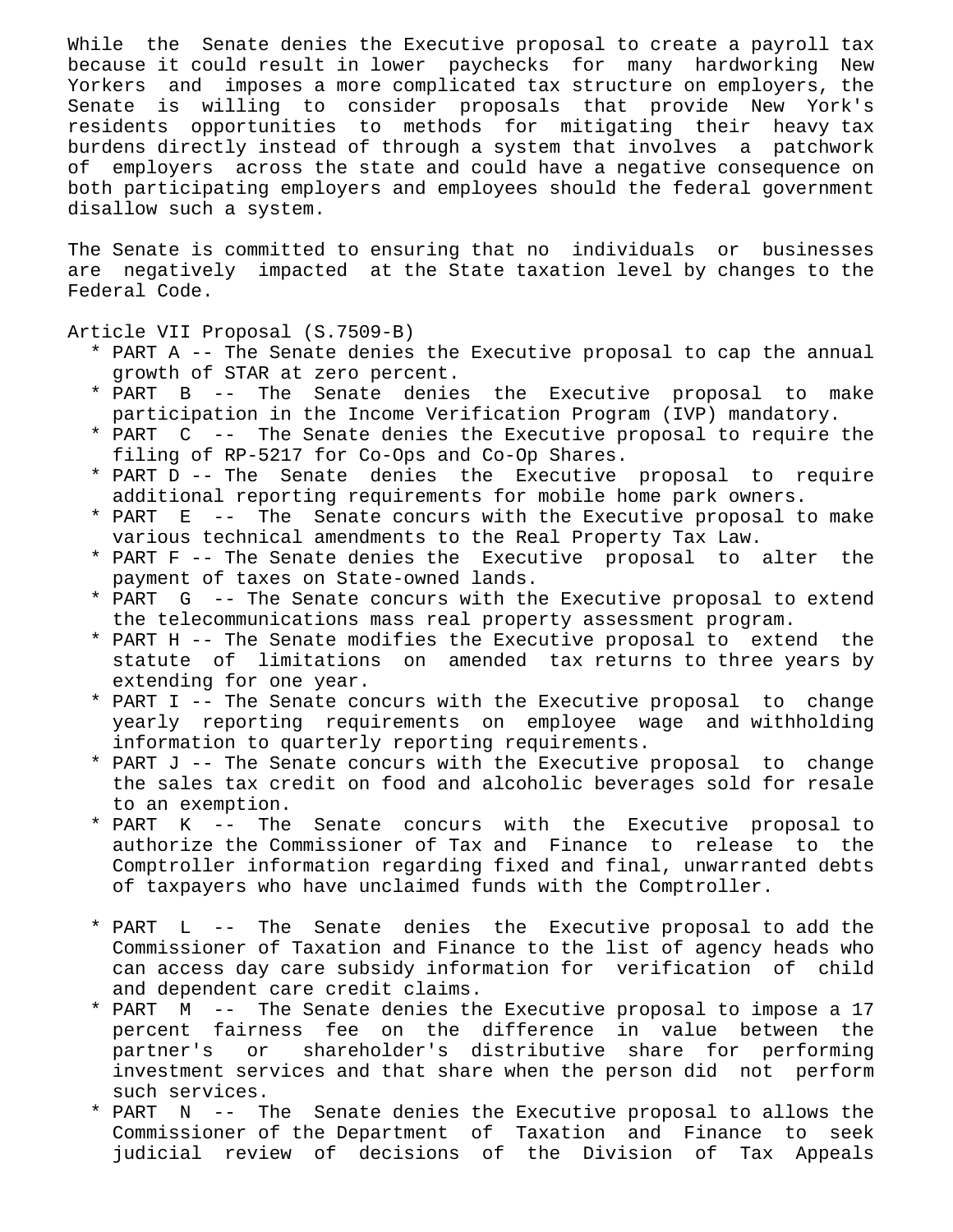While the Senate denies the Executive proposal to create a payroll tax because it could result in lower paychecks for many hardworking New Yorkers and imposes a more complicated tax structure on employers, the Senate is willing to consider proposals that provide New York's residents opportunities to methods for mitigating their heavy tax burdens directly instead of through a system that involves a patchwork of employers across the state and could have a negative consequence on both participating employers and employees should the federal government disallow such a system.

The Senate is committed to ensuring that no individuals or businesses are negatively impacted at the State taxation level by changes to the Federal Code.

Article VII Proposal (S.7509-B)

* PART A -- The Senate denies the Executive proposal to cap the annual growth of STAR at zero percent.
* PART B -- The Senate denies the Executive proposal to make participation in the Income Verification Program (IVP) mandatory.
* PART C -- The Senate denies the Executive proposal to require the filing of RP-5217 for Co-Ops and Co-Op Shares.
* PART D -- The Senate denies the Executive proposal to require additional reporting requirements for mobile home park owners.
* PART E -- The Senate concurs with the Executive proposal to make various technical amendments to the Real Property Tax Law.
* PART F -- The Senate denies the Executive proposal to alter the payment of taxes on State-owned lands.
* PART G -- The Senate concurs with the Executive proposal to extend the telecommunications mass real property assessment program.
* PART H -- The Senate modifies the Executive proposal to extend the statute of limitations on amended tax returns to three years by extending for one year.
* PART I -- The Senate concurs with the Executive proposal to change yearly reporting requirements on employee wage and withholding information to quarterly reporting requirements.
* PART J -- The Senate concurs with the Executive proposal to change the sales tax credit on food and alcoholic beverages sold for resale to an exemption.
* PART K -- The Senate concurs with the Executive proposal to authorize the Commissioner of Tax and Finance to release to the Comptroller information regarding fixed and final, unwarranted debts of taxpayers who have unclaimed funds with the Comptroller.

* PART L -- The Senate denies the Executive proposal to add the Commissioner of Taxation and Finance to the list of agency heads who can access day care subsidy information for verification of child and dependent care credit claims.
* PART M -- The Senate denies the Executive proposal to impose a 17 percent fairness fee on the difference in value between the partner's or shareholder's distributive share for performing investment services and that share when the person did not perform such services.
* PART N -- The Senate denies the Executive proposal to allows the Commissioner of the Department of Taxation and Finance to seek judicial review of decisions of the Division of Tax Appeals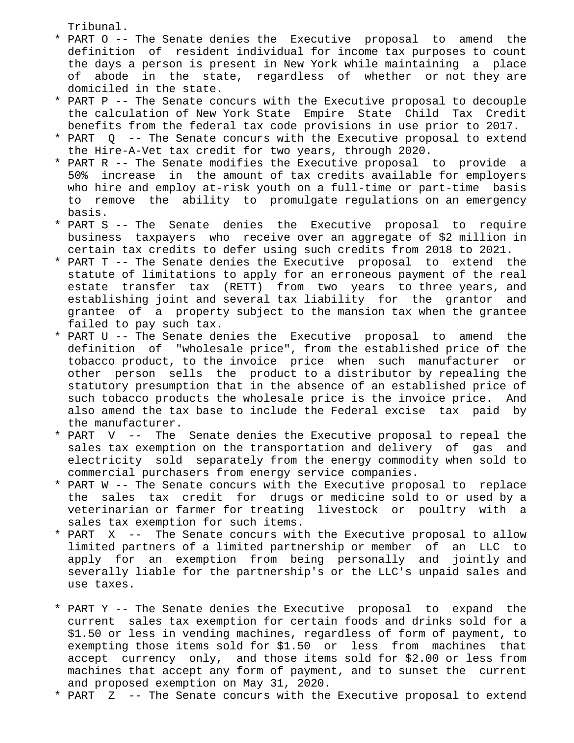Tribunal.

* PART O -- The Senate denies the Executive proposal to amend the definition of resident individual for income tax purposes to count the days a person is present in New York while maintaining a place of abode in the state, regardless of whether or not they are domiciled in the state.
* PART P -- The Senate concurs with the Executive proposal to decouple the calculation of New York State Empire State Child Tax Credit benefits from the federal tax code provisions in use prior to 2017.
* PART Q -- The Senate concurs with the Executive proposal to extend the Hire-A-Vet tax credit for two years, through 2020.
* PART R -- The Senate modifies the Executive proposal to provide a 50% increase in the amount of tax credits available for employers who hire and employ at-risk youth on a full-time or part-time basis to remove the ability to promulgate regulations on an emergency basis.
* PART S -- The Senate denies the Executive proposal to require business taxpayers who receive over an aggregate of $2 million in certain tax credits to defer using such credits from 2018 to 2021.
* PART T -- The Senate denies the Executive proposal to extend the statute of limitations to apply for an erroneous payment of the real estate transfer tax (RETT) from two years to three years, and establishing joint and several tax liability for the grantor and grantee of a property subject to the mansion tax when the grantee failed to pay such tax.
* PART U -- The Senate denies the Executive proposal to amend the definition of "wholesale price", from the established price of the tobacco product, to the invoice price when such manufacturer or other person sells the product to a distributor by repealing the statutory presumption that in the absence of an established price of such tobacco products the wholesale price is the invoice price. And also amend the tax base to include the Federal excise tax paid by the manufacturer.
* PART V -- The Senate denies the Executive proposal to repeal the sales tax exemption on the transportation and delivery of gas and electricity sold separately from the energy commodity when sold to commercial purchasers from energy service companies.
* PART W -- The Senate concurs with the Executive proposal to replace the sales tax credit for drugs or medicine sold to or used by a veterinarian or farmer for treating livestock or poultry with a sales tax exemption for such items.
* PART X -- The Senate concurs with the Executive proposal to allow limited partners of a limited partnership or member of an LLC to apply for an exemption from being personally and jointly and severally liable for the partnership's or the LLC's unpaid sales and use taxes.

* PART Y -- The Senate denies the Executive proposal to expand the current sales tax exemption for certain foods and drinks sold for a $1.50 or less in vending machines, regardless of form of payment, to exempting those items sold for $1.50 or less from machines that accept currency only, and those items sold for $2.00 or less from machines that accept any form of payment, and to sunset the current and proposed exemption on May 31, 2020.
* PART Z -- The Senate concurs with the Executive proposal to extend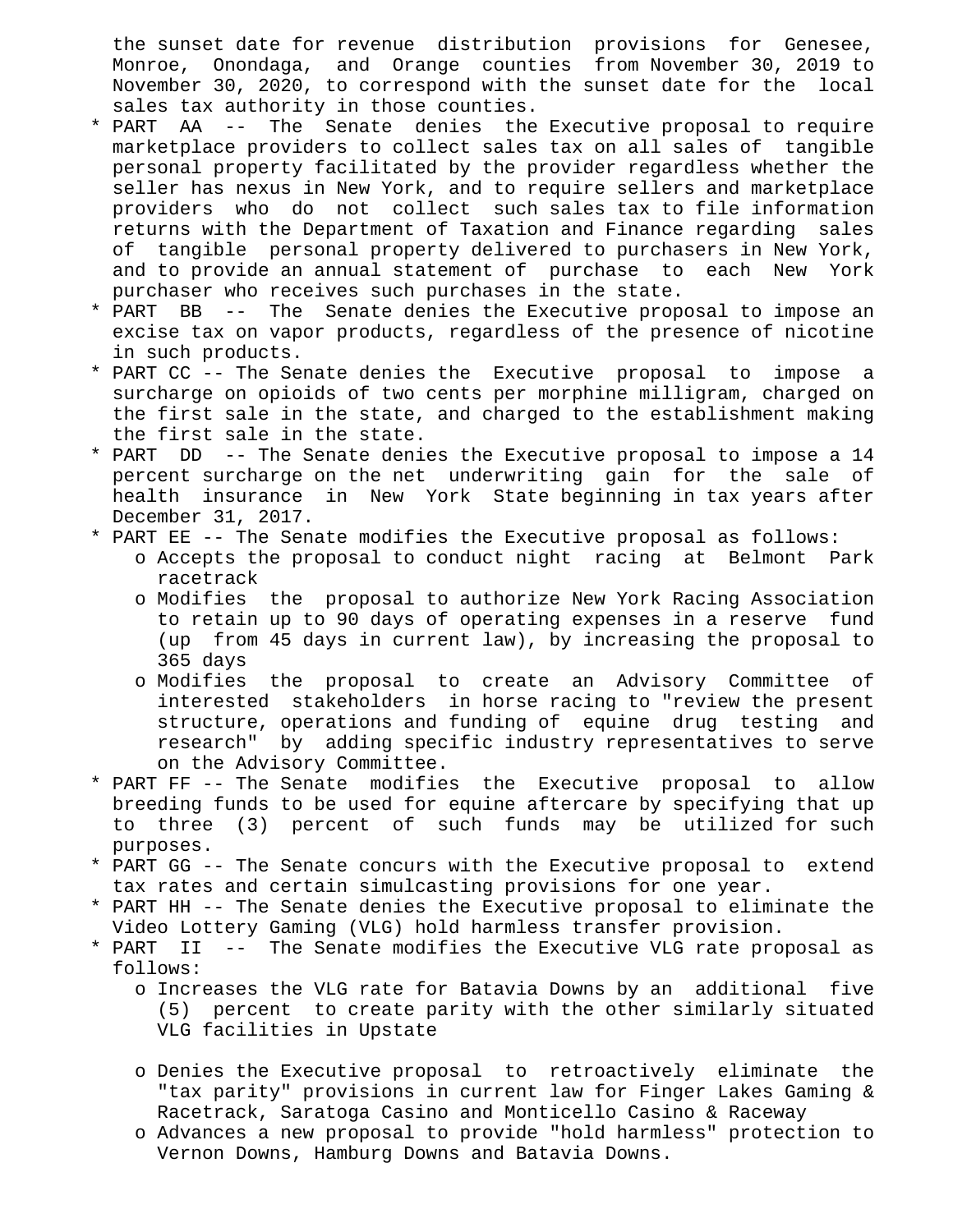the sunset date for revenue distribution provisions for Genesee, Monroe, Onondaga, and Orange counties from November 30, 2019 to November 30, 2020, to correspond with the sunset date for the local sales tax authority in those counties.

* PART AA -- The Senate denies the Executive proposal to require marketplace providers to collect sales tax on all sales of tangible personal property facilitated by the provider regardless whether the seller has nexus in New York, and to require sellers and marketplace providers who do not collect such sales tax to file information returns with the Department of Taxation and Finance regarding sales of tangible personal property delivered to purchasers in New York, and to provide an annual statement of purchase to each New York purchaser who receives such purchases in the state.
* PART BB -- The Senate denies the Executive proposal to impose an excise tax on vapor products, regardless of the presence of nicotine in such products.
* PART CC -- The Senate denies the Executive proposal to impose a surcharge on opioids of two cents per morphine milligram, charged on the first sale in the state, and charged to the establishment making the first sale in the state.
* PART DD -- The Senate denies the Executive proposal to impose a 14 percent surcharge on the net underwriting gain for the sale of health insurance in New York State beginning in tax years after December 31, 2017.
* PART EE -- The Senate modifies the Executive proposal as follows:
  - o Accepts the proposal to conduct night racing at Belmont Park racetrack
  - o Modifies the proposal to authorize New York Racing Association to retain up to 90 days of operating expenses in a reserve fund (up from 45 days in current law), by increasing the proposal to 365 days
  - o Modifies the proposal to create an Advisory Committee of interested stakeholders in horse racing to "review the present structure, operations and funding of equine drug testing and research" by adding specific industry representatives to serve on the Advisory Committee.
* PART FF -- The Senate modifies the Executive proposal to allow breeding funds to be used for equine aftercare by specifying that up to three (3) percent of such funds may be utilized for such purposes.
* PART GG -- The Senate concurs with the Executive proposal to extend tax rates and certain simulcasting provisions for one year.
* PART HH -- The Senate denies the Executive proposal to eliminate the Video Lottery Gaming (VLG) hold harmless transfer provision.
* PART II -- The Senate modifies the Executive VLG rate proposal as follows:
  - o Increases the VLG rate for Batavia Downs by an additional five (5) percent to create parity with the other similarly situated VLG facilities in Upstate
  - o Denies the Executive proposal to retroactively eliminate the "tax parity" provisions in current law for Finger Lakes Gaming & Racetrack, Saratoga Casino and Monticello Casino & Raceway
  - o Advances a new proposal to provide "hold harmless" protection to Vernon Downs, Hamburg Downs and Batavia Downs.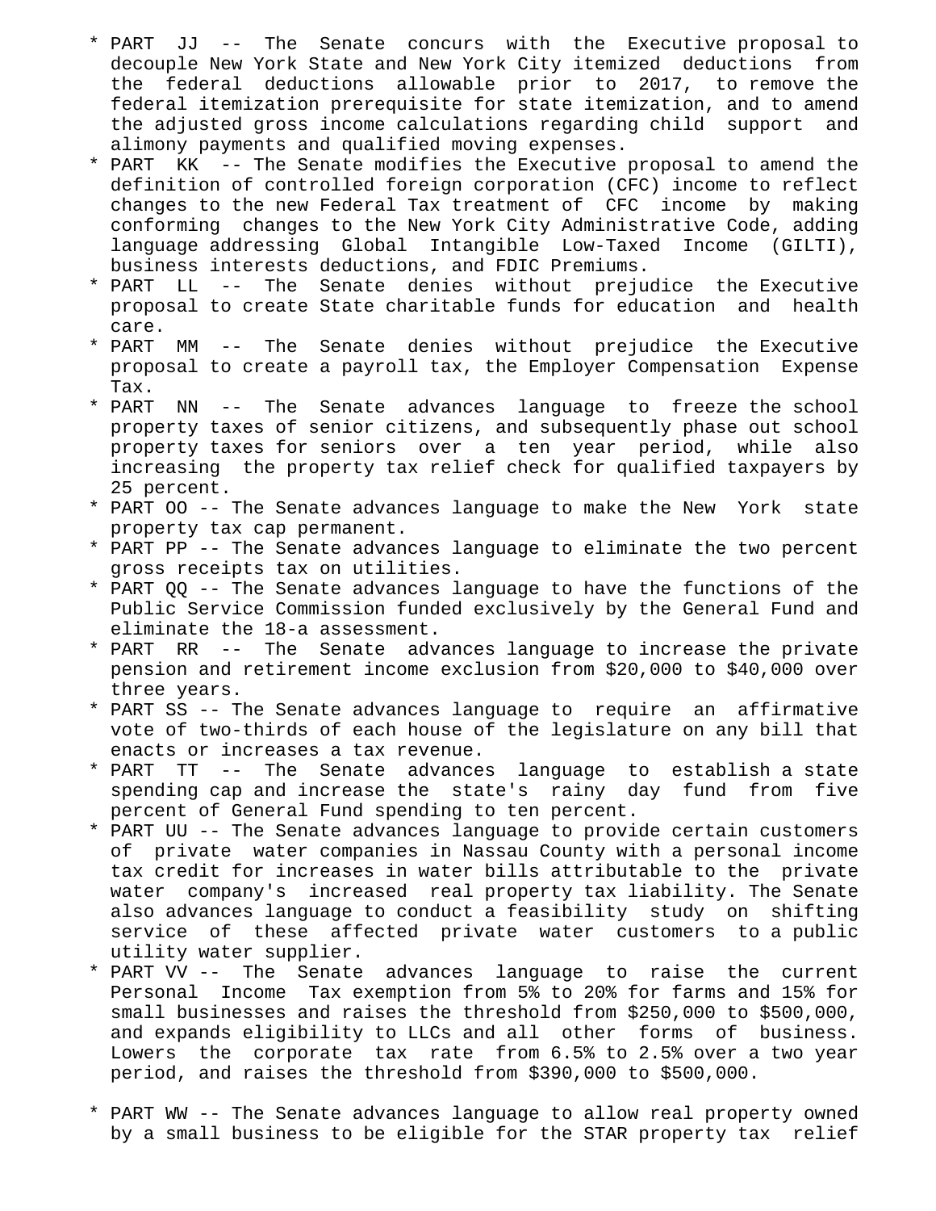* PART JJ -- The Senate concurs with the Executive proposal to decouple New York State and New York City itemized deductions from the federal deductions allowable prior to 2017, to remove the federal itemization prerequisite for state itemization, and to amend the adjusted gross income calculations regarding child support and alimony payments and qualified moving expenses.
* PART KK -- The Senate modifies the Executive proposal to amend the definition of controlled foreign corporation (CFC) income to reflect changes to the new Federal Tax treatment of CFC income by making conforming changes to the New York City Administrative Code, adding language addressing Global Intangible Low-Taxed Income (GILTI), business interests deductions, and FDIC Premiums.
* PART LL -- The Senate denies without prejudice the Executive proposal to create State charitable funds for education and health care.
* PART MM -- The Senate denies without prejudice the Executive proposal to create a payroll tax, the Employer Compensation Expense Tax.
* PART NN -- The Senate advances language to freeze the school property taxes of senior citizens, and subsequently phase out school property taxes for seniors over a ten year period, while also increasing the property tax relief check for qualified taxpayers by 25 percent.
* PART OO -- The Senate advances language to make the New York state property tax cap permanent.
* PART PP -- The Senate advances language to eliminate the two percent gross receipts tax on utilities.
* PART QQ -- The Senate advances language to have the functions of the Public Service Commission funded exclusively by the General Fund and eliminate the 18-a assessment.
* PART RR -- The Senate advances language to increase the private pension and retirement income exclusion from $20,000 to $40,000 over three years.
* PART SS -- The Senate advances language to require an affirmative vote of two-thirds of each house of the legislature on any bill that enacts or increases a tax revenue.
* PART TT -- The Senate advances language to establish a state spending cap and increase the state's rainy day fund from five percent of General Fund spending to ten percent.
* PART UU -- The Senate advances language to provide certain customers of private water companies in Nassau County with a personal income tax credit for increases in water bills attributable to the private water company's increased real property tax liability. The Senate also advances language to conduct a feasibility study on shifting service of these affected private water customers to a public utility water supplier.
* PART VV -- The Senate advances language to raise the current Personal Income Tax exemption from 5% to 20% for farms and 15% for small businesses and raises the threshold from $250,000 to $500,000, and expands eligibility to LLCs and all other forms of business. Lowers the corporate tax rate from 6.5% to 2.5% over a two year period, and raises the threshold from $390,000 to $500,000.

* PART WW -- The Senate advances language to allow real property owned by a small business to be eligible for the STAR property tax relief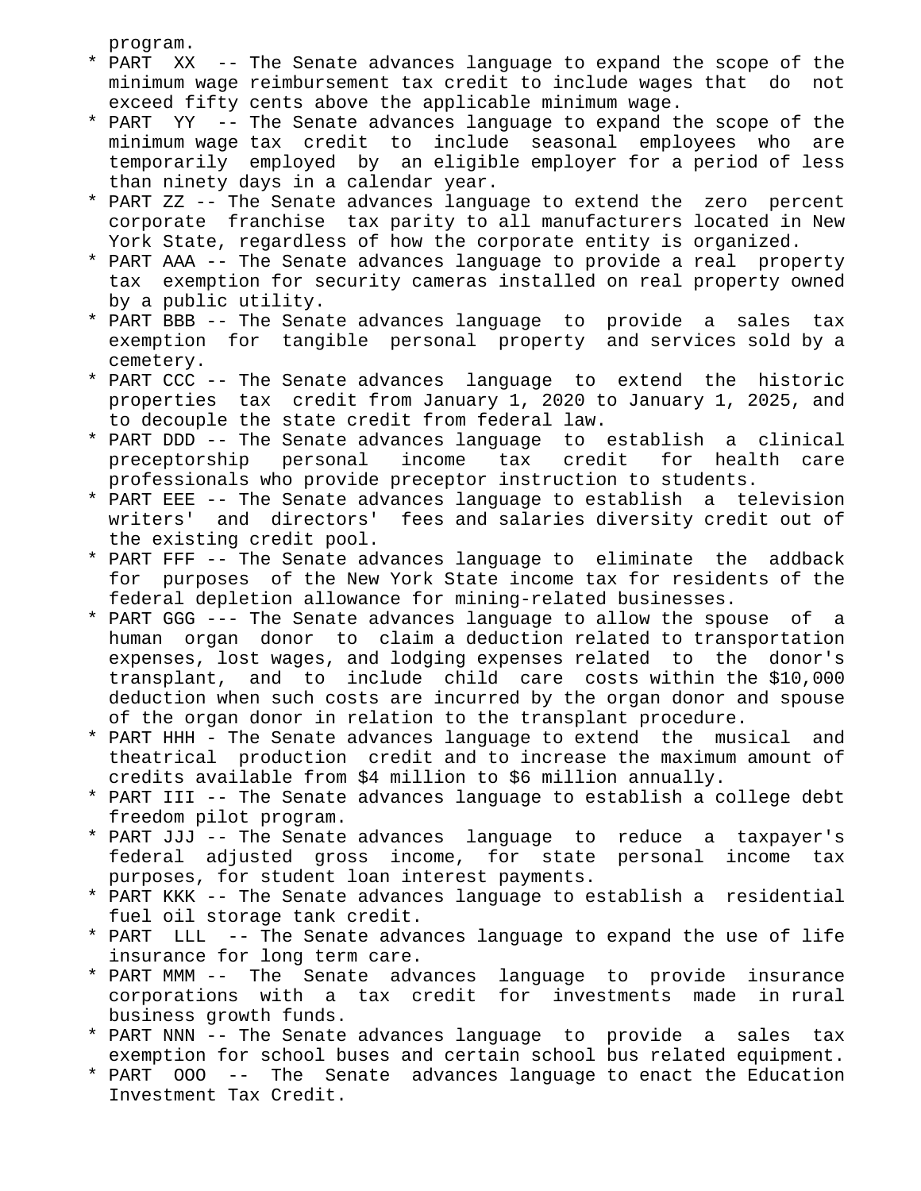program.

* PART XX -- The Senate advances language to expand the scope of the minimum wage reimbursement tax credit to include wages that do not exceed fifty cents above the applicable minimum wage.
* PART YY -- The Senate advances language to expand the scope of the minimum wage tax credit to include seasonal employees who are temporarily employed by an eligible employer for a period of less than ninety days in a calendar year.
* PART ZZ -- The Senate advances language to extend the zero percent corporate franchise tax parity to all manufacturers located in New York State, regardless of how the corporate entity is organized.
* PART AAA -- The Senate advances language to provide a real property tax exemption for security cameras installed on real property owned by a public utility.
* PART BBB -- The Senate advances language to provide a sales tax exemption for tangible personal property and services sold by a cemetery.
* PART CCC -- The Senate advances language to extend the historic properties tax credit from January 1, 2020 to January 1, 2025, and to decouple the state credit from federal law.
* PART DDD -- The Senate advances language to establish a clinical preceptorship personal income tax credit for health care professionals who provide preceptor instruction to students.
* PART EEE -- The Senate advances language to establish a television writers' and directors' fees and salaries diversity credit out of the existing credit pool.
* PART FFF -- The Senate advances language to eliminate the addback for purposes of the New York State income tax for residents of the federal depletion allowance for mining-related businesses.
* PART GGG --- The Senate advances language to allow the spouse of a human organ donor to claim a deduction related to transportation expenses, lost wages, and lodging expenses related to the donor's transplant, and to include child care costs within the $10,000 deduction when such costs are incurred by the organ donor and spouse of the organ donor in relation to the transplant procedure.
* PART HHH - The Senate advances language to extend the musical and theatrical production credit and to increase the maximum amount of credits available from $4 million to $6 million annually.
* PART III -- The Senate advances language to establish a college debt freedom pilot program.
* PART JJJ -- The Senate advances language to reduce a taxpayer's federal adjusted gross income, for state personal income tax purposes, for student loan interest payments.
* PART KKK -- The Senate advances language to establish a residential fuel oil storage tank credit.
* PART LLL -- The Senate advances language to expand the use of life insurance for long term care.
* PART MMM -- The Senate advances language to provide insurance corporations with a tax credit for investments made in rural business growth funds.
* PART NNN -- The Senate advances language to provide a sales tax exemption for school buses and certain school bus related equipment.
* PART OOO -- The Senate advances language to enact the Education Investment Tax Credit.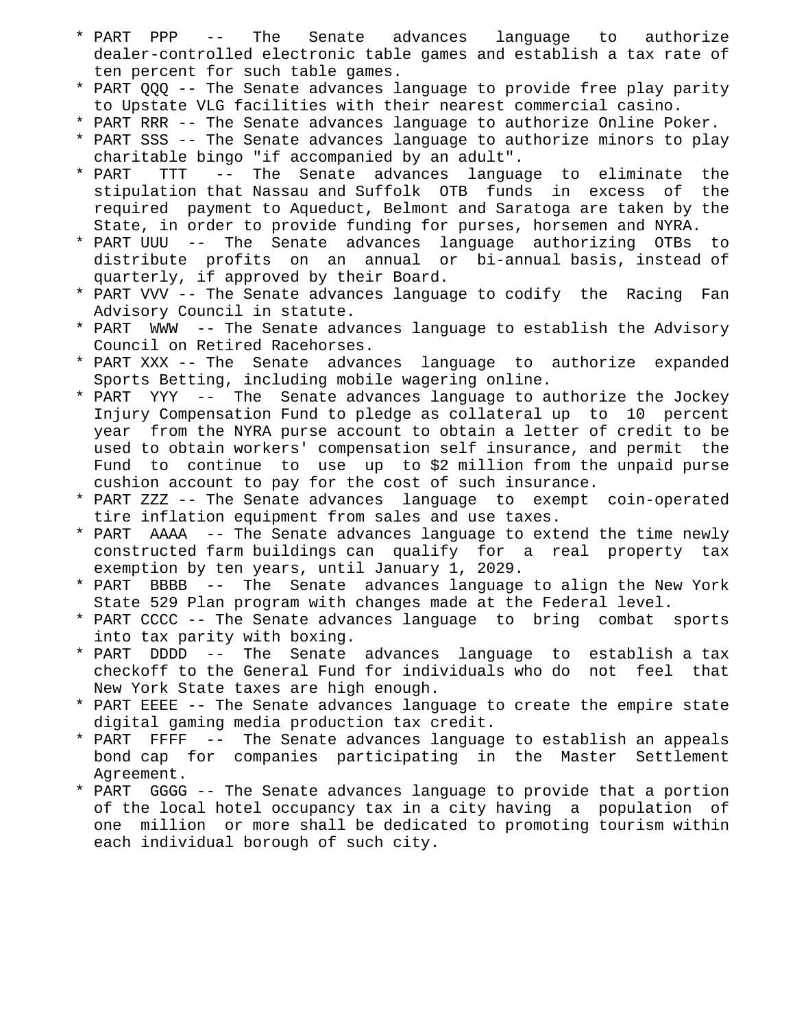* PART PPP -- The Senate advances language to authorize dealer-controlled electronic table games and establish a tax rate of ten percent for such table games.
* PART QQQ -- The Senate advances language to provide free play parity to Upstate VLG facilities with their nearest commercial casino.
* PART RRR -- The Senate advances language to authorize Online Poker.
* PART SSS -- The Senate advances language to authorize minors to play charitable bingo "if accompanied by an adult".
* PART TTT -- The Senate advances language to eliminate the stipulation that Nassau and Suffolk OTB funds in excess of the required payment to Aqueduct, Belmont and Saratoga are taken by the State, in order to provide funding for purses, horsemen and NYRA.
* PART UUU -- The Senate advances language authorizing OTBs to distribute profits on an annual or bi-annual basis, instead of quarterly, if approved by their Board.
* PART VVV -- The Senate advances language to codify the Racing Fan Advisory Council in statute.
* PART WWW -- The Senate advances language to establish the Advisory Council on Retired Racehorses.
* PART XXX -- The Senate advances language to authorize expanded Sports Betting, including mobile wagering online.
* PART YYY -- The Senate advances language to authorize the Jockey Injury Compensation Fund to pledge as collateral up to 10 percent year from the NYRA purse account to obtain a letter of credit to be used to obtain workers' compensation self insurance, and permit the Fund to continue to use up to $2 million from the unpaid purse cushion account to pay for the cost of such insurance.
* PART ZZZ -- The Senate advances language to exempt coin-operated tire inflation equipment from sales and use taxes.
* PART AAAA -- The Senate advances language to extend the time newly constructed farm buildings can qualify for a real property tax exemption by ten years, until January 1, 2029.
* PART BBBB -- The Senate advances language to align the New York State 529 Plan program with changes made at the Federal level.
* PART CCCC -- The Senate advances language to bring combat sports into tax parity with boxing.
* PART DDDD -- The Senate advances language to establish a tax checkoff to the General Fund for individuals who do not feel that New York State taxes are high enough.
* PART EEEE -- The Senate advances language to create the empire state digital gaming media production tax credit.
* PART FFFF -- The Senate advances language to establish an appeals bond cap for companies participating in the Master Settlement Agreement.
* PART GGGG -- The Senate advances language to provide that a portion of the local hotel occupancy tax in a city having a population of one million or more shall be dedicated to promoting tourism within each individual borough of such city.